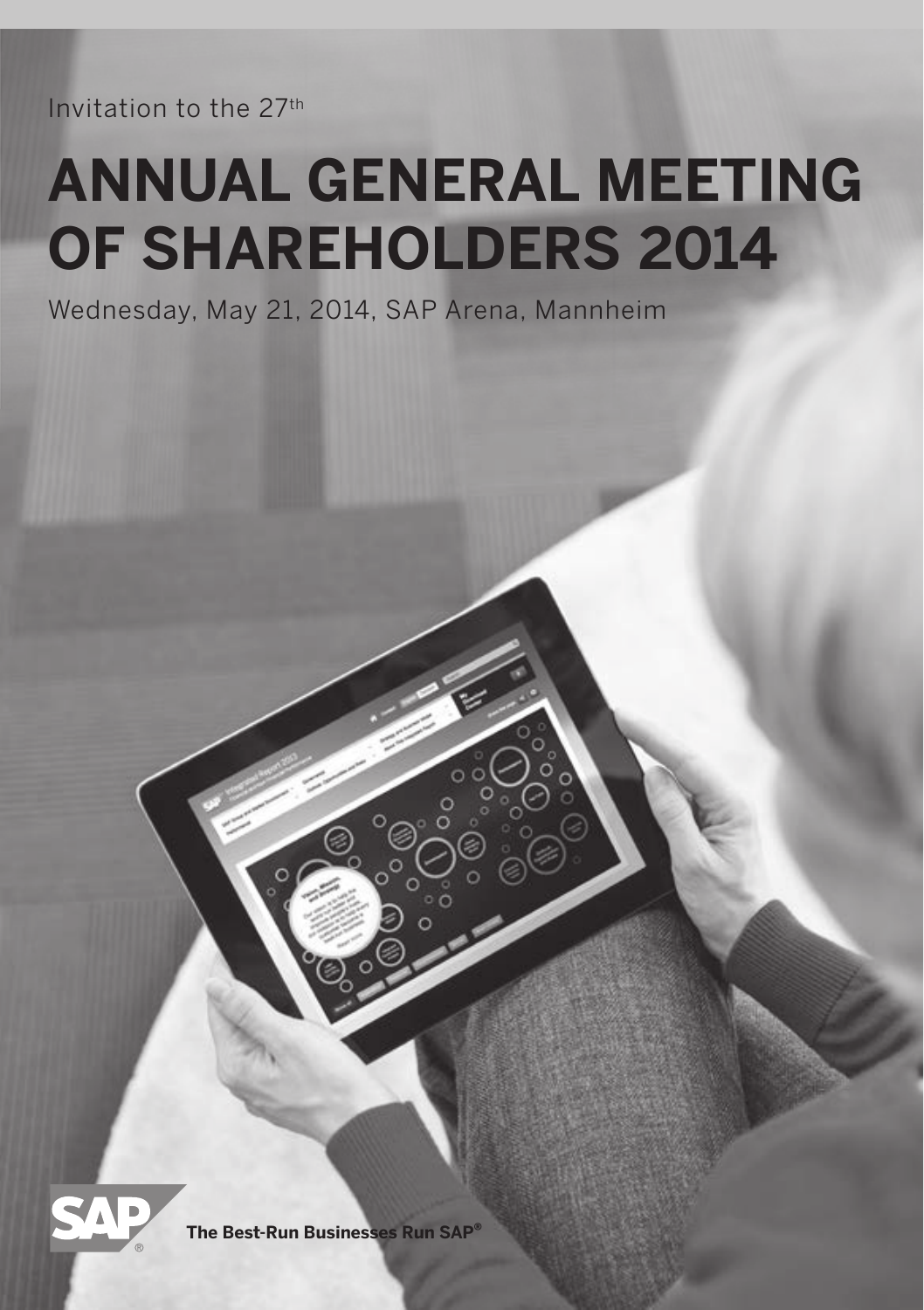Invitation to the 27th

# ANNUAL GENERAL MEETING OF SHAREHOLDERS 2014

Wednesday, May 21, 2014, SAP Arena, Mannheim

The Best-Run Businesses Run SAP®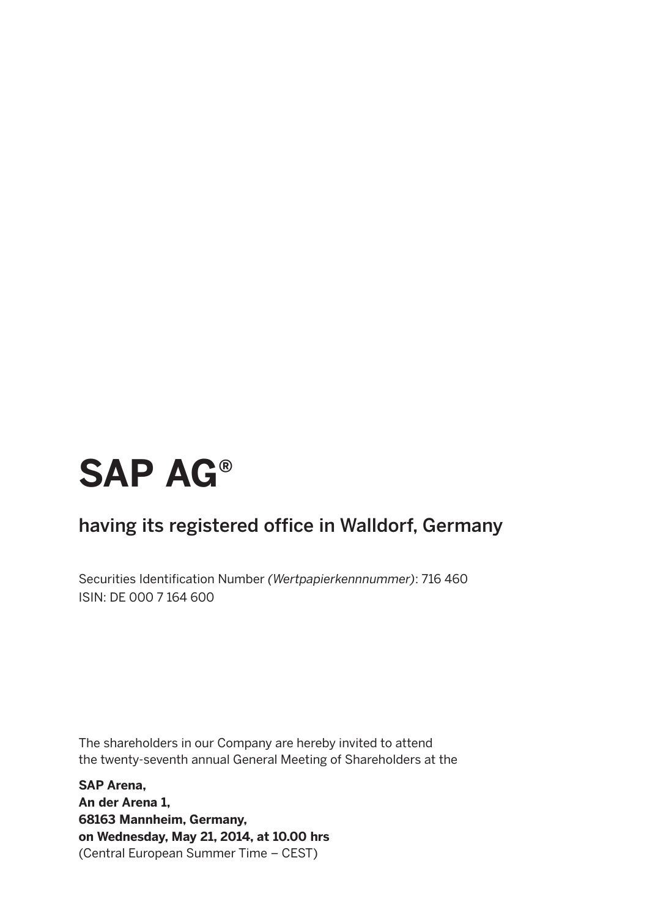# SAP AG®

## having its registered office in Walldorf, Germany

Securities Identification Number *(Wertpapierkennnummer)*: 716 460
ISIN: DE 000 7 164 600

The shareholders in our Company are hereby invited to attend the twenty-seventh annual General Meeting of Shareholders at the

**SAP Arena,**
**An der Arena 1,**
**68163 Mannheim, Germany,**
**on Wednesday, May 21, 2014, at 10.00 hrs**
(Central European Summer Time – CEST)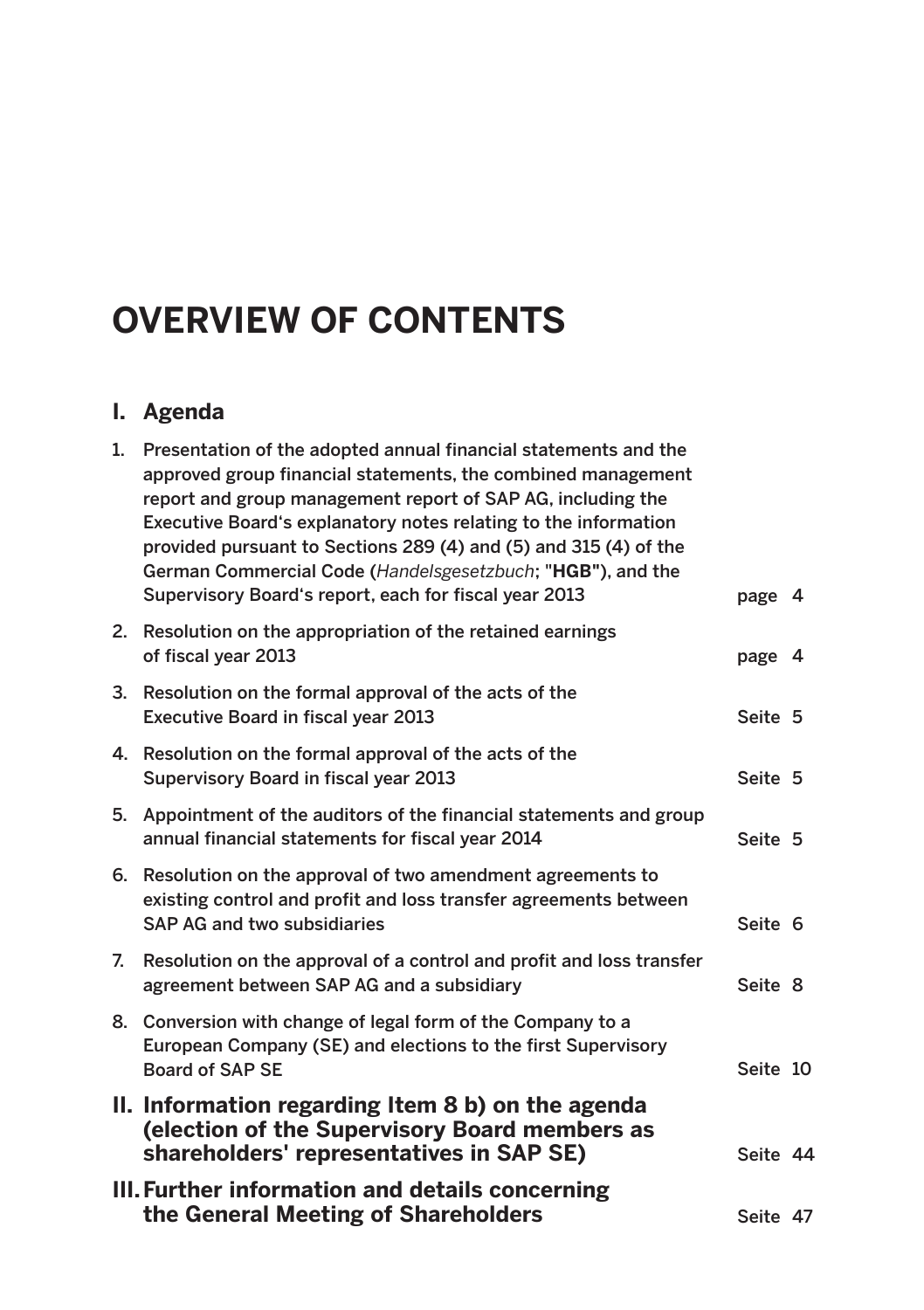# OVERVIEW OF CONTENTS

## I. Agenda

| | | |
|---|---|---|
| 1. | Presentation of the adopted annual financial statements and the approved group financial statements, the combined management report and group management report of SAP AG, including the Executive Board's explanatory notes relating to the information provided pursuant to Sections 289 (4) and (5) and 315 (4) of the German Commercial Code (*Handelsgesetzbuch*; "**HGB"**), and the Supervisory Board's report, each for fiscal year 2013 | page 4 |
| 2. | Resolution on the appropriation of the retained earnings of fiscal year 2013 | page 4 |
| 3. | Resolution on the formal approval of the acts of the Executive Board in fiscal year 2013 | Seite 5 |
| 4. | Resolution on the formal approval of the acts of the Supervisory Board in fiscal year 2013 | Seite 5 |
| 5. | Appointment of the auditors of the financial statements and group annual financial statements for fiscal year 2014 | Seite 5 |
| 6. | Resolution on the approval of two amendment agreements to existing control and profit and loss transfer agreements between SAP AG and two subsidiaries | Seite 6 |
| 7. | Resolution on the approval of a control and profit and loss transfer agreement between SAP AG and a subsidiary | Seite 8 |
| 8. | Conversion with change of legal form of the Company to a European Company (SE) and elections to the first Supervisory Board of SAP SE | Seite 10 |

## II. Information regarding Item 8 b) on the agenda (election of the Supervisory Board members as shareholders' representatives in SAP SE) — Seite 44

## III. Further information and details concerning the General Meeting of Shareholders — Seite 47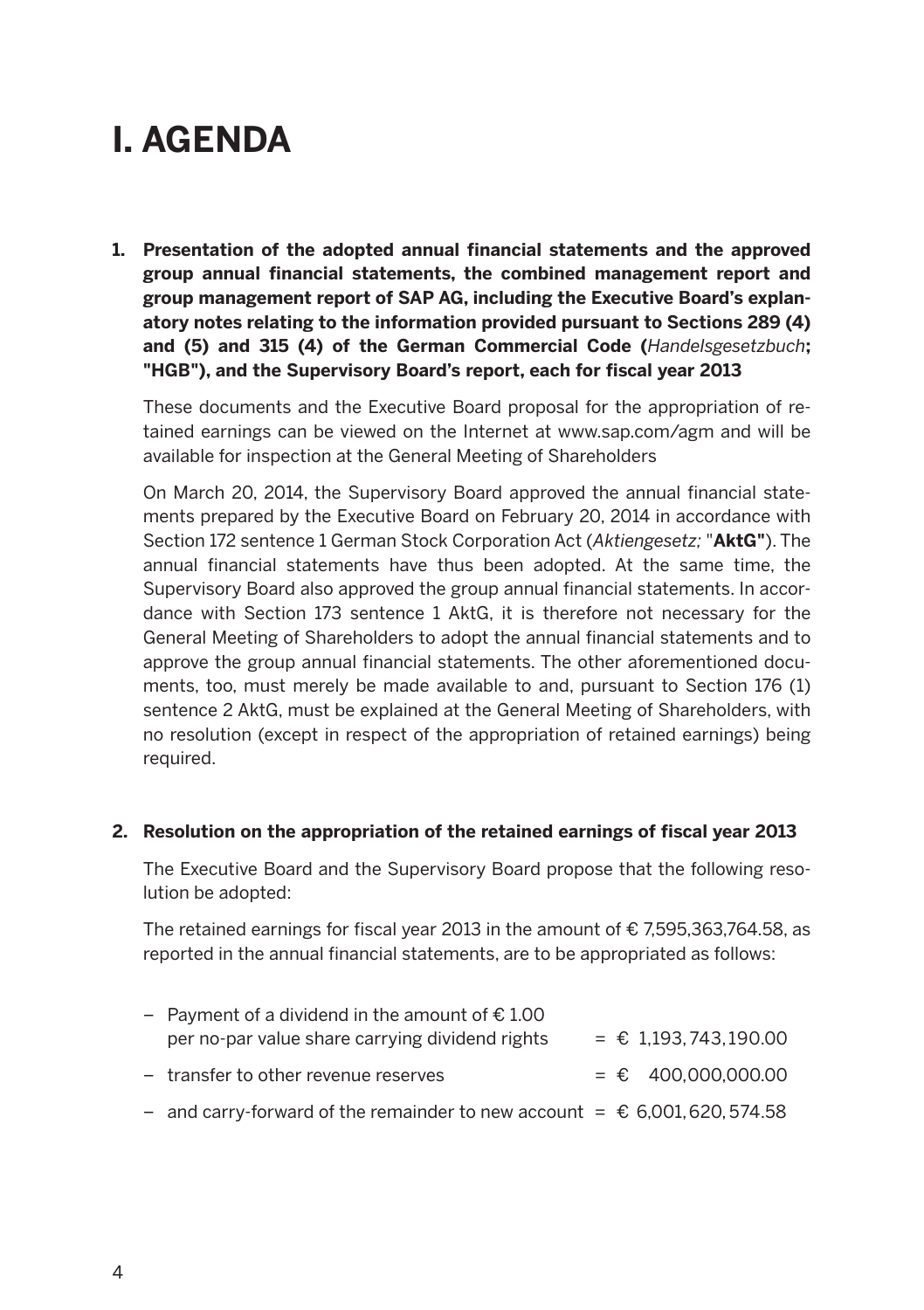# I. AGENDA

**1. Presentation of the adopted annual financial statements and the approved group annual financial statements, the combined management report and group management report of SAP AG, including the Executive Board's explanatory notes relating to the information provided pursuant to Sections 289 (4) and (5) and 315 (4) of the German Commercial Code (*Handelsgesetzbuch*; "HGB"), and the Supervisory Board's report, each for fiscal year 2013**

These documents and the Executive Board proposal for the appropriation of retained earnings can be viewed on the Internet at www.sap.com/agm and will be available for inspection at the General Meeting of Shareholders

On March 20, 2014, the Supervisory Board approved the annual financial statements prepared by the Executive Board on February 20, 2014 in accordance with Section 172 sentence 1 German Stock Corporation Act (*Aktiengesetz;* "**AktG**"). The annual financial statements have thus been adopted. At the same time, the Supervisory Board also approved the group annual financial statements. In accordance with Section 173 sentence 1 AktG, it is therefore not necessary for the General Meeting of Shareholders to adopt the annual financial statements and to approve the group annual financial statements. The other aforementioned documents, too, must merely be made available to and, pursuant to Section 176 (1) sentence 2 AktG, must be explained at the General Meeting of Shareholders, with no resolution (except in respect of the appropriation of retained earnings) being required.

**2. Resolution on the appropriation of the retained earnings of fiscal year 2013**

The Executive Board and the Supervisory Board propose that the following resolution be adopted:

The retained earnings for fiscal year 2013 in the amount of € 7,595,363,764.58, as reported in the annual financial statements, are to be appropriated as follows:

- Payment of a dividend in the amount of € 1.00 per no-par value share carrying dividend rights = € 1,193,743,190.00
- transfer to other revenue reserves = € 400,000,000.00
- and carry-forward of the remainder to new account = € 6,001,620,574.58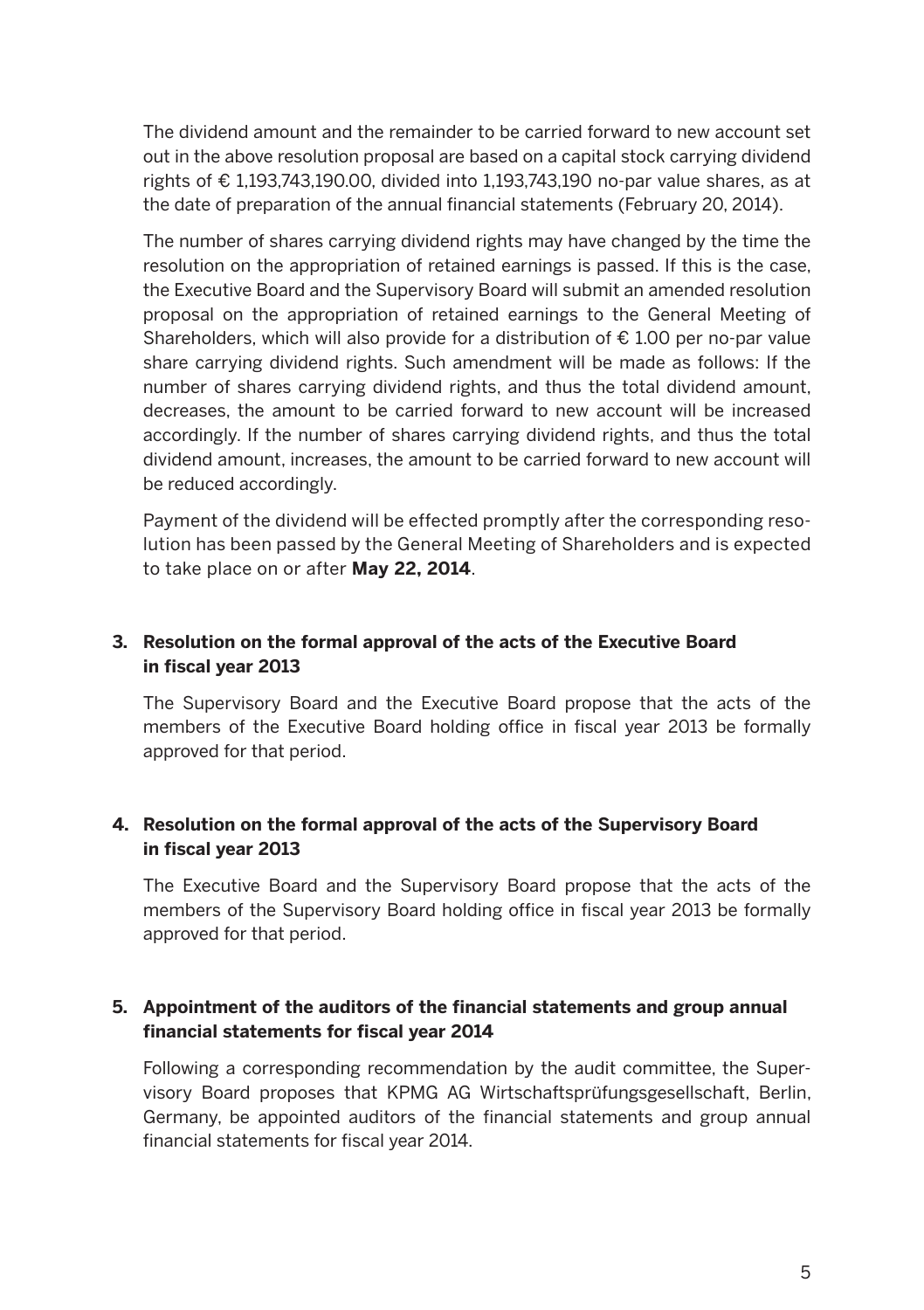The dividend amount and the remainder to be carried forward to new account set out in the above resolution proposal are based on a capital stock carrying dividend rights of € 1,193,743,190.00, divided into 1,193,743,190 no-par value shares, as at the date of preparation of the annual financial statements (February 20, 2014).

The number of shares carrying dividend rights may have changed by the time the resolution on the appropriation of retained earnings is passed. If this is the case, the Executive Board and the Supervisory Board will submit an amended resolution proposal on the appropriation of retained earnings to the General Meeting of Shareholders, which will also provide for a distribution of € 1.00 per no-par value share carrying dividend rights. Such amendment will be made as follows: If the number of shares carrying dividend rights, and thus the total dividend amount, decreases, the amount to be carried forward to new account will be increased accordingly. If the number of shares carrying dividend rights, and thus the total dividend amount, increases, the amount to be carried forward to new account will be reduced accordingly.

Payment of the dividend will be effected promptly after the corresponding resolution has been passed by the General Meeting of Shareholders and is expected to take place on or after **May 22, 2014**.

## 3. Resolution on the formal approval of the acts of the Executive Board in fiscal year 2013

The Supervisory Board and the Executive Board propose that the acts of the members of the Executive Board holding office in fiscal year 2013 be formally approved for that period.

## 4. Resolution on the formal approval of the acts of the Supervisory Board in fiscal year 2013

The Executive Board and the Supervisory Board propose that the acts of the members of the Supervisory Board holding office in fiscal year 2013 be formally approved for that period.

## 5. Appointment of the auditors of the financial statements and group annual financial statements for fiscal year 2014

Following a corresponding recommendation by the audit committee, the Supervisory Board proposes that KPMG AG Wirtschaftsprüfungsgesellschaft, Berlin, Germany, be appointed auditors of the financial statements and group annual financial statements for fiscal year 2014.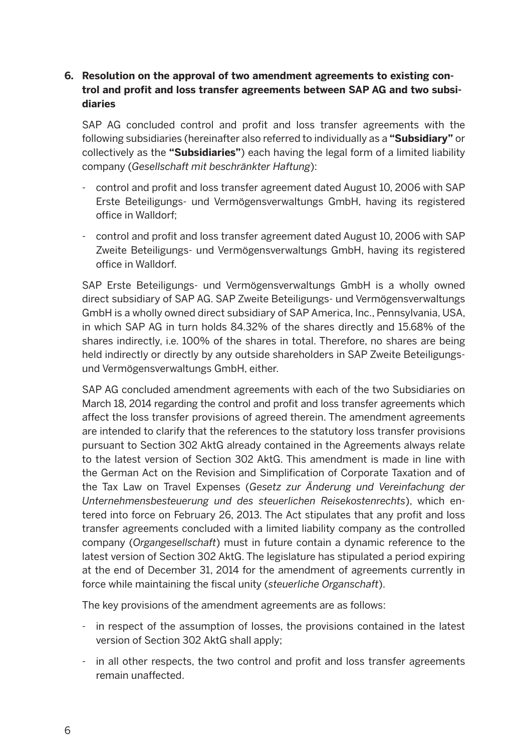## 6. Resolution on the approval of two amendment agreements to existing control and profit and loss transfer agreements between SAP AG and two subsidiaries

SAP AG concluded control and profit and loss transfer agreements with the following subsidiaries (hereinafter also referred to individually as a **"Subsidiary"** or collectively as the **"Subsidiaries"**) each having the legal form of a limited liability company (*Gesellschaft mit beschränkter Haftung*):

- control and profit and loss transfer agreement dated August 10, 2006 with SAP Erste Beteiligungs- und Vermögensverwaltungs GmbH, having its registered office in Walldorf;
- control and profit and loss transfer agreement dated August 10, 2006 with SAP Zweite Beteiligungs- und Vermögensverwaltungs GmbH, having its registered office in Walldorf.

SAP Erste Beteiligungs- und Vermögensverwaltungs GmbH is a wholly owned direct subsidiary of SAP AG. SAP Zweite Beteiligungs- und Vermögensverwaltungs GmbH is a wholly owned direct subsidiary of SAP America, Inc., Pennsylvania, USA, in which SAP AG in turn holds 84.32% of the shares directly and 15.68% of the shares indirectly, i.e. 100% of the shares in total. Therefore, no shares are being held indirectly or directly by any outside shareholders in SAP Zweite Beteiligungs- und Vermögensverwaltungs GmbH, either.

SAP AG concluded amendment agreements with each of the two Subsidiaries on March 18, 2014 regarding the control and profit and loss transfer agreements which affect the loss transfer provisions of agreed therein. The amendment agreements are intended to clarify that the references to the statutory loss transfer provisions pursuant to Section 302 AktG already contained in the Agreements always relate to the latest version of Section 302 AktG. This amendment is made in line with the German Act on the Revision and Simplification of Corporate Taxation and of the Tax Law on Travel Expenses (*Gesetz zur Änderung und Vereinfachung der Unternehmensbesteuerung und des steuerlichen Reisekostenrechts*), which entered into force on February 26, 2013. The Act stipulates that any profit and loss transfer agreements concluded with a limited liability company as the controlled company (*Organgesellschaft*) must in future contain a dynamic reference to the latest version of Section 302 AktG. The legislature has stipulated a period expiring at the end of December 31, 2014 for the amendment of agreements currently in force while maintaining the fiscal unity (*steuerliche Organschaft*).

The key provisions of the amendment agreements are as follows:

- in respect of the assumption of losses, the provisions contained in the latest version of Section 302 AktG shall apply;
- in all other respects, the two control and profit and loss transfer agreements remain unaffected.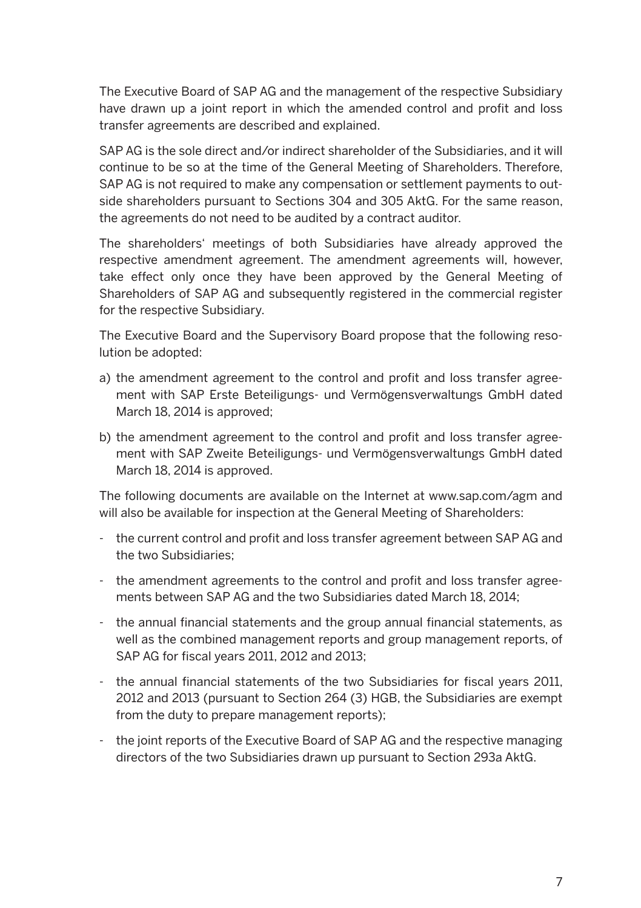The Executive Board of SAP AG and the management of the respective Subsidiary have drawn up a joint report in which the amended control and profit and loss transfer agreements are described and explained.

SAP AG is the sole direct and/or indirect shareholder of the Subsidiaries, and it will continue to be so at the time of the General Meeting of Shareholders. Therefore, SAP AG is not required to make any compensation or settlement payments to outside shareholders pursuant to Sections 304 and 305 AktG. For the same reason, the agreements do not need to be audited by a contract auditor.

The shareholders' meetings of both Subsidiaries have already approved the respective amendment agreement. The amendment agreements will, however, take effect only once they have been approved by the General Meeting of Shareholders of SAP AG and subsequently registered in the commercial register for the respective Subsidiary.

The Executive Board and the Supervisory Board propose that the following resolution be adopted:

a) the amendment agreement to the control and profit and loss transfer agreement with SAP Erste Beteiligungs- und Vermögensverwaltungs GmbH dated March 18, 2014 is approved;

b) the amendment agreement to the control and profit and loss transfer agreement with SAP Zweite Beteiligungs- und Vermögensverwaltungs GmbH dated March 18, 2014 is approved.

The following documents are available on the Internet at www.sap.com/agm and will also be available for inspection at the General Meeting of Shareholders:

- the current control and profit and loss transfer agreement between SAP AG and the two Subsidiaries;
- the amendment agreements to the control and profit and loss transfer agreements between SAP AG and the two Subsidiaries dated March 18, 2014;
- the annual financial statements and the group annual financial statements, as well as the combined management reports and group management reports, of SAP AG for fiscal years 2011, 2012 and 2013;
- the annual financial statements of the two Subsidiaries for fiscal years 2011, 2012 and 2013 (pursuant to Section 264 (3) HGB, the Subsidiaries are exempt from the duty to prepare management reports);
- the joint reports of the Executive Board of SAP AG and the respective managing directors of the two Subsidiaries drawn up pursuant to Section 293a AktG.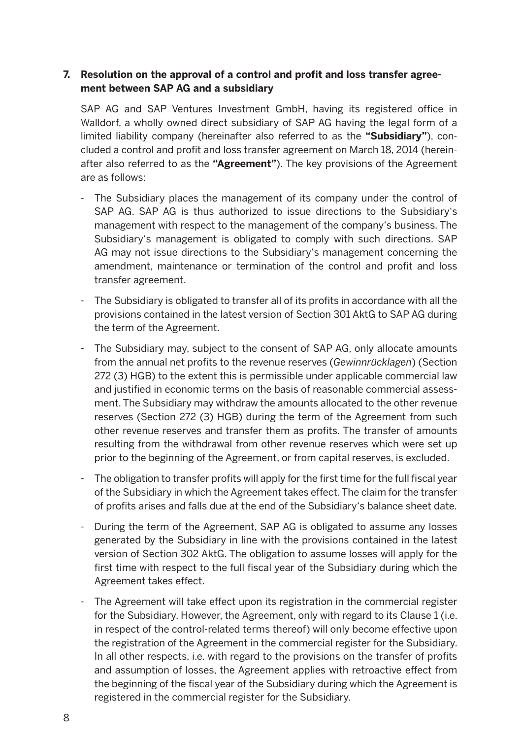## 7. Resolution on the approval of a control and profit and loss transfer agreement between SAP AG and a subsidiary

SAP AG and SAP Ventures Investment GmbH, having its registered office in Walldorf, a wholly owned direct subsidiary of SAP AG having the legal form of a limited liability company (hereinafter also referred to as the **"Subsidiary"**), concluded a control and profit and loss transfer agreement on March 18, 2014 (hereinafter also referred to as the **"Agreement"**). The key provisions of the Agreement are as follows:

- The Subsidiary places the management of its company under the control of SAP AG. SAP AG is thus authorized to issue directions to the Subsidiary's management with respect to the management of the company's business. The Subsidiary's management is obligated to comply with such directions. SAP AG may not issue directions to the Subsidiary's management concerning the amendment, maintenance or termination of the control and profit and loss transfer agreement.
- The Subsidiary is obligated to transfer all of its profits in accordance with all the provisions contained in the latest version of Section 301 AktG to SAP AG during the term of the Agreement.
- The Subsidiary may, subject to the consent of SAP AG, only allocate amounts from the annual net profits to the revenue reserves (*Gewinnrücklagen*) (Section 272 (3) HGB) to the extent this is permissible under applicable commercial law and justified in economic terms on the basis of reasonable commercial assessment. The Subsidiary may withdraw the amounts allocated to the other revenue reserves (Section 272 (3) HGB) during the term of the Agreement from such other revenue reserves and transfer them as profits. The transfer of amounts resulting from the withdrawal from other revenue reserves which were set up prior to the beginning of the Agreement, or from capital reserves, is excluded.
- The obligation to transfer profits will apply for the first time for the full fiscal year of the Subsidiary in which the Agreement takes effect. The claim for the transfer of profits arises and falls due at the end of the Subsidiary's balance sheet date.
- During the term of the Agreement, SAP AG is obligated to assume any losses generated by the Subsidiary in line with the provisions contained in the latest version of Section 302 AktG. The obligation to assume losses will apply for the first time with respect to the full fiscal year of the Subsidiary during which the Agreement takes effect.
- The Agreement will take effect upon its registration in the commercial register for the Subsidiary. However, the Agreement, only with regard to its Clause 1 (i.e. in respect of the control-related terms thereof) will only become effective upon the registration of the Agreement in the commercial register for the Subsidiary. In all other respects, i.e. with regard to the provisions on the transfer of profits and assumption of losses, the Agreement applies with retroactive effect from the beginning of the fiscal year of the Subsidiary during which the Agreement is registered in the commercial register for the Subsidiary.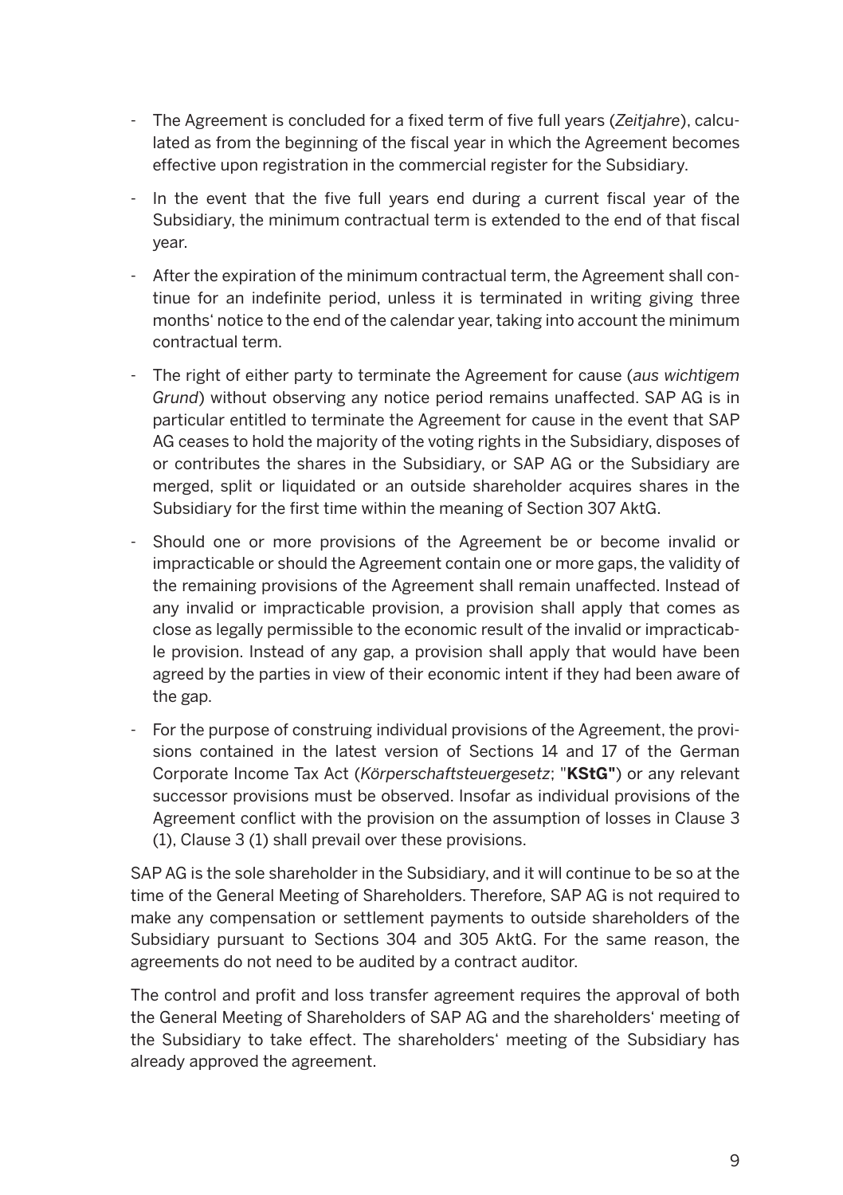- The Agreement is concluded for a fixed term of five full years (*Zeitjahre*), calculated as from the beginning of the fiscal year in which the Agreement becomes effective upon registration in the commercial register for the Subsidiary.
- In the event that the five full years end during a current fiscal year of the Subsidiary, the minimum contractual term is extended to the end of that fiscal year.
- After the expiration of the minimum contractual term, the Agreement shall continue for an indefinite period, unless it is terminated in writing giving three months' notice to the end of the calendar year, taking into account the minimum contractual term.
- The right of either party to terminate the Agreement for cause (*aus wichtigem Grund*) without observing any notice period remains unaffected. SAP AG is in particular entitled to terminate the Agreement for cause in the event that SAP AG ceases to hold the majority of the voting rights in the Subsidiary, disposes of or contributes the shares in the Subsidiary, or SAP AG or the Subsidiary are merged, split or liquidated or an outside shareholder acquires shares in the Subsidiary for the first time within the meaning of Section 307 AktG.
- Should one or more provisions of the Agreement be or become invalid or impracticable or should the Agreement contain one or more gaps, the validity of the remaining provisions of the Agreement shall remain unaffected. Instead of any invalid or impracticable provision, a provision shall apply that comes as close as legally permissible to the economic result of the invalid or impracticable provision. Instead of any gap, a provision shall apply that would have been agreed by the parties in view of their economic intent if they had been aware of the gap.
- For the purpose of construing individual provisions of the Agreement, the provisions contained in the latest version of Sections 14 and 17 of the German Corporate Income Tax Act (*Körperschaftsteuergesetz*; "**KStG"**) or any relevant successor provisions must be observed. Insofar as individual provisions of the Agreement conflict with the provision on the assumption of losses in Clause 3 (1), Clause 3 (1) shall prevail over these provisions.

SAP AG is the sole shareholder in the Subsidiary, and it will continue to be so at the time of the General Meeting of Shareholders. Therefore, SAP AG is not required to make any compensation or settlement payments to outside shareholders of the Subsidiary pursuant to Sections 304 and 305 AktG. For the same reason, the agreements do not need to be audited by a contract auditor.

The control and profit and loss transfer agreement requires the approval of both the General Meeting of Shareholders of SAP AG and the shareholders' meeting of the Subsidiary to take effect. The shareholders' meeting of the Subsidiary has already approved the agreement.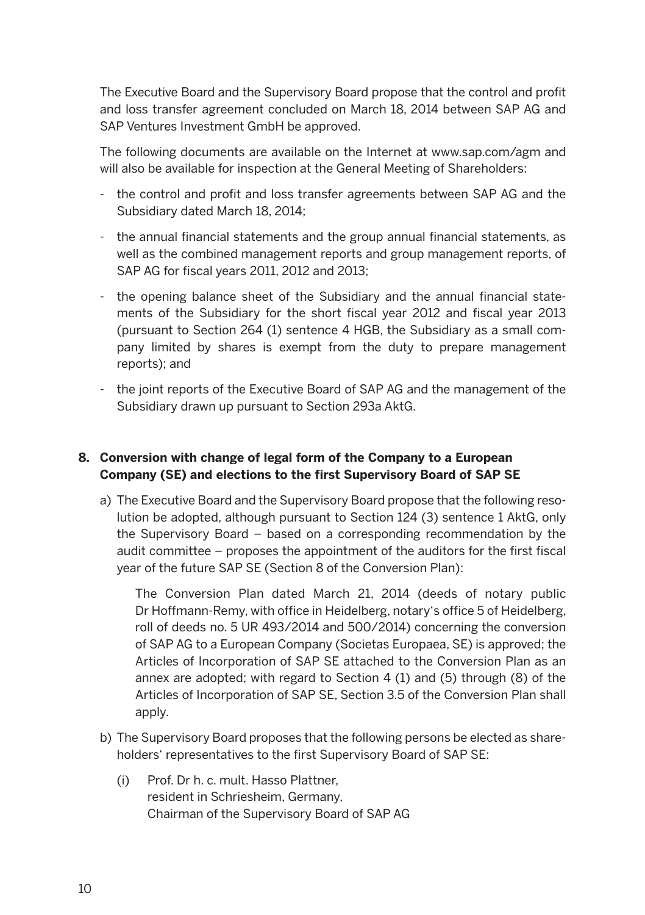The Executive Board and the Supervisory Board propose that the control and profit and loss transfer agreement concluded on March 18, 2014 between SAP AG and SAP Ventures Investment GmbH be approved.

The following documents are available on the Internet at www.sap.com/agm and will also be available for inspection at the General Meeting of Shareholders:

- the control and profit and loss transfer agreements between SAP AG and the Subsidiary dated March 18, 2014;
- the annual financial statements and the group annual financial statements, as well as the combined management reports and group management reports, of SAP AG for fiscal years 2011, 2012 and 2013;
- the opening balance sheet of the Subsidiary and the annual financial statements of the Subsidiary for the short fiscal year 2012 and fiscal year 2013 (pursuant to Section 264 (1) sentence 4 HGB, the Subsidiary as a small company limited by shares is exempt from the duty to prepare management reports); and
- the joint reports of the Executive Board of SAP AG and the management of the Subsidiary drawn up pursuant to Section 293a AktG.

## 8. Conversion with change of legal form of the Company to a European Company (SE) and elections to the first Supervisory Board of SAP SE

a) The Executive Board and the Supervisory Board propose that the following resolution be adopted, although pursuant to Section 124 (3) sentence 1 AktG, only the Supervisory Board – based on a corresponding recommendation by the audit committee – proposes the appointment of the auditors for the first fiscal year of the future SAP SE (Section 8 of the Conversion Plan):

   The Conversion Plan dated March 21, 2014 (deeds of notary public Dr Hoffmann-Remy, with office in Heidelberg, notary's office 5 of Heidelberg, roll of deeds no. 5 UR 493/2014 and 500/2014) concerning the conversion of SAP AG to a European Company (Societas Europaea, SE) is approved; the Articles of Incorporation of SAP SE attached to the Conversion Plan as an annex are adopted; with regard to Section 4 (1) and (5) through (8) of the Articles of Incorporation of SAP SE, Section 3.5 of the Conversion Plan shall apply.

b) The Supervisory Board proposes that the following persons be elected as shareholders' representatives to the first Supervisory Board of SAP SE:

   (i) Prof. Dr h. c. mult. Hasso Plattner,
   resident in Schriesheim, Germany,
   Chairman of the Supervisory Board of SAP AG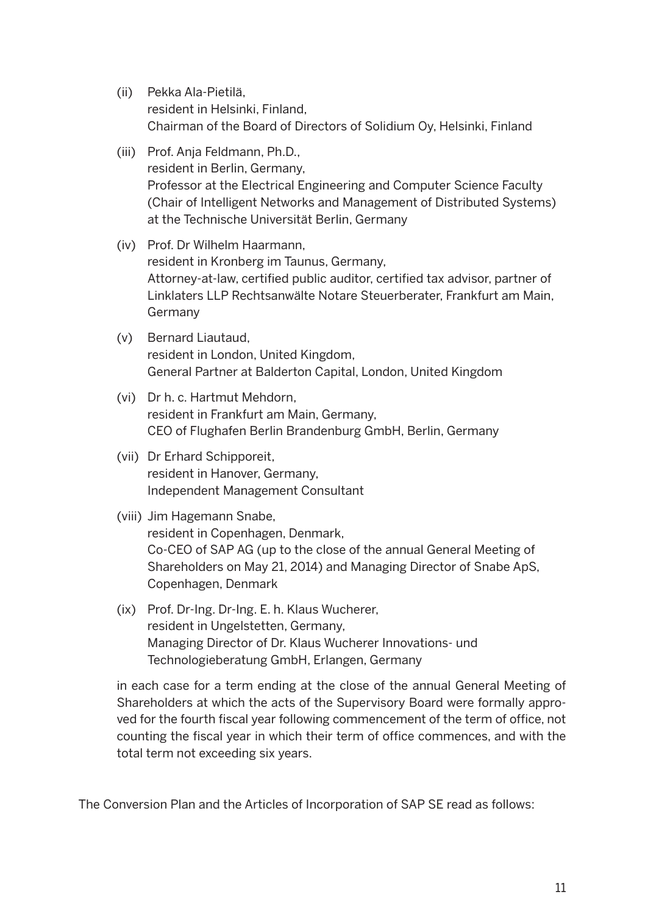(ii) Pekka Ala-Pietilä,
resident in Helsinki, Finland,
Chairman of the Board of Directors of Solidium Oy, Helsinki, Finland

(iii) Prof. Anja Feldmann, Ph.D.,
resident in Berlin, Germany,
Professor at the Electrical Engineering and Computer Science Faculty (Chair of Intelligent Networks and Management of Distributed Systems) at the Technische Universität Berlin, Germany

(iv) Prof. Dr Wilhelm Haarmann,
resident in Kronberg im Taunus, Germany,
Attorney-at-law, certified public auditor, certified tax advisor, partner of Linklaters LLP Rechtsanwälte Notare Steuerberater, Frankfurt am Main, Germany

(v) Bernard Liautaud,
resident in London, United Kingdom,
General Partner at Balderton Capital, London, United Kingdom

(vi) Dr h. c. Hartmut Mehdorn,
resident in Frankfurt am Main, Germany,
CEO of Flughafen Berlin Brandenburg GmbH, Berlin, Germany

(vii) Dr Erhard Schipporeit,
resident in Hanover, Germany,
Independent Management Consultant

(viii) Jim Hagemann Snabe,
resident in Copenhagen, Denmark,
Co-CEO of SAP AG (up to the close of the annual General Meeting of Shareholders on May 21, 2014) and Managing Director of Snabe ApS, Copenhagen, Denmark

(ix) Prof. Dr-Ing. Dr-Ing. E. h. Klaus Wucherer,
resident in Ungelstetten, Germany,
Managing Director of Dr. Klaus Wucherer Innovations- und Technologieberatung GmbH, Erlangen, Germany

in each case for a term ending at the close of the annual General Meeting of Shareholders at which the acts of the Supervisory Board were formally approved for the fourth fiscal year following commencement of the term of office, not counting the fiscal year in which their term of office commences, and with the total term not exceeding six years.

The Conversion Plan and the Articles of Incorporation of SAP SE read as follows: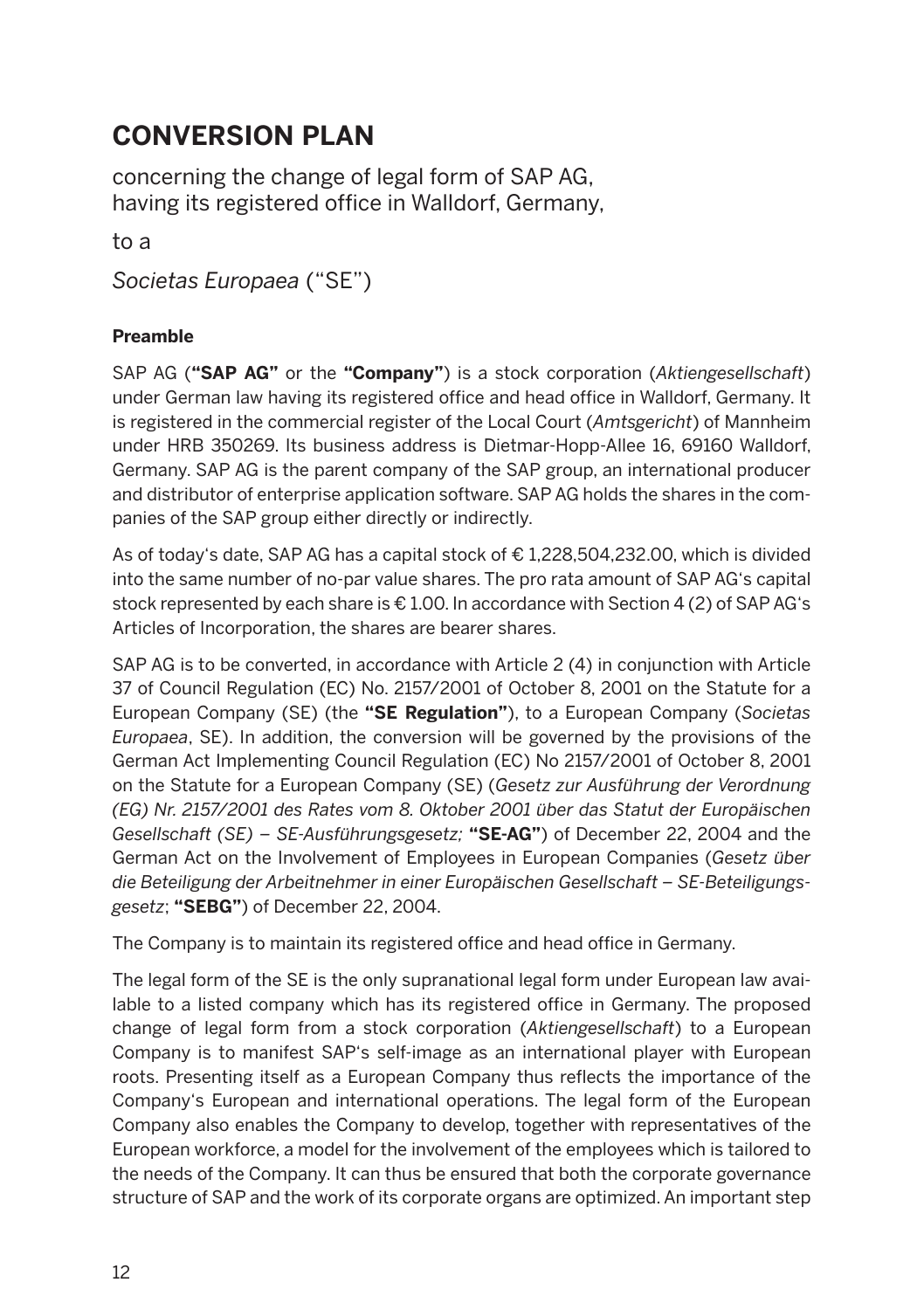# CONVERSION PLAN

concerning the change of legal form of SAP AG, having its registered office in Walldorf, Germany,

to a

*Societas Europaea* ("SE")

### Preamble

SAP AG (**"SAP AG"** or the **"Company"**) is a stock corporation (*Aktiengesellschaft*) under German law having its registered office and head office in Walldorf, Germany. It is registered in the commercial register of the Local Court (*Amtsgericht*) of Mannheim under HRB 350269. Its business address is Dietmar-Hopp-Allee 16, 69160 Walldorf, Germany. SAP AG is the parent company of the SAP group, an international producer and distributor of enterprise application software. SAP AG holds the shares in the companies of the SAP group either directly or indirectly.

As of today's date, SAP AG has a capital stock of € 1,228,504,232.00, which is divided into the same number of no-par value shares. The pro rata amount of SAP AG's capital stock represented by each share is € 1.00. In accordance with Section 4 (2) of SAP AG's Articles of Incorporation, the shares are bearer shares.

SAP AG is to be converted, in accordance with Article 2 (4) in conjunction with Article 37 of Council Regulation (EC) No. 2157/2001 of October 8, 2001 on the Statute for a European Company (SE) (the **"SE Regulation"**), to a European Company (*Societas Europaea*, SE). In addition, the conversion will be governed by the provisions of the German Act Implementing Council Regulation (EC) No 2157/2001 of October 8, 2001 on the Statute for a European Company (SE) (*Gesetz zur Ausführung der Verordnung (EG) Nr. 2157/2001 des Rates vom 8. Oktober 2001 über das Statut der Europäischen Gesellschaft (SE) – SE-Ausführungsgesetz;* **"SE-AG"**) of December 22, 2004 and the German Act on the Involvement of Employees in European Companies (*Gesetz über die Beteiligung der Arbeitnehmer in einer Europäischen Gesellschaft – SE-Beteiligungsgesetz*; **"SEBG"**) of December 22, 2004.

The Company is to maintain its registered office and head office in Germany.

The legal form of the SE is the only supranational legal form under European law available to a listed company which has its registered office in Germany. The proposed change of legal form from a stock corporation (*Aktiengesellschaft*) to a European Company is to manifest SAP's self-image as an international player with European roots. Presenting itself as a European Company thus reflects the importance of the Company's European and international operations. The legal form of the European Company also enables the Company to develop, together with representatives of the European workforce, a model for the involvement of the employees which is tailored to the needs of the Company. It can thus be ensured that both the corporate governance structure of SAP and the work of its corporate organs are optimized. An important step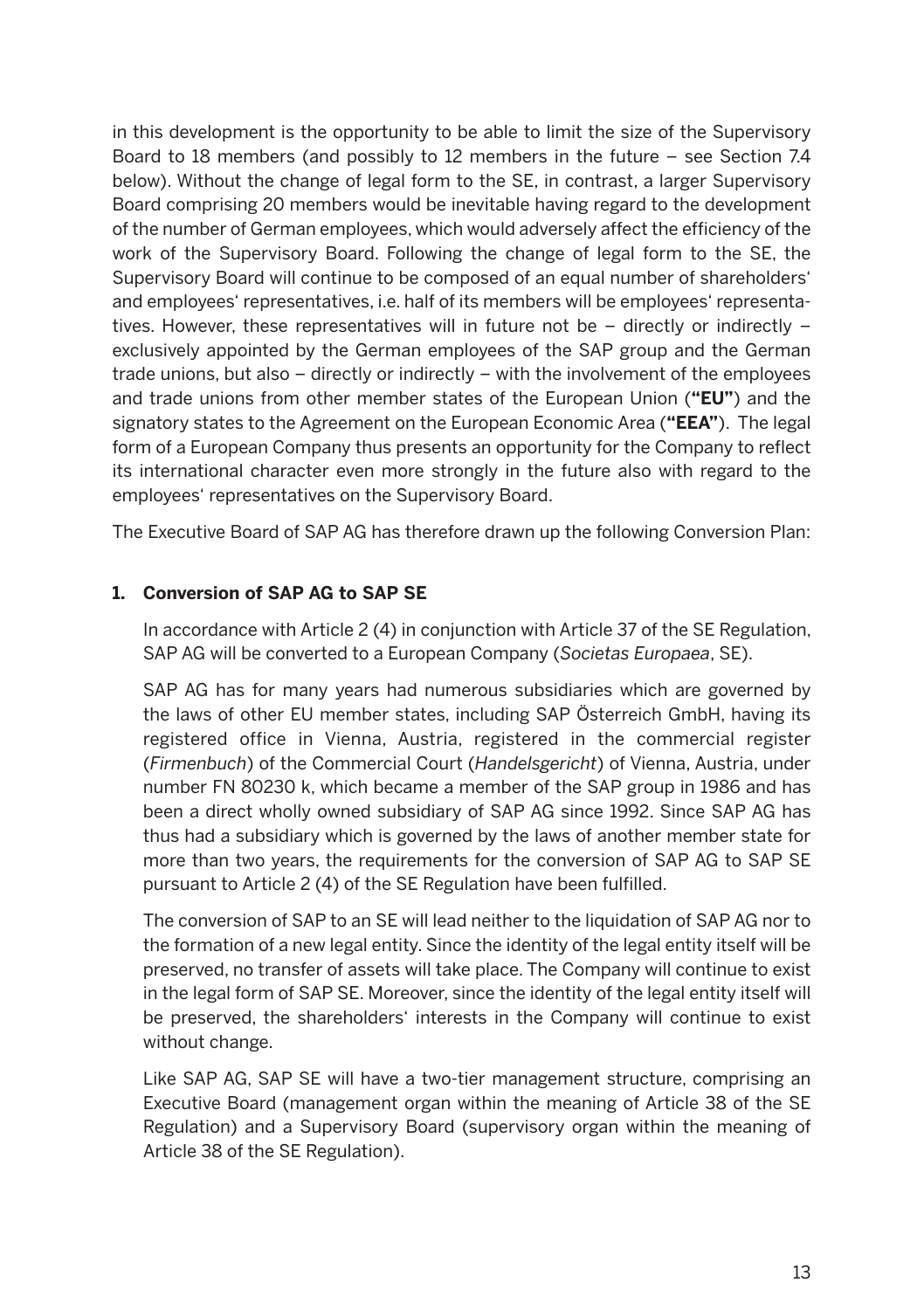in this development is the opportunity to be able to limit the size of the Supervisory Board to 18 members (and possibly to 12 members in the future – see Section 7.4 below). Without the change of legal form to the SE, in contrast, a larger Supervisory Board comprising 20 members would be inevitable having regard to the development of the number of German employees, which would adversely affect the efficiency of the work of the Supervisory Board. Following the change of legal form to the SE, the Supervisory Board will continue to be composed of an equal number of shareholders' and employees' representatives, i.e. half of its members will be employees' representatives. However, these representatives will in future not be – directly or indirectly – exclusively appointed by the German employees of the SAP group and the German trade unions, but also – directly or indirectly – with the involvement of the employees and trade unions from other member states of the European Union (**"EU"**) and the signatory states to the Agreement on the European Economic Area (**"EEA"**). The legal form of a European Company thus presents an opportunity for the Company to reflect its international character even more strongly in the future also with regard to the employees' representatives on the Supervisory Board.

The Executive Board of SAP AG has therefore drawn up the following Conversion Plan:

## 1. Conversion of SAP AG to SAP SE

In accordance with Article 2 (4) in conjunction with Article 37 of the SE Regulation, SAP AG will be converted to a European Company (*Societas Europaea*, SE).

SAP AG has for many years had numerous subsidiaries which are governed by the laws of other EU member states, including SAP Österreich GmbH, having its registered office in Vienna, Austria, registered in the commercial register (*Firmenbuch*) of the Commercial Court (*Handelsgericht*) of Vienna, Austria, under number FN 80230 k, which became a member of the SAP group in 1986 and has been a direct wholly owned subsidiary of SAP AG since 1992. Since SAP AG has thus had a subsidiary which is governed by the laws of another member state for more than two years, the requirements for the conversion of SAP AG to SAP SE pursuant to Article 2 (4) of the SE Regulation have been fulfilled.

The conversion of SAP to an SE will lead neither to the liquidation of SAP AG nor to the formation of a new legal entity. Since the identity of the legal entity itself will be preserved, no transfer of assets will take place. The Company will continue to exist in the legal form of SAP SE. Moreover, since the identity of the legal entity itself will be preserved, the shareholders' interests in the Company will continue to exist without change.

Like SAP AG, SAP SE will have a two-tier management structure, comprising an Executive Board (management organ within the meaning of Article 38 of the SE Regulation) and a Supervisory Board (supervisory organ within the meaning of Article 38 of the SE Regulation).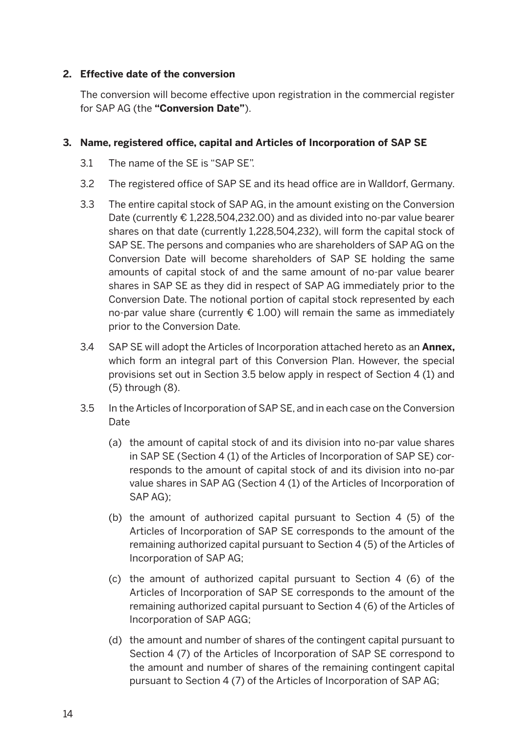## 2. Effective date of the conversion

The conversion will become effective upon registration in the commercial register for SAP AG (the **"Conversion Date"**).

## 3. Name, registered office, capital and Articles of Incorporation of SAP SE

3.1 The name of the SE is "SAP SE".

3.2 The registered office of SAP SE and its head office are in Walldorf, Germany.

3.3 The entire capital stock of SAP AG, in the amount existing on the Conversion Date (currently € 1,228,504,232.00) and as divided into no-par value bearer shares on that date (currently 1,228,504,232), will form the capital stock of SAP SE. The persons and companies who are shareholders of SAP AG on the Conversion Date will become shareholders of SAP SE holding the same amounts of capital stock of and the same amount of no-par value bearer shares in SAP SE as they did in respect of SAP AG immediately prior to the Conversion Date. The notional portion of capital stock represented by each no-par value share (currently € 1.00) will remain the same as immediately prior to the Conversion Date.

3.4 SAP SE will adopt the Articles of Incorporation attached hereto as an **Annex,** which form an integral part of this Conversion Plan. However, the special provisions set out in Section 3.5 below apply in respect of Section 4 (1) and (5) through (8).

3.5 In the Articles of Incorporation of SAP SE, and in each case on the Conversion Date

(a) the amount of capital stock of and its division into no-par value shares in SAP SE (Section 4 (1) of the Articles of Incorporation of SAP SE) corresponds to the amount of capital stock of and its division into no-par value shares in SAP AG (Section 4 (1) of the Articles of Incorporation of SAP AG);

(b) the amount of authorized capital pursuant to Section 4 (5) of the Articles of Incorporation of SAP SE corresponds to the amount of the remaining authorized capital pursuant to Section 4 (5) of the Articles of Incorporation of SAP AG;

(c) the amount of authorized capital pursuant to Section 4 (6) of the Articles of Incorporation of SAP SE corresponds to the amount of the remaining authorized capital pursuant to Section 4 (6) of the Articles of Incorporation of SAP AGG;

(d) the amount and number of shares of the contingent capital pursuant to Section 4 (7) of the Articles of Incorporation of SAP SE correspond to the amount and number of shares of the remaining contingent capital pursuant to Section 4 (7) of the Articles of Incorporation of SAP AG;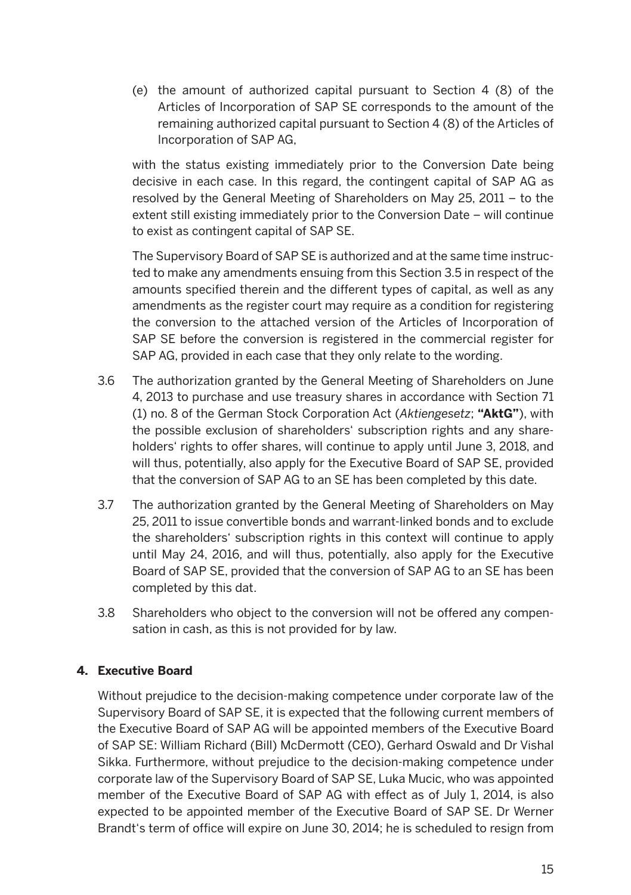(e) the amount of authorized capital pursuant to Section 4 (8) of the Articles of Incorporation of SAP SE corresponds to the amount of the remaining authorized capital pursuant to Section 4 (8) of the Articles of Incorporation of SAP AG,

with the status existing immediately prior to the Conversion Date being decisive in each case. In this regard, the contingent capital of SAP AG as resolved by the General Meeting of Shareholders on May 25, 2011 – to the extent still existing immediately prior to the Conversion Date – will continue to exist as contingent capital of SAP SE.

The Supervisory Board of SAP SE is authorized and at the same time instructed to make any amendments ensuing from this Section 3.5 in respect of the amounts specified therein and the different types of capital, as well as any amendments as the register court may require as a condition for registering the conversion to the attached version of the Articles of Incorporation of SAP SE before the conversion is registered in the commercial register for SAP AG, provided in each case that they only relate to the wording.

3.6 The authorization granted by the General Meeting of Shareholders on June 4, 2013 to purchase and use treasury shares in accordance with Section 71 (1) no. 8 of the German Stock Corporation Act (*Aktiengesetz*; **"AktG"**), with the possible exclusion of shareholders' subscription rights and any shareholders' rights to offer shares, will continue to apply until June 3, 2018, and will thus, potentially, also apply for the Executive Board of SAP SE, provided that the conversion of SAP AG to an SE has been completed by this date.

3.7 The authorization granted by the General Meeting of Shareholders on May 25, 2011 to issue convertible bonds and warrant-linked bonds and to exclude the shareholders' subscription rights in this context will continue to apply until May 24, 2016, and will thus, potentially, also apply for the Executive Board of SAP SE, provided that the conversion of SAP AG to an SE has been completed by this dat.

3.8 Shareholders who object to the conversion will not be offered any compensation in cash, as this is not provided for by law.

## 4. Executive Board

Without prejudice to the decision-making competence under corporate law of the Supervisory Board of SAP SE, it is expected that the following current members of the Executive Board of SAP AG will be appointed members of the Executive Board of SAP SE: William Richard (Bill) McDermott (CEO), Gerhard Oswald and Dr Vishal Sikka. Furthermore, without prejudice to the decision-making competence under corporate law of the Supervisory Board of SAP SE, Luka Mucic, who was appointed member of the Executive Board of SAP AG with effect as of July 1, 2014, is also expected to be appointed member of the Executive Board of SAP SE. Dr Werner Brandt's term of office will expire on June 30, 2014; he is scheduled to resign from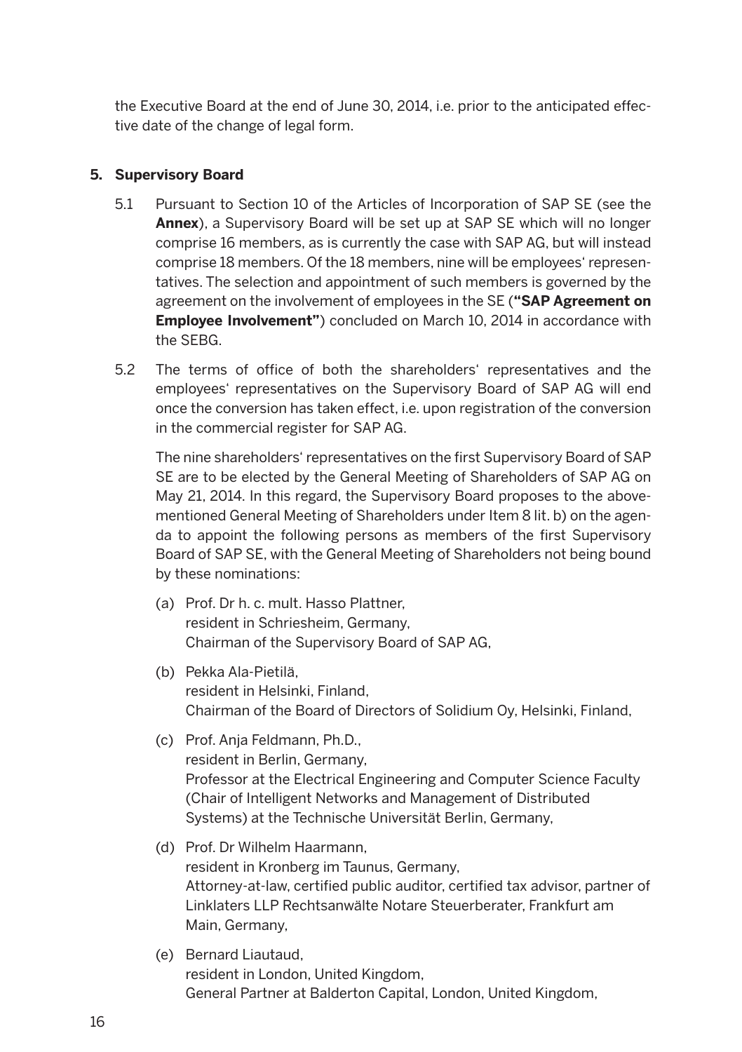the Executive Board at the end of June 30, 2014, i.e. prior to the anticipated effective date of the change of legal form.

## 5. Supervisory Board

5.1 Pursuant to Section 10 of the Articles of Incorporation of SAP SE (see the **Annex**), a Supervisory Board will be set up at SAP SE which will no longer comprise 16 members, as is currently the case with SAP AG, but will instead comprise 18 members. Of the 18 members, nine will be employees' representatives. The selection and appointment of such members is governed by the agreement on the involvement of employees in the SE (**"SAP Agreement on Employee Involvement"**) concluded on March 10, 2014 in accordance with the SEBG.

5.2 The terms of office of both the shareholders' representatives and the employees' representatives on the Supervisory Board of SAP AG will end once the conversion has taken effect, i.e. upon registration of the conversion in the commercial register for SAP AG.

The nine shareholders' representatives on the first Supervisory Board of SAP SE are to be elected by the General Meeting of Shareholders of SAP AG on May 21, 2014. In this regard, the Supervisory Board proposes to the above-mentioned General Meeting of Shareholders under Item 8 lit. b) on the agenda to appoint the following persons as members of the first Supervisory Board of SAP SE, with the General Meeting of Shareholders not being bound by these nominations:

(a) Prof. Dr h. c. mult. Hasso Plattner,
resident in Schriesheim, Germany,
Chairman of the Supervisory Board of SAP AG,

(b) Pekka Ala-Pietilä,
resident in Helsinki, Finland,
Chairman of the Board of Directors of Solidium Oy, Helsinki, Finland,

(c) Prof. Anja Feldmann, Ph.D.,
resident in Berlin, Germany,
Professor at the Electrical Engineering and Computer Science Faculty (Chair of Intelligent Networks and Management of Distributed Systems) at the Technische Universität Berlin, Germany,

(d) Prof. Dr Wilhelm Haarmann,
resident in Kronberg im Taunus, Germany,
Attorney-at-law, certified public auditor, certified tax advisor, partner of Linklaters LLP Rechtsanwälte Notare Steuerberater, Frankfurt am Main, Germany,

(e) Bernard Liautaud,
resident in London, United Kingdom,
General Partner at Balderton Capital, London, United Kingdom,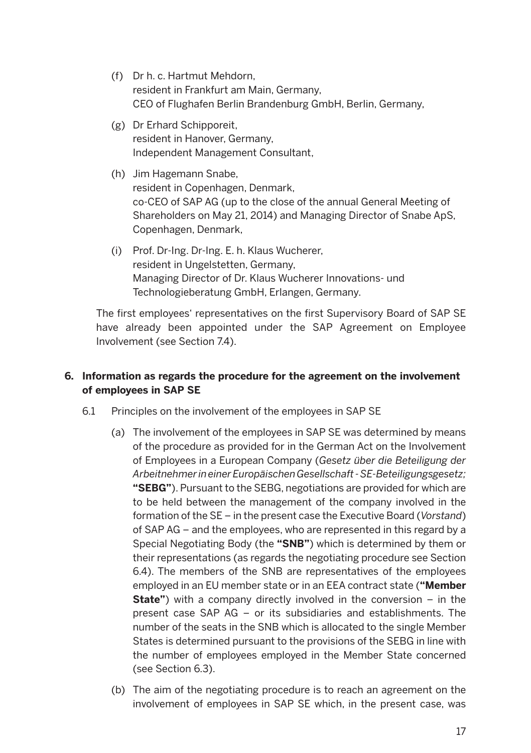(f) Dr h. c. Hartmut Mehdorn,
resident in Frankfurt am Main, Germany,
CEO of Flughafen Berlin Brandenburg GmbH, Berlin, Germany,

(g) Dr Erhard Schipporeit,
resident in Hanover, Germany,
Independent Management Consultant,

(h) Jim Hagemann Snabe,
resident in Copenhagen, Denmark,
co-CEO of SAP AG (up to the close of the annual General Meeting of Shareholders on May 21, 2014) and Managing Director of Snabe ApS, Copenhagen, Denmark,

(i) Prof. Dr-Ing. Dr-Ing. E. h. Klaus Wucherer,
resident in Ungelstetten, Germany,
Managing Director of Dr. Klaus Wucherer Innovations- und Technologieberatung GmbH, Erlangen, Germany.

The first employees‘ representatives on the first Supervisory Board of SAP SE have already been appointed under the SAP Agreement on Employee Involvement (see Section 7.4).

## 6. Information as regards the procedure for the agreement on the involvement of employees in SAP SE

6.1 Principles on the involvement of the employees in SAP SE

(a) The involvement of the employees in SAP SE was determined by means of the procedure as provided for in the German Act on the Involvement of Employees in a European Company (*Gesetz über die Beteiligung der Arbeitnehmer in einer Europäischen Gesellschaft - SE-Beteiligungsgesetz;* **"SEBG"**). Pursuant to the SEBG, negotiations are provided for which are to be held between the management of the company involved in the formation of the SE – in the present case the Executive Board (*Vorstand*) of SAP AG – and the employees, who are represented in this regard by a Special Negotiating Body (the **"SNB"**) which is determined by them or their representations (as regards the negotiating procedure see Section 6.4). The members of the SNB are representatives of the employees employed in an EU member state or in an EEA contract state (**"Member State"**) with a company directly involved in the conversion – in the present case SAP AG – or its subsidiaries and establishments. The number of the seats in the SNB which is allocated to the single Member States is determined pursuant to the provisions of the SEBG in line with the number of employees employed in the Member State concerned (see Section 6.3).

(b) The aim of the negotiating procedure is to reach an agreement on the involvement of employees in SAP SE which, in the present case, was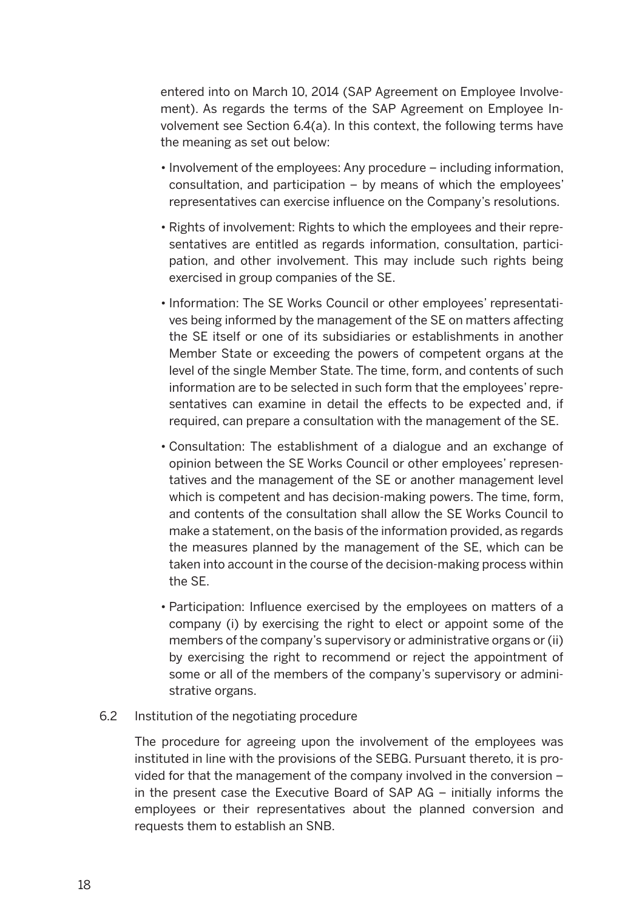entered into on March 10, 2014 (SAP Agreement on Employee Involvement). As regards the terms of the SAP Agreement on Employee Involvement see Section 6.4(a). In this context, the following terms have the meaning as set out below:

- Involvement of the employees: Any procedure – including information, consultation, and participation – by means of which the employees' representatives can exercise influence on the Company's resolutions.
- Rights of involvement: Rights to which the employees and their representatives are entitled as regards information, consultation, participation, and other involvement. This may include such rights being exercised in group companies of the SE.
- Information: The SE Works Council or other employees' representatives being informed by the management of the SE on matters affecting the SE itself or one of its subsidiaries or establishments in another Member State or exceeding the powers of competent organs at the level of the single Member State. The time, form, and contents of such information are to be selected in such form that the employees' representatives can examine in detail the effects to be expected and, if required, can prepare a consultation with the management of the SE.
- Consultation: The establishment of a dialogue and an exchange of opinion between the SE Works Council or other employees' representatives and the management of the SE or another management level which is competent and has decision-making powers. The time, form, and contents of the consultation shall allow the SE Works Council to make a statement, on the basis of the information provided, as regards the measures planned by the management of the SE, which can be taken into account in the course of the decision-making process within the SE.
- Participation: Influence exercised by the employees on matters of a company (i) by exercising the right to elect or appoint some of the members of the company's supervisory or administrative organs or (ii) by exercising the right to recommend or reject the appointment of some or all of the members of the company's supervisory or administrative organs.

## 6.2 Institution of the negotiating procedure

The procedure for agreeing upon the involvement of the employees was instituted in line with the provisions of the SEBG. Pursuant thereto, it is provided for that the management of the company involved in the conversion – in the present case the Executive Board of SAP AG – initially informs the employees or their representatives about the planned conversion and requests them to establish an SNB.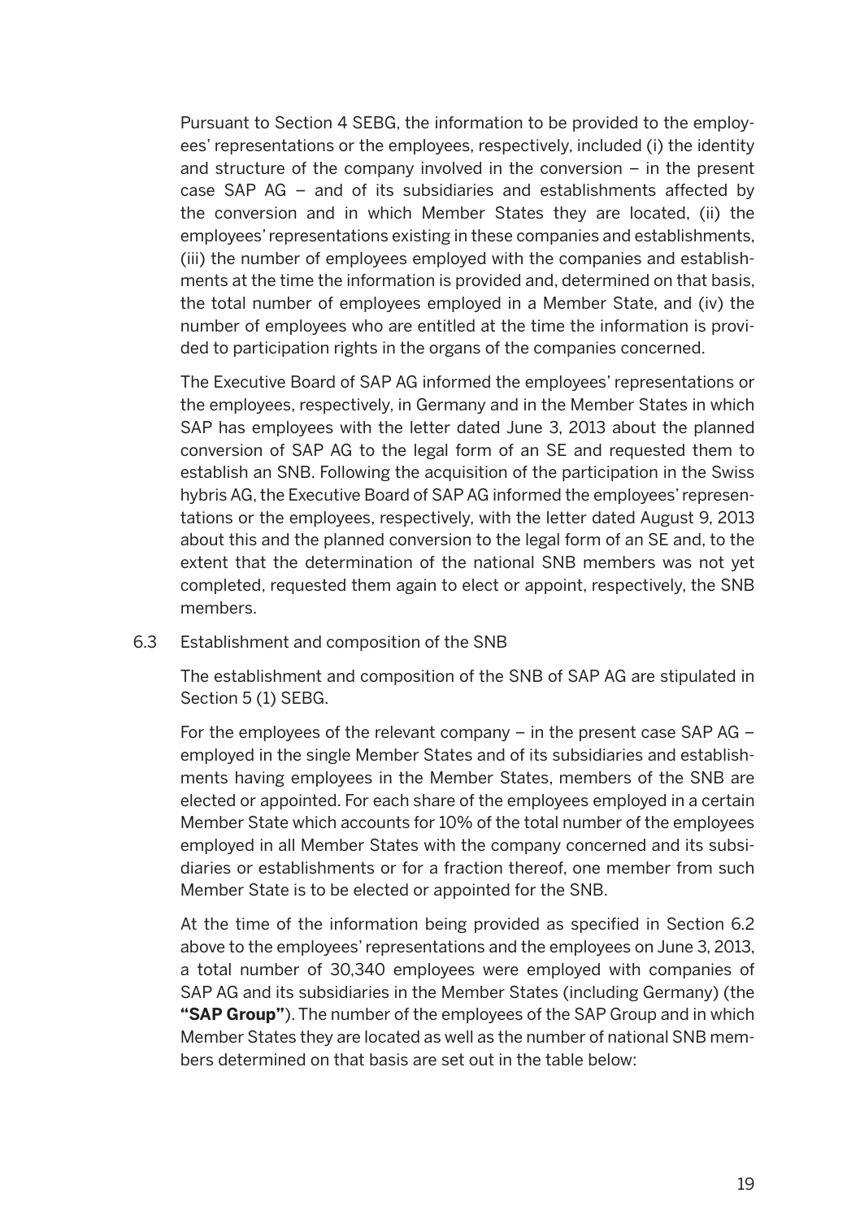Pursuant to Section 4 SEBG, the information to be provided to the employees' representations or the employees, respectively, included (i) the identity and structure of the company involved in the conversion – in the present case SAP AG – and of its subsidiaries and establishments affected by the conversion and in which Member States they are located, (ii) the employees' representations existing in these companies and establishments, (iii) the number of employees employed with the companies and establishments at the time the information is provided and, determined on that basis, the total number of employees employed in a Member State, and (iv) the number of employees who are entitled at the time the information is provided to participation rights in the organs of the companies concerned.

The Executive Board of SAP AG informed the employees' representations or the employees, respectively, in Germany and in the Member States in which SAP has employees with the letter dated June 3, 2013 about the planned conversion of SAP AG to the legal form of an SE and requested them to establish an SNB. Following the acquisition of the participation in the Swiss hybris AG, the Executive Board of SAP AG informed the employees' representations or the employees, respectively, with the letter dated August 9, 2013 about this and the planned conversion to the legal form of an SE and, to the extent that the determination of the national SNB members was not yet completed, requested them again to elect or appoint, respectively, the SNB members.

6.3 Establishment and composition of the SNB

The establishment and composition of the SNB of SAP AG are stipulated in Section 5 (1) SEBG.

For the employees of the relevant company – in the present case SAP AG – employed in the single Member States and of its subsidiaries and establishments having employees in the Member States, members of the SNB are elected or appointed. For each share of the employees employed in a certain Member State which accounts for 10% of the total number of the employees employed in all Member States with the company concerned and its subsidiaries or establishments or for a fraction thereof, one member from such Member State is to be elected or appointed for the SNB.

At the time of the information being provided as specified in Section 6.2 above to the employees' representations and the employees on June 3, 2013, a total number of 30,340 employees were employed with companies of SAP AG and its subsidiaries in the Member States (including Germany) (the **"SAP Group"**). The number of the employees of the SAP Group and in which Member States they are located as well as the number of national SNB members determined on that basis are set out in the table below: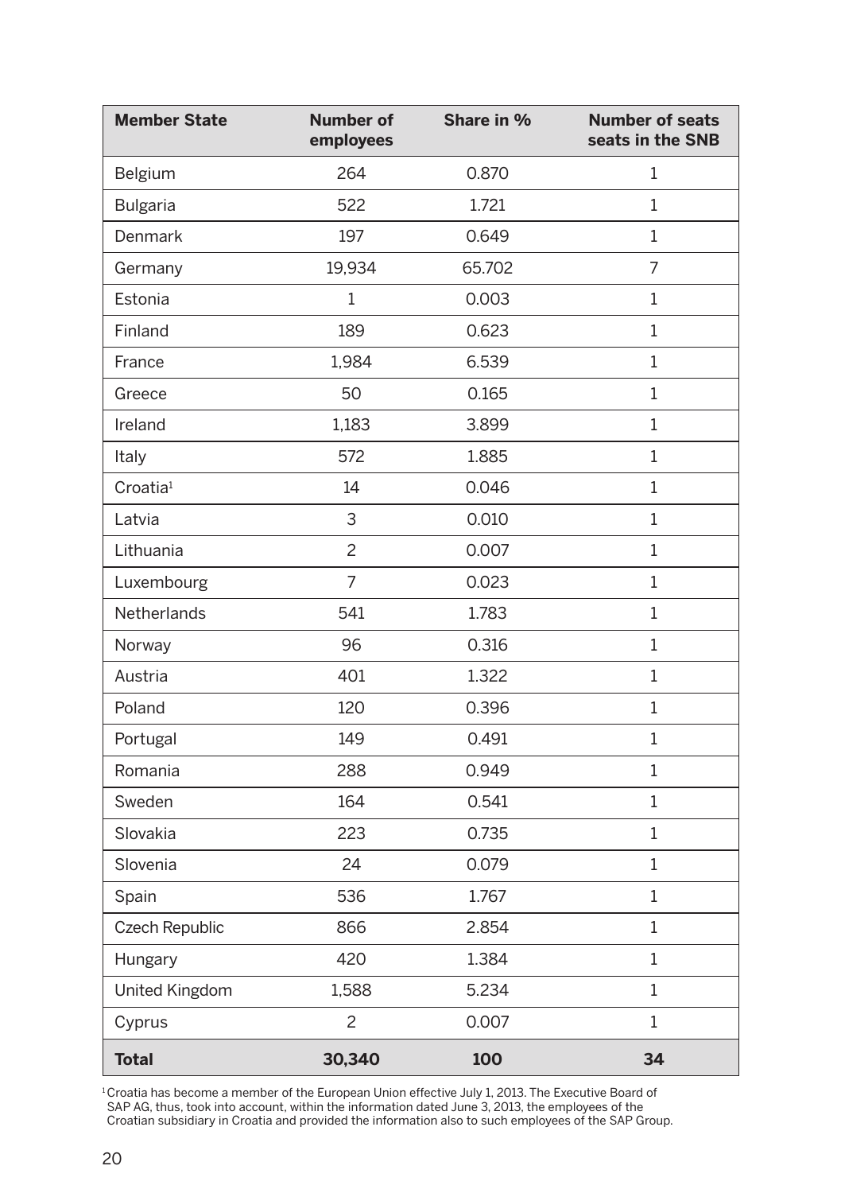| Member State | Number of employees | Share in % | Number of seats seats in the SNB |
| --- | --- | --- | --- |
| Belgium | 264 | 0.870 | 1 |
| Bulgaria | 522 | 1.721 | 1 |
| Denmark | 197 | 0.649 | 1 |
| Germany | 19,934 | 65.702 | 7 |
| Estonia | 1 | 0.003 | 1 |
| Finland | 189 | 0.623 | 1 |
| France | 1,984 | 6.539 | 1 |
| Greece | 50 | 0.165 | 1 |
| Ireland | 1,183 | 3.899 | 1 |
| Italy | 572 | 1.885 | 1 |
| Croatia[1] | 14 | 0.046 | 1 |
| Latvia | 3 | 0.010 | 1 |
| Lithuania | 2 | 0.007 | 1 |
| Luxembourg | 7 | 0.023 | 1 |
| Netherlands | 541 | 1.783 | 1 |
| Norway | 96 | 0.316 | 1 |
| Austria | 401 | 1.322 | 1 |
| Poland | 120 | 0.396 | 1 |
| Portugal | 149 | 0.491 | 1 |
| Romania | 288 | 0.949 | 1 |
| Sweden | 164 | 0.541 | 1 |
| Slovakia | 223 | 0.735 | 1 |
| Slovenia | 24 | 0.079 | 1 |
| Spain | 536 | 1.767 | 1 |
| Czech Republic | 866 | 2.854 | 1 |
| Hungary | 420 | 1.384 | 1 |
| United Kingdom | 1,588 | 5.234 | 1 |
| Cyprus | 2 | 0.007 | 1 |
| **Total** | **30,340** | **100** | **34** |

[1] Croatia has become a member of the European Union effective July 1, 2013. The Executive Board of SAP AG, thus, took into account, within the information dated June 3, 2013, the employees of the Croatian subsidiary in Croatia and provided the information also to such employees of the SAP Group.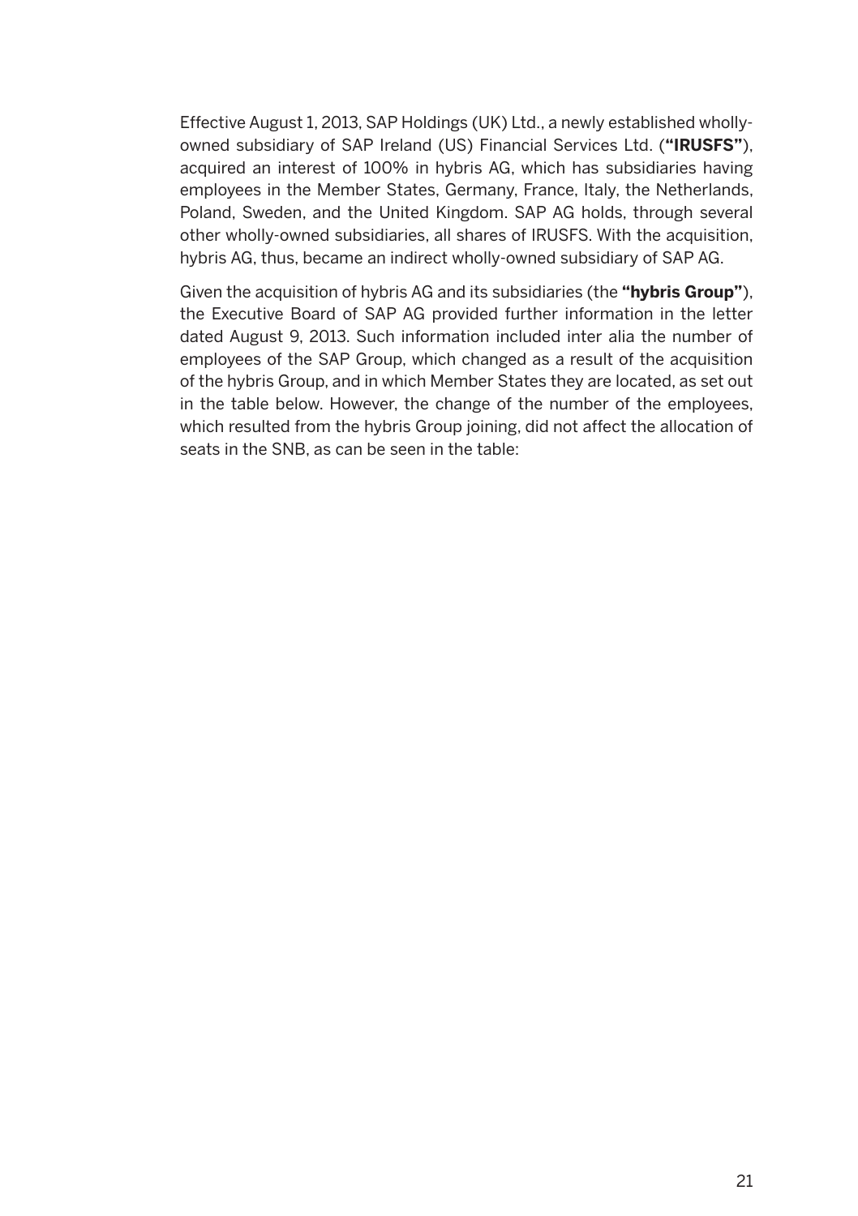Effective August 1, 2013, SAP Holdings (UK) Ltd., a newly established wholly-owned subsidiary of SAP Ireland (US) Financial Services Ltd. (**"IRUSFS"**), acquired an interest of 100% in hybris AG, which has subsidiaries having employees in the Member States, Germany, France, Italy, the Netherlands, Poland, Sweden, and the United Kingdom. SAP AG holds, through several other wholly-owned subsidiaries, all shares of IRUSFS. With the acquisition, hybris AG, thus, became an indirect wholly-owned subsidiary of SAP AG.

Given the acquisition of hybris AG and its subsidiaries (the **"hybris Group"**), the Executive Board of SAP AG provided further information in the letter dated August 9, 2013. Such information included inter alia the number of employees of the SAP Group, which changed as a result of the acquisition of the hybris Group, and in which Member States they are located, as set out in the table below. However, the change of the number of the employees, which resulted from the hybris Group joining, did not affect the allocation of seats in the SNB, as can be seen in the table: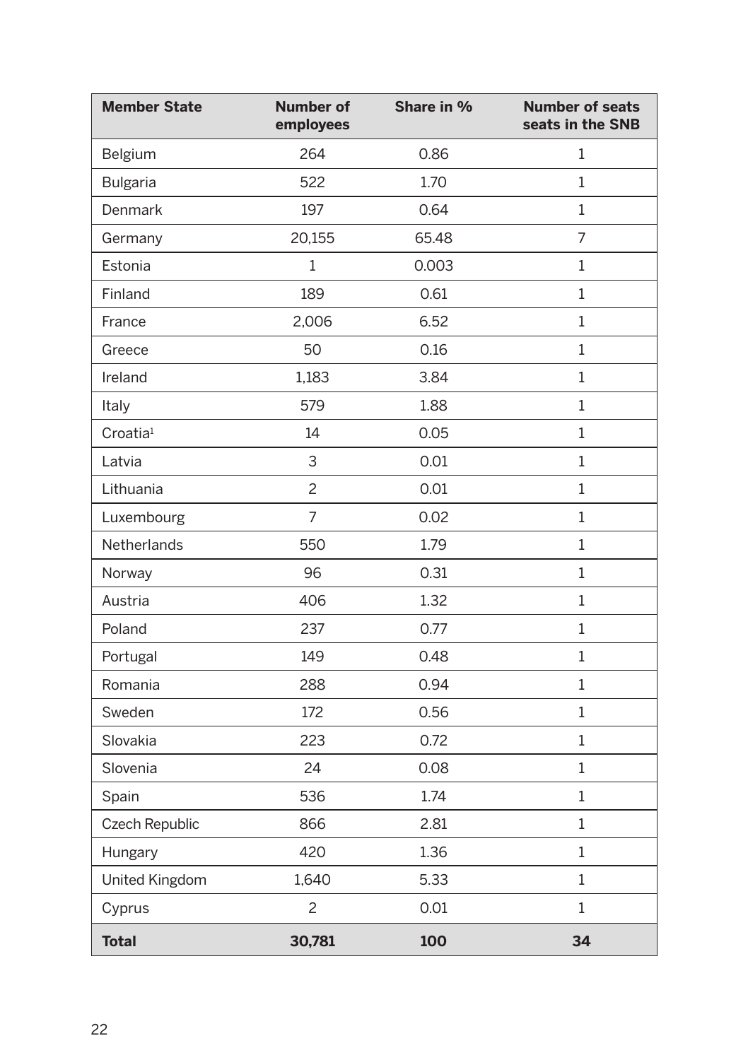| Member State | Number of employees | Share in % | Number of seats seats in the SNB |
|---|---|---|---|
| Belgium | 264 | 0.86 | 1 |
| Bulgaria | 522 | 1.70 | 1 |
| Denmark | 197 | 0.64 | 1 |
| Germany | 20,155 | 65.48 | 7 |
| Estonia | 1 | 0.003 | 1 |
| Finland | 189 | 0.61 | 1 |
| France | 2,006 | 6.52 | 1 |
| Greece | 50 | 0.16 | 1 |
| Ireland | 1,183 | 3.84 | 1 |
| Italy | 579 | 1.88 | 1 |
| Croatia[1] | 14 | 0.05 | 1 |
| Latvia | 3 | 0.01 | 1 |
| Lithuania | 2 | 0.01 | 1 |
| Luxembourg | 7 | 0.02 | 1 |
| Netherlands | 550 | 1.79 | 1 |
| Norway | 96 | 0.31 | 1 |
| Austria | 406 | 1.32 | 1 |
| Poland | 237 | 0.77 | 1 |
| Portugal | 149 | 0.48 | 1 |
| Romania | 288 | 0.94 | 1 |
| Sweden | 172 | 0.56 | 1 |
| Slovakia | 223 | 0.72 | 1 |
| Slovenia | 24 | 0.08 | 1 |
| Spain | 536 | 1.74 | 1 |
| Czech Republic | 866 | 2.81 | 1 |
| Hungary | 420 | 1.36 | 1 |
| United Kingdom | 1,640 | 5.33 | 1 |
| Cyprus | 2 | 0.01 | 1 |
| **Total** | **30,781** | **100** | **34** |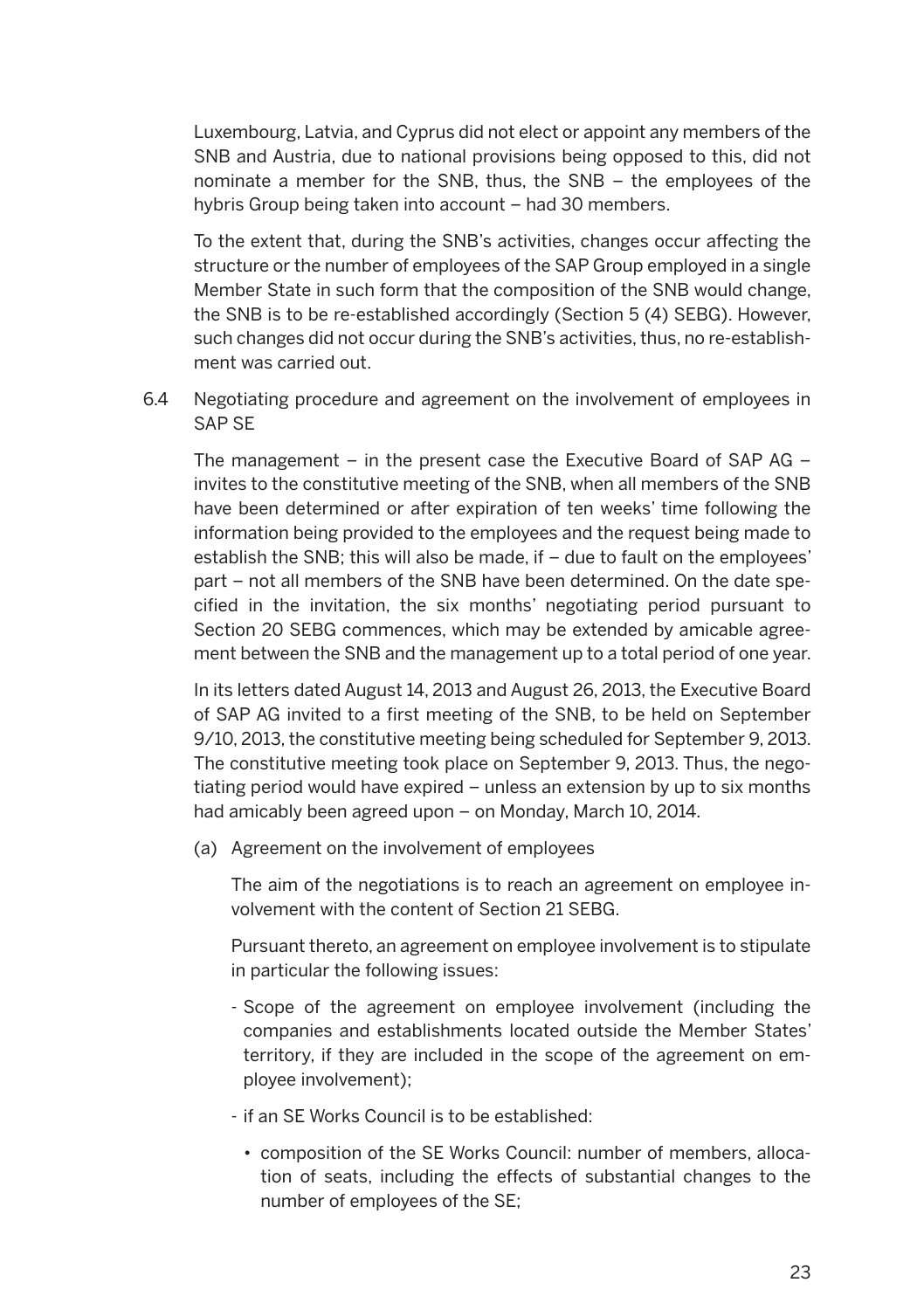Luxembourg, Latvia, and Cyprus did not elect or appoint any members of the SNB and Austria, due to national provisions being opposed to this, did not nominate a member for the SNB, thus, the SNB – the employees of the hybris Group being taken into account – had 30 members.

To the extent that, during the SNB's activities, changes occur affecting the structure or the number of employees of the SAP Group employed in a single Member State in such form that the composition of the SNB would change, the SNB is to be re-established accordingly (Section 5 (4) SEBG). However, such changes did not occur during the SNB's activities, thus, no re-establishment was carried out.

### 6.4 Negotiating procedure and agreement on the involvement of employees in SAP SE

The management – in the present case the Executive Board of SAP AG – invites to the constitutive meeting of the SNB, when all members of the SNB have been determined or after expiration of ten weeks' time following the information being provided to the employees and the request being made to establish the SNB; this will also be made, if – due to fault on the employees' part – not all members of the SNB have been determined. On the date specified in the invitation, the six months' negotiating period pursuant to Section 20 SEBG commences, which may be extended by amicable agreement between the SNB and the management up to a total period of one year.

In its letters dated August 14, 2013 and August 26, 2013, the Executive Board of SAP AG invited to a first meeting of the SNB, to be held on September 9/10, 2013, the constitutive meeting being scheduled for September 9, 2013. The constitutive meeting took place on September 9, 2013. Thus, the negotiating period would have expired – unless an extension by up to six months had amicably been agreed upon – on Monday, March 10, 2014.

(a) Agreement on the involvement of employees

The aim of the negotiations is to reach an agreement on employee involvement with the content of Section 21 SEBG.

Pursuant thereto, an agreement on employee involvement is to stipulate in particular the following issues:

- Scope of the agreement on employee involvement (including the companies and establishments located outside the Member States' territory, if they are included in the scope of the agreement on employee involvement);
- if an SE Works Council is to be established:
  - composition of the SE Works Council: number of members, allocation of seats, including the effects of substantial changes to the number of employees of the SE;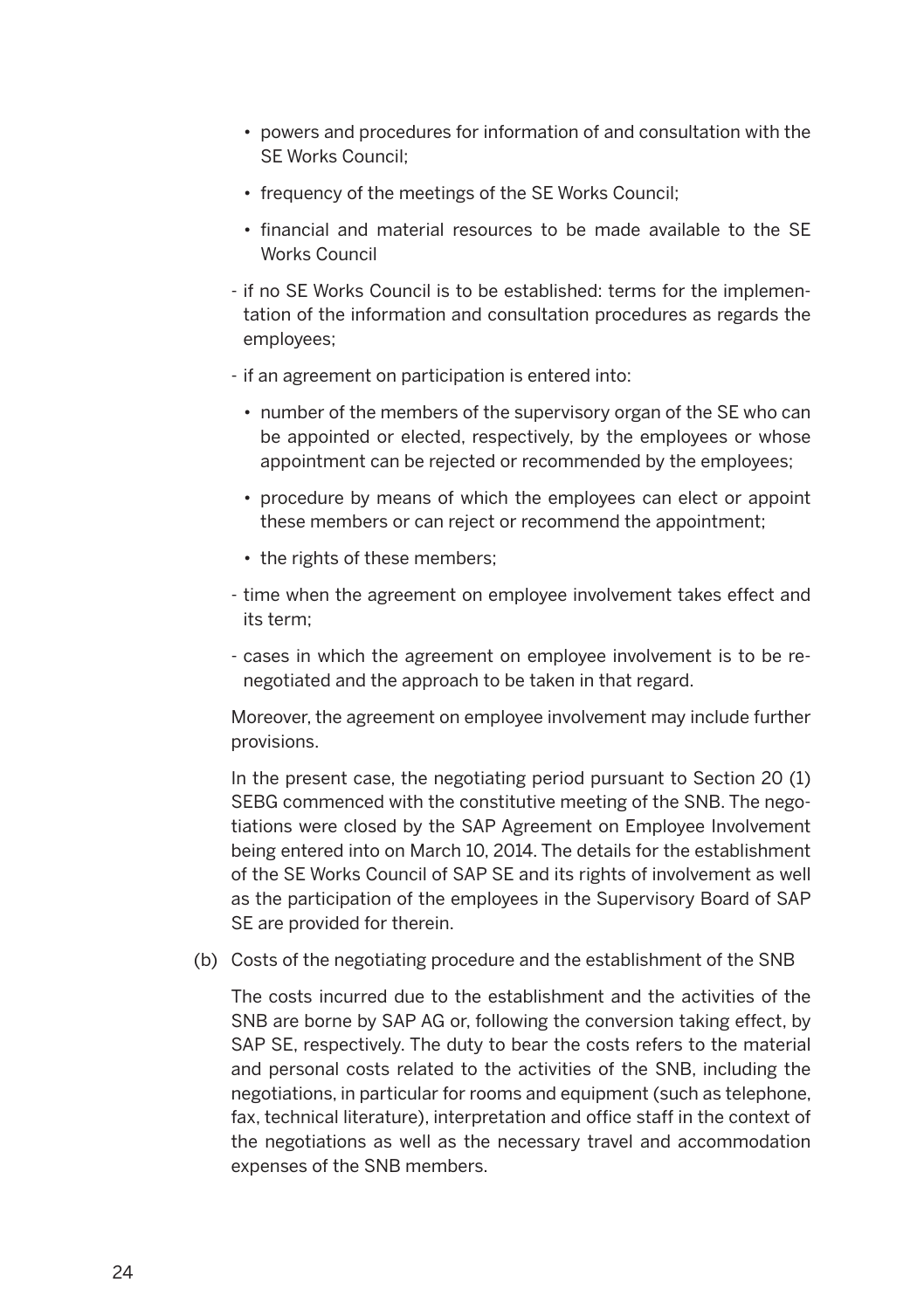- powers and procedures for information of and consultation with the SE Works Council;
   - frequency of the meetings of the SE Works Council;
   - financial and material resources to be made available to the SE Works Council

- if no SE Works Council is to be established: terms for the implementation of the information and consultation procedures as regards the employees;
- if an agreement on participation is entered into:
   - number of the members of the supervisory organ of the SE who can be appointed or elected, respectively, by the employees or whose appointment can be rejected or recommended by the employees;
   - procedure by means of which the employees can elect or appoint these members or can reject or recommend the appointment;
   - the rights of these members;
- time when the agreement on employee involvement takes effect and its term;
- cases in which the agreement on employee involvement is to be renegotiated and the approach to be taken in that regard.

Moreover, the agreement on employee involvement may include further provisions.

In the present case, the negotiating period pursuant to Section 20 (1) SEBG commenced with the constitutive meeting of the SNB. The negotiations were closed by the SAP Agreement on Employee Involvement being entered into on March 10, 2014. The details for the establishment of the SE Works Council of SAP SE and its rights of involvement as well as the participation of the employees in the Supervisory Board of SAP SE are provided for therein.

(b) Costs of the negotiating procedure and the establishment of the SNB

The costs incurred due to the establishment and the activities of the SNB are borne by SAP AG or, following the conversion taking effect, by SAP SE, respectively. The duty to bear the costs refers to the material and personal costs related to the activities of the SNB, including the negotiations, in particular for rooms and equipment (such as telephone, fax, technical literature), interpretation and office staff in the context of the negotiations as well as the necessary travel and accommodation expenses of the SNB members.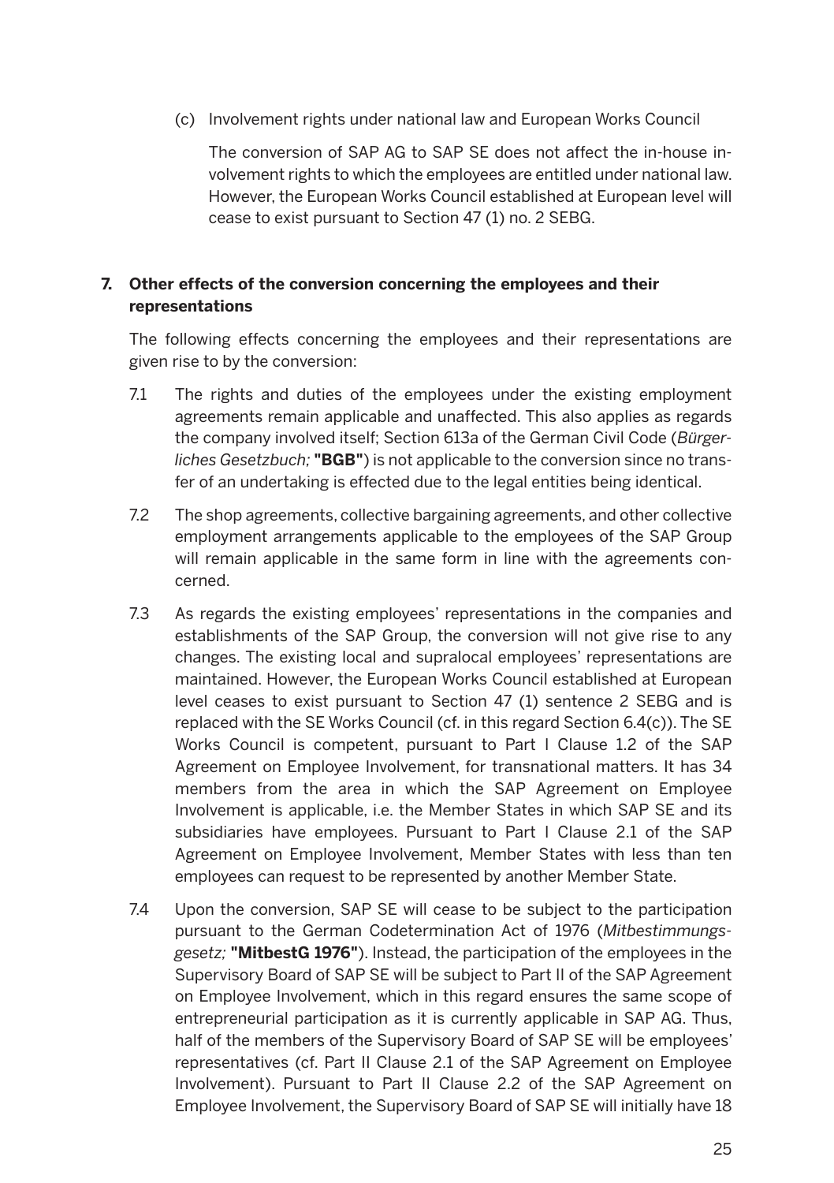(c) Involvement rights under national law and European Works Council

The conversion of SAP AG to SAP SE does not affect the in-house involvement rights to which the employees are entitled under national law. However, the European Works Council established at European level will cease to exist pursuant to Section 47 (1) no. 2 SEBG.

## 7. Other effects of the conversion concerning the employees and their representations

The following effects concerning the employees and their representations are given rise to by the conversion:

7.1 The rights and duties of the employees under the existing employment agreements remain applicable and unaffected. This also applies as regards the company involved itself; Section 613a of the German Civil Code (*Bürgerliches Gesetzbuch;* **"BGB"**) is not applicable to the conversion since no transfer of an undertaking is effected due to the legal entities being identical.

7.2 The shop agreements, collective bargaining agreements, and other collective employment arrangements applicable to the employees of the SAP Group will remain applicable in the same form in line with the agreements concerned.

7.3 As regards the existing employees' representations in the companies and establishments of the SAP Group, the conversion will not give rise to any changes. The existing local and supralocal employees' representations are maintained. However, the European Works Council established at European level ceases to exist pursuant to Section 47 (1) sentence 2 SEBG and is replaced with the SE Works Council (cf. in this regard Section 6.4(c)). The SE Works Council is competent, pursuant to Part I Clause 1.2 of the SAP Agreement on Employee Involvement, for transnational matters. It has 34 members from the area in which the SAP Agreement on Employee Involvement is applicable, i.e. the Member States in which SAP SE and its subsidiaries have employees. Pursuant to Part I Clause 2.1 of the SAP Agreement on Employee Involvement, Member States with less than ten employees can request to be represented by another Member State.

7.4 Upon the conversion, SAP SE will cease to be subject to the participation pursuant to the German Codetermination Act of 1976 (*Mitbestimmungsgesetz;* **"MitbestG 1976"**). Instead, the participation of the employees in the Supervisory Board of SAP SE will be subject to Part II of the SAP Agreement on Employee Involvement, which in this regard ensures the same scope of entrepreneurial participation as it is currently applicable in SAP AG. Thus, half of the members of the Supervisory Board of SAP SE will be employees' representatives (cf. Part II Clause 2.1 of the SAP Agreement on Employee Involvement). Pursuant to Part II Clause 2.2 of the SAP Agreement on Employee Involvement, the Supervisory Board of SAP SE will initially have 18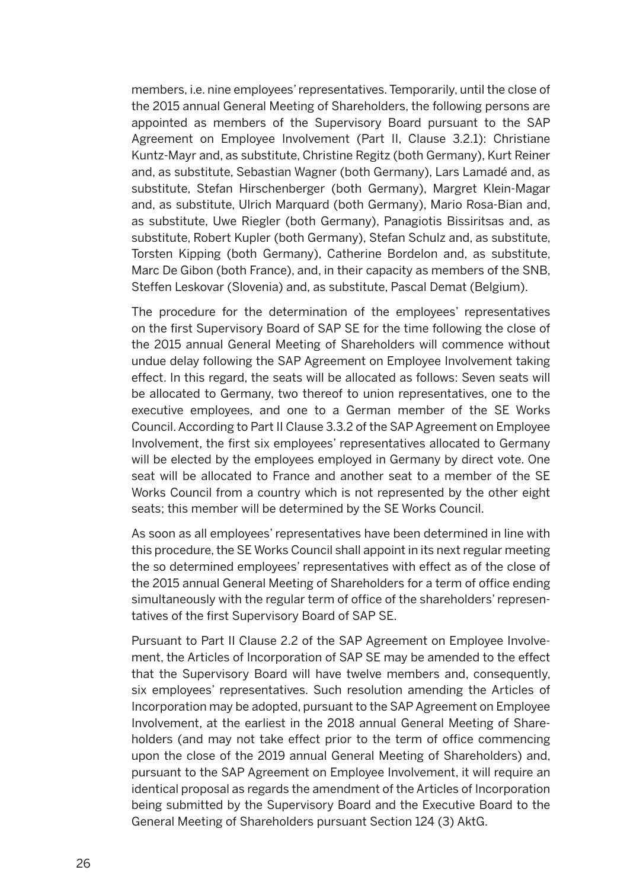members, i.e. nine employees' representatives. Temporarily, until the close of the 2015 annual General Meeting of Shareholders, the following persons are appointed as members of the Supervisory Board pursuant to the SAP Agreement on Employee Involvement (Part II, Clause 3.2.1): Christiane Kuntz-Mayr and, as substitute, Christine Regitz (both Germany), Kurt Reiner and, as substitute, Sebastian Wagner (both Germany), Lars Lamadé and, as substitute, Stefan Hirschenberger (both Germany), Margret Klein-Magar and, as substitute, Ulrich Marquard (both Germany), Mario Rosa-Bian and, as substitute, Uwe Riegler (both Germany), Panagiotis Bissiritsas and, as substitute, Robert Kupler (both Germany), Stefan Schulz and, as substitute, Torsten Kipping (both Germany), Catherine Bordelon and, as substitute, Marc De Gibon (both France), and, in their capacity as members of the SNB, Steffen Leskovar (Slovenia) and, as substitute, Pascal Demat (Belgium).

The procedure for the determination of the employees' representatives on the first Supervisory Board of SAP SE for the time following the close of the 2015 annual General Meeting of Shareholders will commence without undue delay following the SAP Agreement on Employee Involvement taking effect. In this regard, the seats will be allocated as follows: Seven seats will be allocated to Germany, two thereof to union representatives, one to the executive employees, and one to a German member of the SE Works Council. According to Part II Clause 3.3.2 of the SAP Agreement on Employee Involvement, the first six employees' representatives allocated to Germany will be elected by the employees employed in Germany by direct vote. One seat will be allocated to France and another seat to a member of the SE Works Council from a country which is not represented by the other eight seats; this member will be determined by the SE Works Council.

As soon as all employees' representatives have been determined in line with this procedure, the SE Works Council shall appoint in its next regular meeting the so determined employees' representatives with effect as of the close of the 2015 annual General Meeting of Shareholders for a term of office ending simultaneously with the regular term of office of the shareholders' representatives of the first Supervisory Board of SAP SE.

Pursuant to Part II Clause 2.2 of the SAP Agreement on Employee Involvement, the Articles of Incorporation of SAP SE may be amended to the effect that the Supervisory Board will have twelve members and, consequently, six employees' representatives. Such resolution amending the Articles of Incorporation may be adopted, pursuant to the SAP Agreement on Employee Involvement, at the earliest in the 2018 annual General Meeting of Shareholders (and may not take effect prior to the term of office commencing upon the close of the 2019 annual General Meeting of Shareholders) and, pursuant to the SAP Agreement on Employee Involvement, it will require an identical proposal as regards the amendment of the Articles of Incorporation being submitted by the Supervisory Board and the Executive Board to the General Meeting of Shareholders pursuant Section 124 (3) AktG.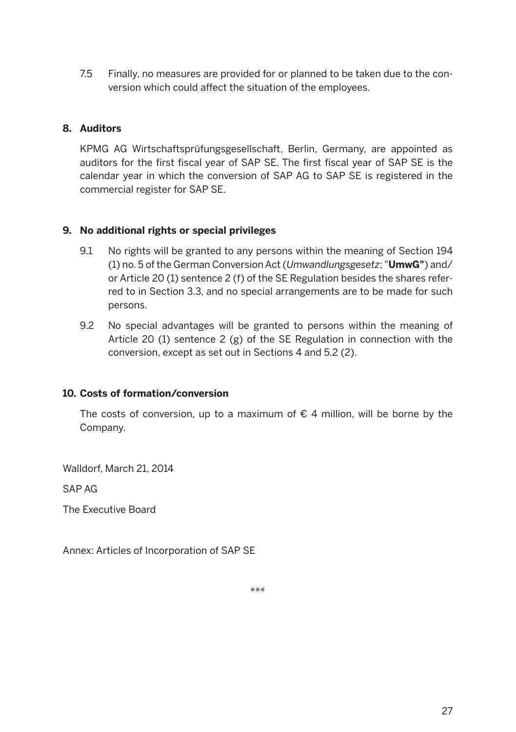7.5 Finally, no measures are provided for or planned to be taken due to the conversion which could affect the situation of the employees.

## 8. Auditors

KPMG AG Wirtschaftsprüfungsgesellschaft, Berlin, Germany, are appointed as auditors for the first fiscal year of SAP SE. The first fiscal year of SAP SE is the calendar year in which the conversion of SAP AG to SAP SE is registered in the commercial register for SAP SE.

## 9. No additional rights or special privileges

9.1 No rights will be granted to any persons within the meaning of Section 194 (1) no. 5 of the German Conversion Act (*Umwandlungsgesetz*; "**UmwG"**) and/or Article 20 (1) sentence 2 (f) of the SE Regulation besides the shares referred to in Section 3.3, and no special arrangements are to be made for such persons.

9.2 No special advantages will be granted to persons within the meaning of Article 20 (1) sentence 2 (g) of the SE Regulation in connection with the conversion, except as set out in Sections 4 and 5.2 (2).

## 10. Costs of formation/conversion

The costs of conversion, up to a maximum of € 4 million, will be borne by the Company.

Walldorf, March 21, 2014

SAP AG

The Executive Board

Annex: Articles of Incorporation of SAP SE

***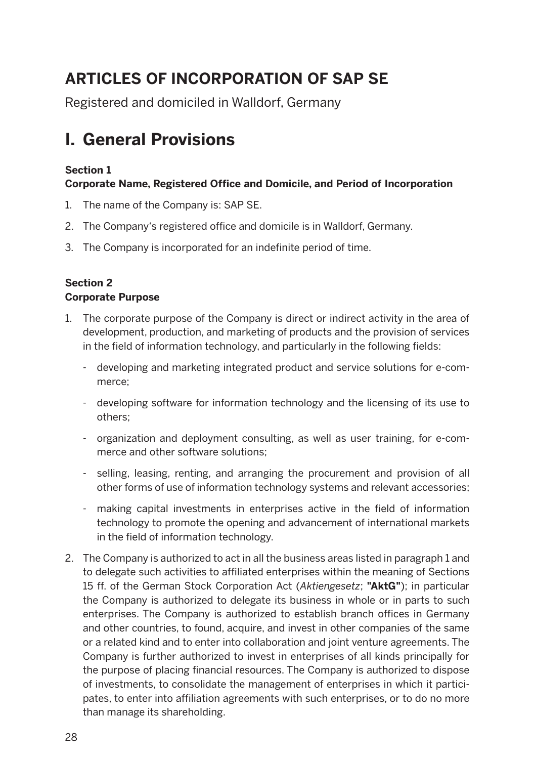# ARTICLES OF INCORPORATION OF SAP SE

Registered and domiciled in Walldorf, Germany

# I. General Provisions

**Section 1**
**Corporate Name, Registered Office and Domicile, and Period of Incorporation**

1. The name of the Company is: SAP SE.
2. The Company‘s registered office and domicile is in Walldorf, Germany.
3. The Company is incorporated for an indefinite period of time.

**Section 2**
**Corporate Purpose**

1. The corporate purpose of the Company is direct or indirect activity in the area of development, production, and marketing of products and the provision of services in the field of information technology, and particularly in the following fields:
   - developing and marketing integrated product and service solutions for e-commerce;
   - developing software for information technology and the licensing of its use to others;
   - organization and deployment consulting, as well as user training, for e-commerce and other software solutions;
   - selling, leasing, renting, and arranging the procurement and provision of all other forms of use of information technology systems and relevant accessories;
   - making capital investments in enterprises active in the field of information technology to promote the opening and advancement of international markets in the field of information technology.
2. The Company is authorized to act in all the business areas listed in paragraph 1 and to delegate such activities to affiliated enterprises within the meaning of Sections 15 ff. of the German Stock Corporation Act (*Aktiengesetz*; **"AktG"**); in particular the Company is authorized to delegate its business in whole or in parts to such enterprises. The Company is authorized to establish branch offices in Germany and other countries, to found, acquire, and invest in other companies of the same or a related kind and to enter into collaboration and joint venture agreements. The Company is further authorized to invest in enterprises of all kinds principally for the purpose of placing financial resources. The Company is authorized to dispose of investments, to consolidate the management of enterprises in which it participates, to enter into affiliation agreements with such enterprises, or to do no more than manage its shareholding.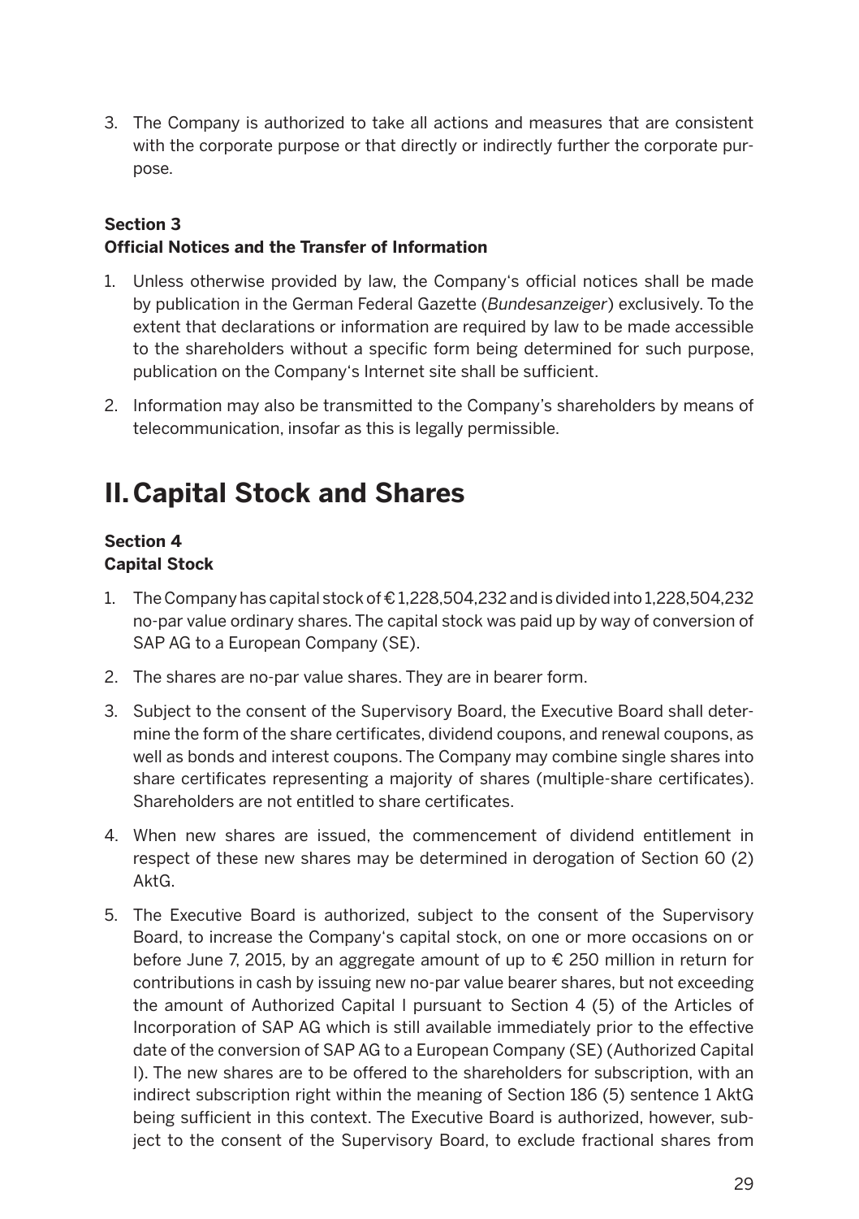3. The Company is authorized to take all actions and measures that are consistent with the corporate purpose or that directly or indirectly further the corporate purpose.

### Section 3
### Official Notices and the Transfer of Information

1. Unless otherwise provided by law, the Company's official notices shall be made by publication in the German Federal Gazette (*Bundesanzeiger*) exclusively. To the extent that declarations or information are required by law to be made accessible to the shareholders without a specific form being determined for such purpose, publication on the Company's Internet site shall be sufficient.

2. Information may also be transmitted to the Company's shareholders by means of telecommunication, insofar as this is legally permissible.

## II. Capital Stock and Shares

### Section 4
### Capital Stock

1. The Company has capital stock of € 1,228,504,232 and is divided into 1,228,504,232 no-par value ordinary shares. The capital stock was paid up by way of conversion of SAP AG to a European Company (SE).

2. The shares are no-par value shares. They are in bearer form.

3. Subject to the consent of the Supervisory Board, the Executive Board shall determine the form of the share certificates, dividend coupons, and renewal coupons, as well as bonds and interest coupons. The Company may combine single shares into share certificates representing a majority of shares (multiple-share certificates). Shareholders are not entitled to share certificates.

4. When new shares are issued, the commencement of dividend entitlement in respect of these new shares may be determined in derogation of Section 60 (2) AktG.

5. The Executive Board is authorized, subject to the consent of the Supervisory Board, to increase the Company's capital stock, on one or more occasions on or before June 7, 2015, by an aggregate amount of up to € 250 million in return for contributions in cash by issuing new no-par value bearer shares, but not exceeding the amount of Authorized Capital I pursuant to Section 4 (5) of the Articles of Incorporation of SAP AG which is still available immediately prior to the effective date of the conversion of SAP AG to a European Company (SE) (Authorized Capital I). The new shares are to be offered to the shareholders for subscription, with an indirect subscription right within the meaning of Section 186 (5) sentence 1 AktG being sufficient in this context. The Executive Board is authorized, however, subject to the consent of the Supervisory Board, to exclude fractional shares from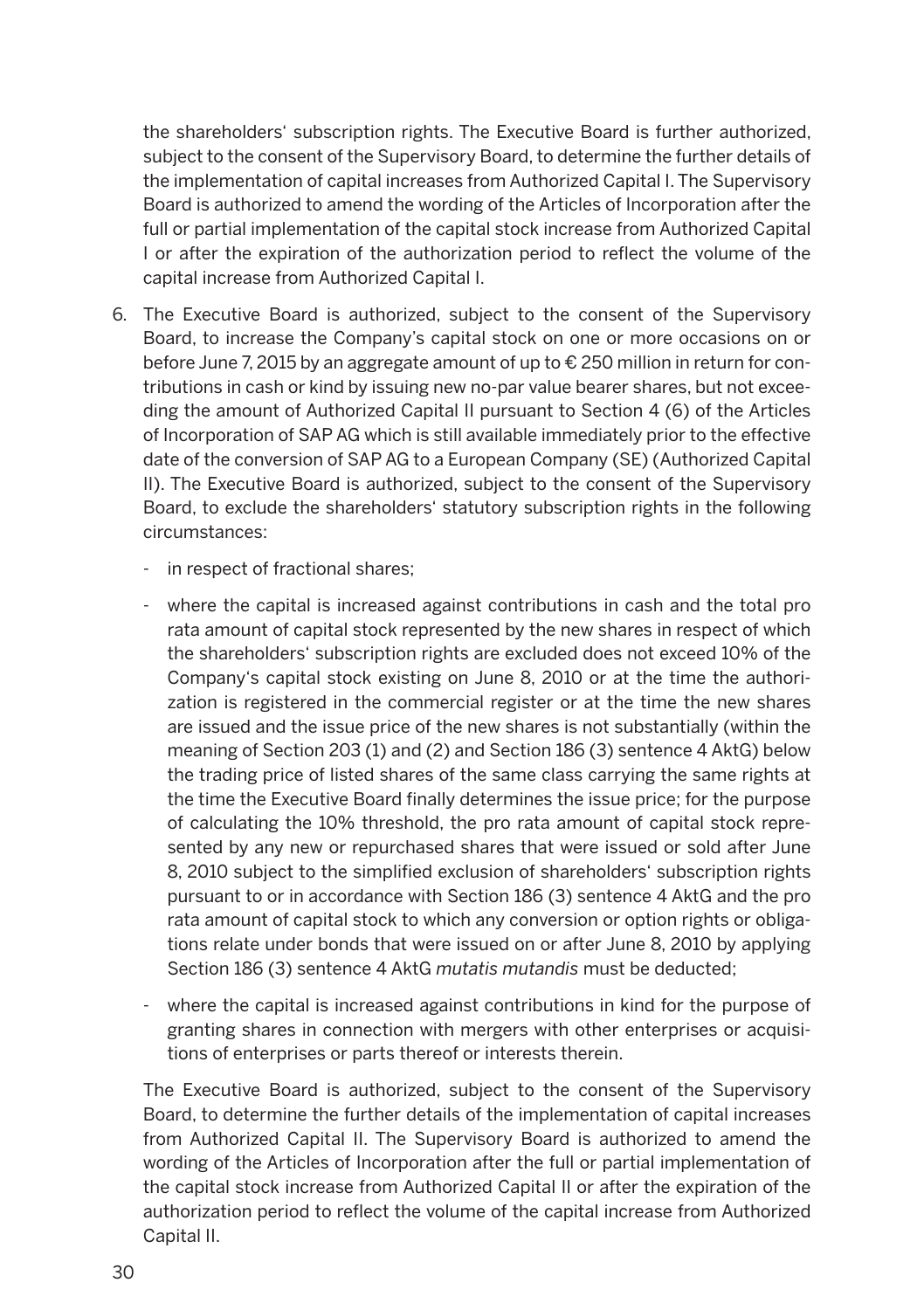the shareholders' subscription rights. The Executive Board is further authorized, subject to the consent of the Supervisory Board, to determine the further details of the implementation of capital increases from Authorized Capital I. The Supervisory Board is authorized to amend the wording of the Articles of Incorporation after the full or partial implementation of the capital stock increase from Authorized Capital I or after the expiration of the authorization period to reflect the volume of the capital increase from Authorized Capital I.

6. The Executive Board is authorized, subject to the consent of the Supervisory Board, to increase the Company's capital stock on one or more occasions on or before June 7, 2015 by an aggregate amount of up to € 250 million in return for contributions in cash or kind by issuing new no-par value bearer shares, but not exceeding the amount of Authorized Capital II pursuant to Section 4 (6) of the Articles of Incorporation of SAP AG which is still available immediately prior to the effective date of the conversion of SAP AG to a European Company (SE) (Authorized Capital II). The Executive Board is authorized, subject to the consent of the Supervisory Board, to exclude the shareholders' statutory subscription rights in the following circumstances:

   - in respect of fractional shares;
   - where the capital is increased against contributions in cash and the total pro rata amount of capital stock represented by the new shares in respect of which the shareholders' subscription rights are excluded does not exceed 10% of the Company's capital stock existing on June 8, 2010 or at the time the authorization is registered in the commercial register or at the time the new shares are issued and the issue price of the new shares is not substantially (within the meaning of Section 203 (1) and (2) and Section 186 (3) sentence 4 AktG) below the trading price of listed shares of the same class carrying the same rights at the time the Executive Board finally determines the issue price; for the purpose of calculating the 10% threshold, the pro rata amount of capital stock represented by any new or repurchased shares that were issued or sold after June 8, 2010 subject to the simplified exclusion of shareholders' subscription rights pursuant to or in accordance with Section 186 (3) sentence 4 AktG and the pro rata amount of capital stock to which any conversion or option rights or obligations relate under bonds that were issued on or after June 8, 2010 by applying Section 186 (3) sentence 4 AktG *mutatis mutandis* must be deducted;
   - where the capital is increased against contributions in kind for the purpose of granting shares in connection with mergers with other enterprises or acquisitions of enterprises or parts thereof or interests therein.

   The Executive Board is authorized, subject to the consent of the Supervisory Board, to determine the further details of the implementation of capital increases from Authorized Capital II. The Supervisory Board is authorized to amend the wording of the Articles of Incorporation after the full or partial implementation of the capital stock increase from Authorized Capital II or after the expiration of the authorization period to reflect the volume of the capital increase from Authorized Capital II.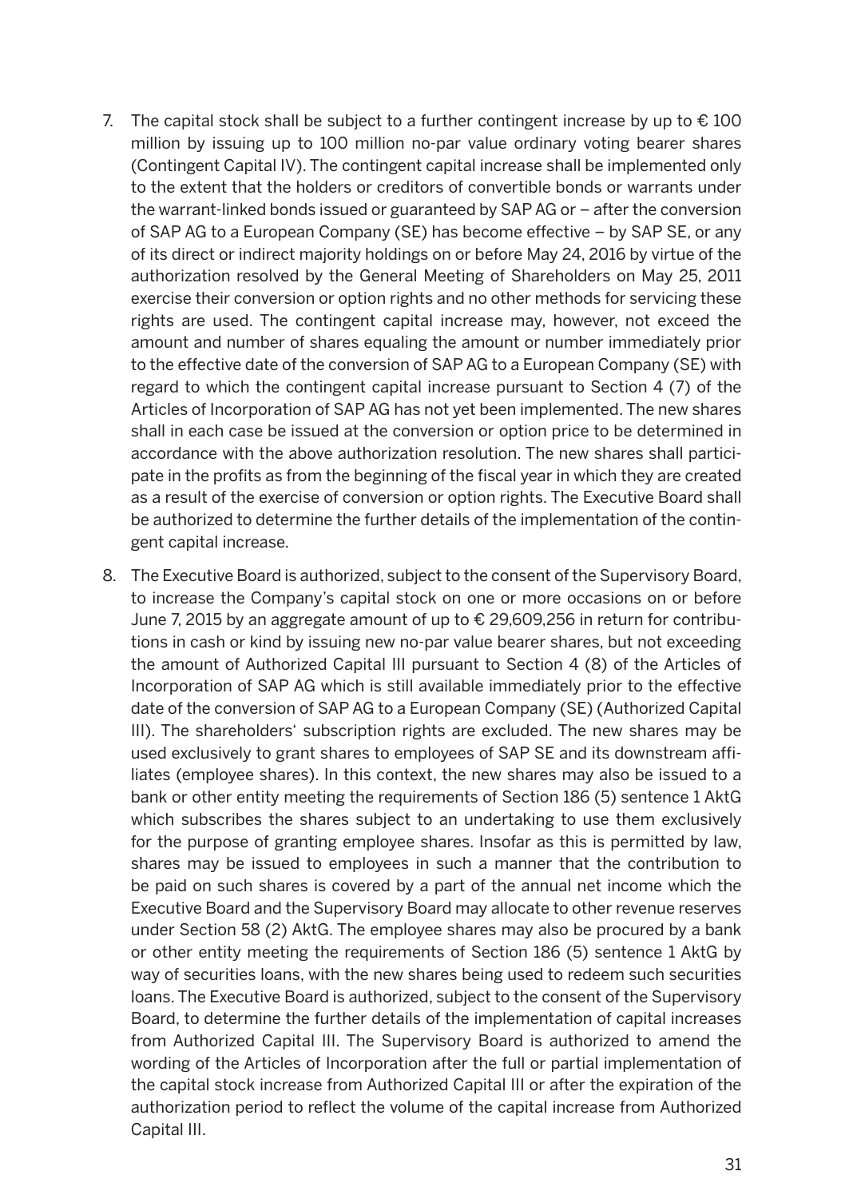7. The capital stock shall be subject to a further contingent increase by up to € 100 million by issuing up to 100 million no-par value ordinary voting bearer shares (Contingent Capital IV). The contingent capital increase shall be implemented only to the extent that the holders or creditors of convertible bonds or warrants under the warrant-linked bonds issued or guaranteed by SAP AG or – after the conversion of SAP AG to a European Company (SE) has become effective – by SAP SE, or any of its direct or indirect majority holdings on or before May 24, 2016 by virtue of the authorization resolved by the General Meeting of Shareholders on May 25, 2011 exercise their conversion or option rights and no other methods for servicing these rights are used. The contingent capital increase may, however, not exceed the amount and number of shares equaling the amount or number immediately prior to the effective date of the conversion of SAP AG to a European Company (SE) with regard to which the contingent capital increase pursuant to Section 4 (7) of the Articles of Incorporation of SAP AG has not yet been implemented. The new shares shall in each case be issued at the conversion or option price to be determined in accordance with the above authorization resolution. The new shares shall participate in the profits as from the beginning of the fiscal year in which they are created as a result of the exercise of conversion or option rights. The Executive Board shall be authorized to determine the further details of the implementation of the contingent capital increase.

8. The Executive Board is authorized, subject to the consent of the Supervisory Board, to increase the Company's capital stock on one or more occasions on or before June 7, 2015 by an aggregate amount of up to € 29,609,256 in return for contributions in cash or kind by issuing new no-par value bearer shares, but not exceeding the amount of Authorized Capital III pursuant to Section 4 (8) of the Articles of Incorporation of SAP AG which is still available immediately prior to the effective date of the conversion of SAP AG to a European Company (SE) (Authorized Capital III). The shareholders' subscription rights are excluded. The new shares may be used exclusively to grant shares to employees of SAP SE and its downstream affiliates (employee shares). In this context, the new shares may also be issued to a bank or other entity meeting the requirements of Section 186 (5) sentence 1 AktG which subscribes the shares subject to an undertaking to use them exclusively for the purpose of granting employee shares. Insofar as this is permitted by law, shares may be issued to employees in such a manner that the contribution to be paid on such shares is covered by a part of the annual net income which the Executive Board and the Supervisory Board may allocate to other revenue reserves under Section 58 (2) AktG. The employee shares may also be procured by a bank or other entity meeting the requirements of Section 186 (5) sentence 1 AktG by way of securities loans, with the new shares being used to redeem such securities loans. The Executive Board is authorized, subject to the consent of the Supervisory Board, to determine the further details of the implementation of capital increases from Authorized Capital III. The Supervisory Board is authorized to amend the wording of the Articles of Incorporation after the full or partial implementation of the capital stock increase from Authorized Capital III or after the expiration of the authorization period to reflect the volume of the capital increase from Authorized Capital III.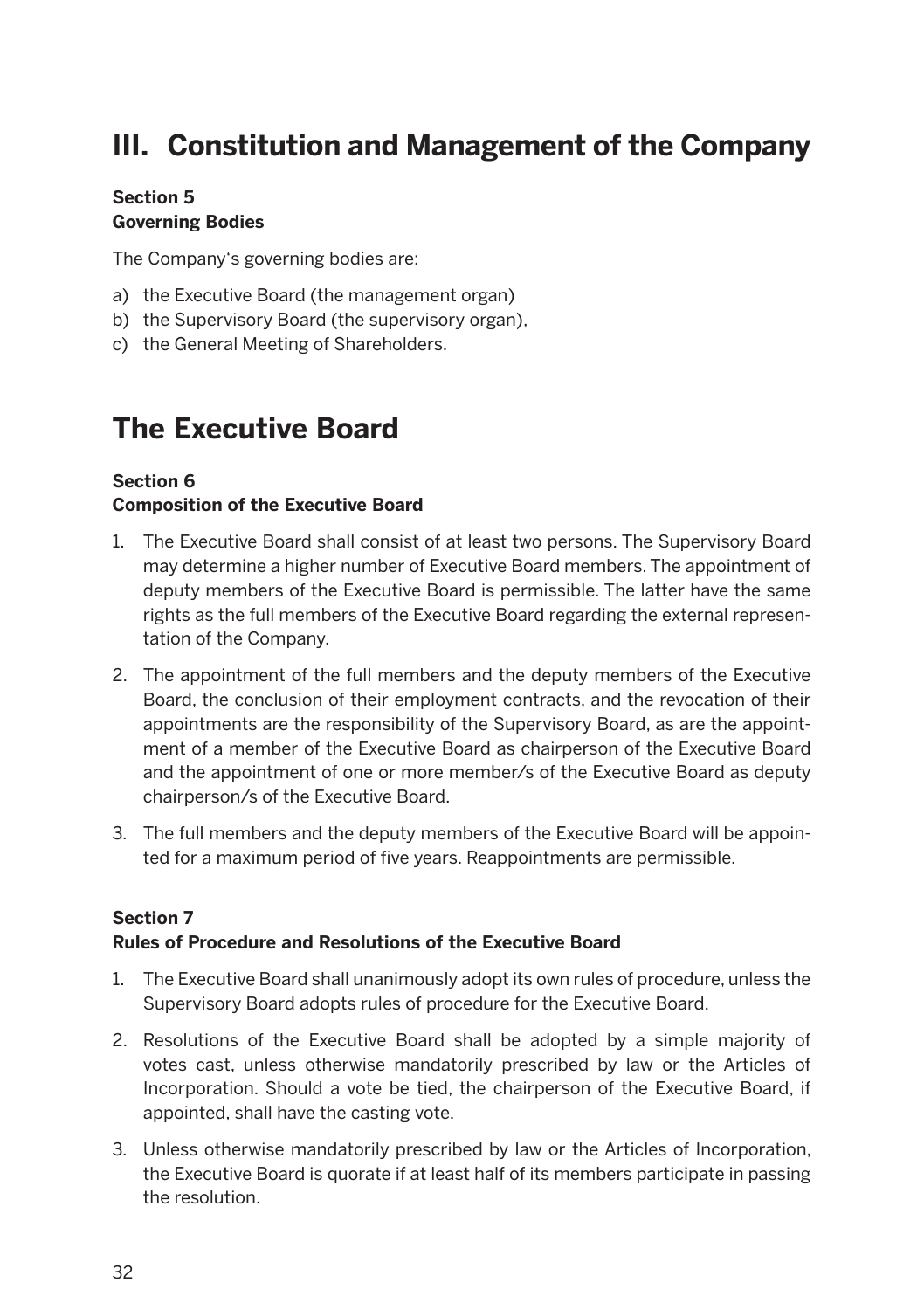# III. Constitution and Management of the Company

**Section 5**
**Governing Bodies**

The Company's governing bodies are:

a) the Executive Board (the management organ)
b) the Supervisory Board (the supervisory organ),
c) the General Meeting of Shareholders.

# The Executive Board

**Section 6**
**Composition of the Executive Board**

1. The Executive Board shall consist of at least two persons. The Supervisory Board may determine a higher number of Executive Board members. The appointment of deputy members of the Executive Board is permissible. The latter have the same rights as the full members of the Executive Board regarding the external representation of the Company.

2. The appointment of the full members and the deputy members of the Executive Board, the conclusion of their employment contracts, and the revocation of their appointments are the responsibility of the Supervisory Board, as are the appointment of a member of the Executive Board as chairperson of the Executive Board and the appointment of one or more member/s of the Executive Board as deputy chairperson/s of the Executive Board.

3. The full members and the deputy members of the Executive Board will be appointed for a maximum period of five years. Reappointments are permissible.

**Section 7**
**Rules of Procedure and Resolutions of the Executive Board**

1. The Executive Board shall unanimously adopt its own rules of procedure, unless the Supervisory Board adopts rules of procedure for the Executive Board.

2. Resolutions of the Executive Board shall be adopted by a simple majority of votes cast, unless otherwise mandatorily prescribed by law or the Articles of Incorporation. Should a vote be tied, the chairperson of the Executive Board, if appointed, shall have the casting vote.

3. Unless otherwise mandatorily prescribed by law or the Articles of Incorporation, the Executive Board is quorate if at least half of its members participate in passing the resolution.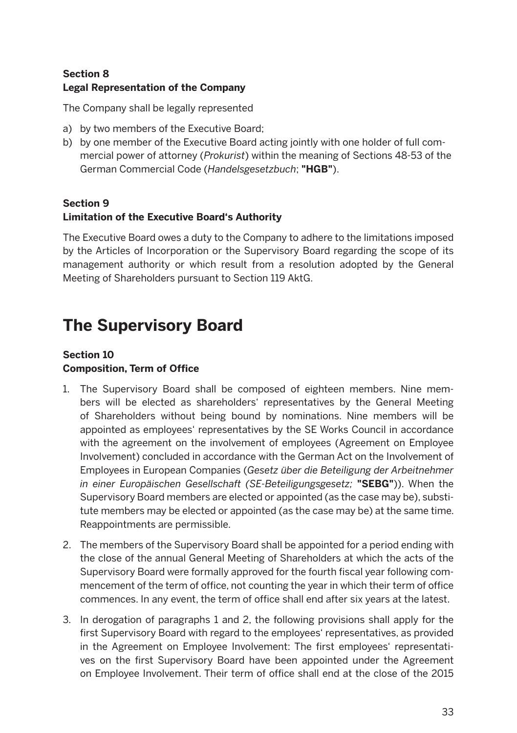**Section 8**
**Legal Representation of the Company**

The Company shall be legally represented

a) by two members of the Executive Board;
b) by one member of the Executive Board acting jointly with one holder of full commercial power of attorney (*Prokurist*) within the meaning of Sections 48-53 of the German Commercial Code (*Handelsgesetzbuch*; **"HGB"**).

**Section 9**
**Limitation of the Executive Board's Authority**

The Executive Board owes a duty to the Company to adhere to the limitations imposed by the Articles of Incorporation or the Supervisory Board regarding the scope of its management authority or which result from a resolution adopted by the General Meeting of Shareholders pursuant to Section 119 AktG.

# The Supervisory Board

**Section 10**
**Composition, Term of Office**

1. The Supervisory Board shall be composed of eighteen members. Nine members will be elected as shareholders' representatives by the General Meeting of Shareholders without being bound by nominations. Nine members will be appointed as employees' representatives by the SE Works Council in accordance with the agreement on the involvement of employees (Agreement on Employee Involvement) concluded in accordance with the German Act on the Involvement of Employees in European Companies (*Gesetz über die Beteiligung der Arbeitnehmer in einer Europäischen Gesellschaft (SE-Beteiligungsgesetz;* **"SEBG"**)). When the Supervisory Board members are elected or appointed (as the case may be), substitute members may be elected or appointed (as the case may be) at the same time. Reappointments are permissible.

2. The members of the Supervisory Board shall be appointed for a period ending with the close of the annual General Meeting of Shareholders at which the acts of the Supervisory Board were formally approved for the fourth fiscal year following commencement of the term of office, not counting the year in which their term of office commences. In any event, the term of office shall end after six years at the latest.

3. In derogation of paragraphs 1 and 2, the following provisions shall apply for the first Supervisory Board with regard to the employees' representatives, as provided in the Agreement on Employee Involvement: The first employees' representatives on the first Supervisory Board have been appointed under the Agreement on Employee Involvement. Their term of office shall end at the close of the 2015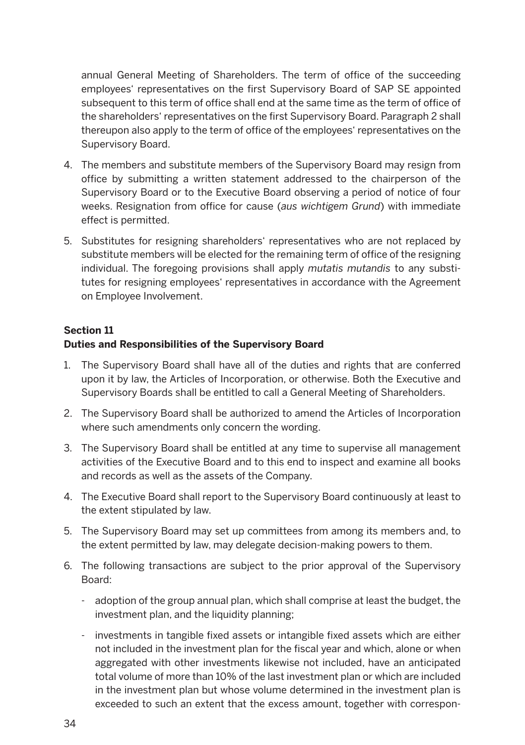annual General Meeting of Shareholders. The term of office of the succeeding employees' representatives on the first Supervisory Board of SAP SE appointed subsequent to this term of office shall end at the same time as the term of office of the shareholders' representatives on the first Supervisory Board. Paragraph 2 shall thereupon also apply to the term of office of the employees' representatives on the Supervisory Board.

4. The members and substitute members of the Supervisory Board may resign from office by submitting a written statement addressed to the chairperson of the Supervisory Board or to the Executive Board observing a period of notice of four weeks. Resignation from office for cause (*aus wichtigem Grund*) with immediate effect is permitted.

5. Substitutes for resigning shareholders' representatives who are not replaced by substitute members will be elected for the remaining term of office of the resigning individual. The foregoing provisions shall apply *mutatis mutandis* to any substitutes for resigning employees' representatives in accordance with the Agreement on Employee Involvement.

**Section 11**
**Duties and Responsibilities of the Supervisory Board**

1. The Supervisory Board shall have all of the duties and rights that are conferred upon it by law, the Articles of Incorporation, or otherwise. Both the Executive and Supervisory Boards shall be entitled to call a General Meeting of Shareholders.

2. The Supervisory Board shall be authorized to amend the Articles of Incorporation where such amendments only concern the wording.

3. The Supervisory Board shall be entitled at any time to supervise all management activities of the Executive Board and to this end to inspect and examine all books and records as well as the assets of the Company.

4. The Executive Board shall report to the Supervisory Board continuously at least to the extent stipulated by law.

5. The Supervisory Board may set up committees from among its members and, to the extent permitted by law, may delegate decision-making powers to them.

6. The following transactions are subject to the prior approval of the Supervisory Board:

   - adoption of the group annual plan, which shall comprise at least the budget, the investment plan, and the liquidity planning;

   - investments in tangible fixed assets or intangible fixed assets which are either not included in the investment plan for the fiscal year and which, alone or when aggregated with other investments likewise not included, have an anticipated total volume of more than 10% of the last investment plan or which are included in the investment plan but whose volume determined in the investment plan is exceeded to such an extent that the excess amount, together with correspon-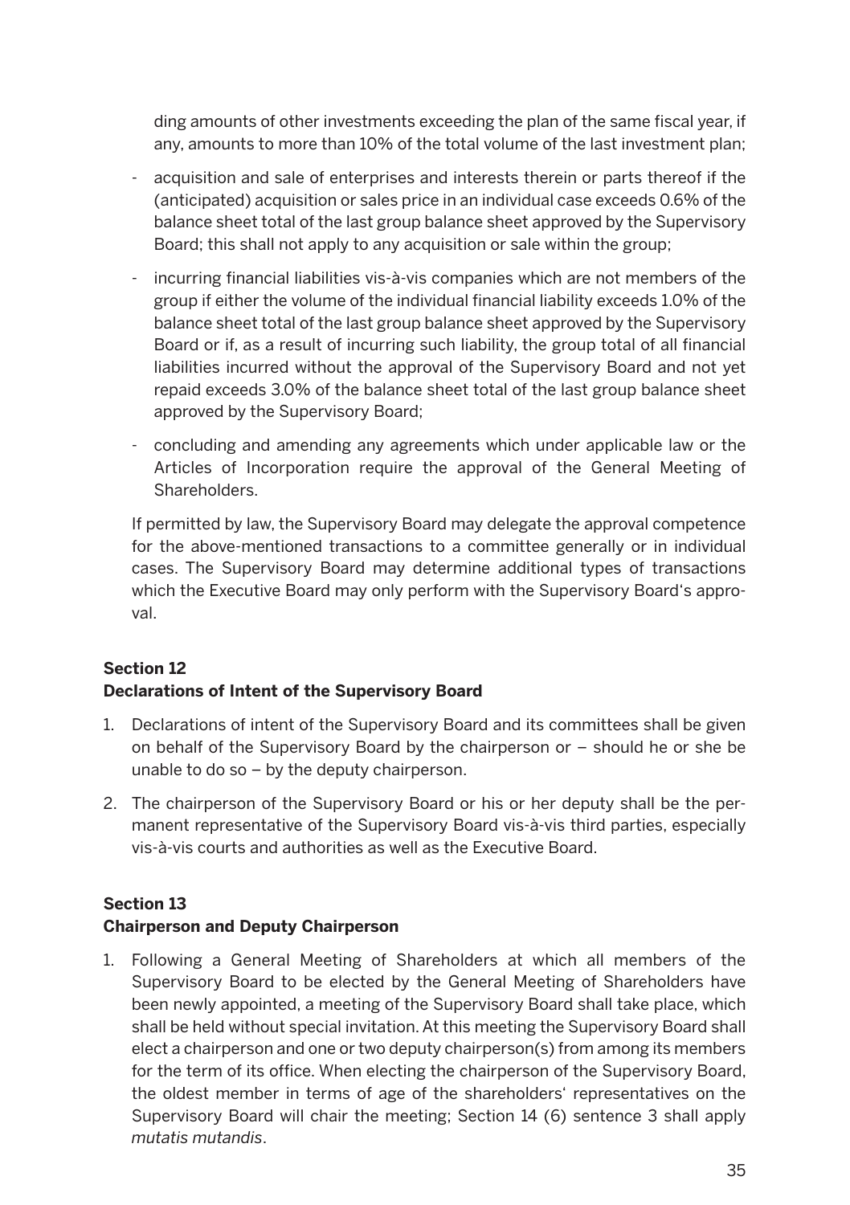ding amounts of other investments exceeding the plan of the same fiscal year, if any, amounts to more than 10% of the total volume of the last investment plan;

- acquisition and sale of enterprises and interests therein or parts thereof if the (anticipated) acquisition or sales price in an individual case exceeds 0.6% of the balance sheet total of the last group balance sheet approved by the Supervisory Board; this shall not apply to any acquisition or sale within the group;
- incurring financial liabilities vis-à-vis companies which are not members of the group if either the volume of the individual financial liability exceeds 1.0% of the balance sheet total of the last group balance sheet approved by the Supervisory Board or if, as a result of incurring such liability, the group total of all financial liabilities incurred without the approval of the Supervisory Board and not yet repaid exceeds 3.0% of the balance sheet total of the last group balance sheet approved by the Supervisory Board;
- concluding and amending any agreements which under applicable law or the Articles of Incorporation require the approval of the General Meeting of Shareholders.

If permitted by law, the Supervisory Board may delegate the approval competence for the above-mentioned transactions to a committee generally or in individual cases. The Supervisory Board may determine additional types of transactions which the Executive Board may only perform with the Supervisory Board's approval.

## Section 12
## Declarations of Intent of the Supervisory Board

1. Declarations of intent of the Supervisory Board and its committees shall be given on behalf of the Supervisory Board by the chairperson or – should he or she be unable to do so – by the deputy chairperson.
2. The chairperson of the Supervisory Board or his or her deputy shall be the permanent representative of the Supervisory Board vis-à-vis third parties, especially vis-à-vis courts and authorities as well as the Executive Board.

## Section 13
## Chairperson and Deputy Chairperson

1. Following a General Meeting of Shareholders at which all members of the Supervisory Board to be elected by the General Meeting of Shareholders have been newly appointed, a meeting of the Supervisory Board shall take place, which shall be held without special invitation. At this meeting the Supervisory Board shall elect a chairperson and one or two deputy chairperson(s) from among its members for the term of its office. When electing the chairperson of the Supervisory Board, the oldest member in terms of age of the shareholders' representatives on the Supervisory Board will chair the meeting; Section 14 (6) sentence 3 shall apply *mutatis mutandis*.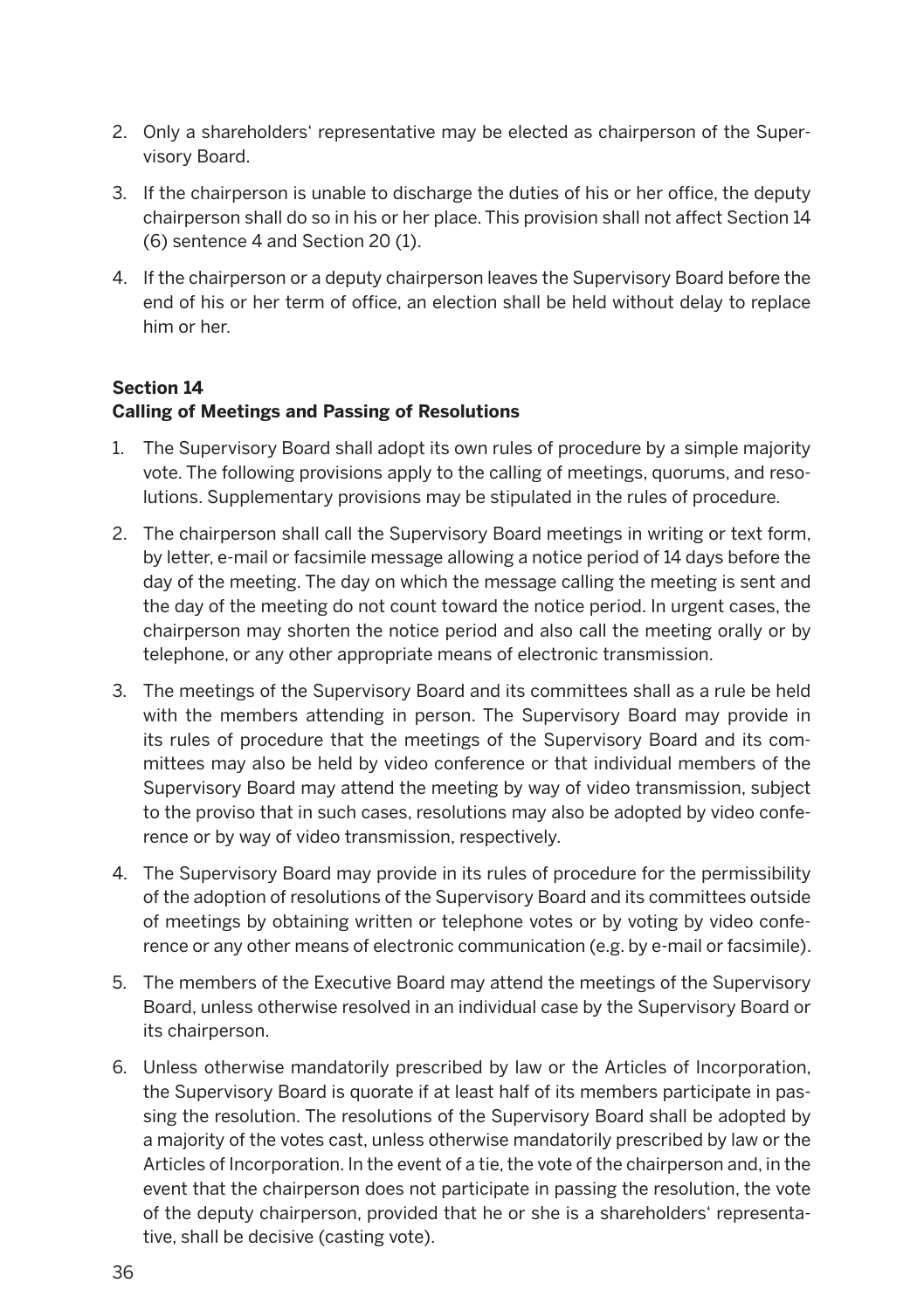2. Only a shareholders' representative may be elected as chairperson of the Supervisory Board.
3. If the chairperson is unable to discharge the duties of his or her office, the deputy chairperson shall do so in his or her place. This provision shall not affect Section 14 (6) sentence 4 and Section 20 (1).
4. If the chairperson or a deputy chairperson leaves the Supervisory Board before the end of his or her term of office, an election shall be held without delay to replace him or her.

### Section 14
### Calling of Meetings and Passing of Resolutions

1. The Supervisory Board shall adopt its own rules of procedure by a simple majority vote. The following provisions apply to the calling of meetings, quorums, and resolutions. Supplementary provisions may be stipulated in the rules of procedure.
2. The chairperson shall call the Supervisory Board meetings in writing or text form, by letter, e-mail or facsimile message allowing a notice period of 14 days before the day of the meeting. The day on which the message calling the meeting is sent and the day of the meeting do not count toward the notice period. In urgent cases, the chairperson may shorten the notice period and also call the meeting orally or by telephone, or any other appropriate means of electronic transmission.
3. The meetings of the Supervisory Board and its committees shall as a rule be held with the members attending in person. The Supervisory Board may provide in its rules of procedure that the meetings of the Supervisory Board and its committees may also be held by video conference or that individual members of the Supervisory Board may attend the meeting by way of video transmission, subject to the proviso that in such cases, resolutions may also be adopted by video conference or by way of video transmission, respectively.
4. The Supervisory Board may provide in its rules of procedure for the permissibility of the adoption of resolutions of the Supervisory Board and its committees outside of meetings by obtaining written or telephone votes or by voting by video conference or any other means of electronic communication (e.g. by e-mail or facsimile).
5. The members of the Executive Board may attend the meetings of the Supervisory Board, unless otherwise resolved in an individual case by the Supervisory Board or its chairperson.
6. Unless otherwise mandatorily prescribed by law or the Articles of Incorporation, the Supervisory Board is quorate if at least half of its members participate in passing the resolution. The resolutions of the Supervisory Board shall be adopted by a majority of the votes cast, unless otherwise mandatorily prescribed by law or the Articles of Incorporation. In the event of a tie, the vote of the chairperson and, in the event that the chairperson does not participate in passing the resolution, the vote of the deputy chairperson, provided that he or she is a shareholders' representative, shall be decisive (casting vote).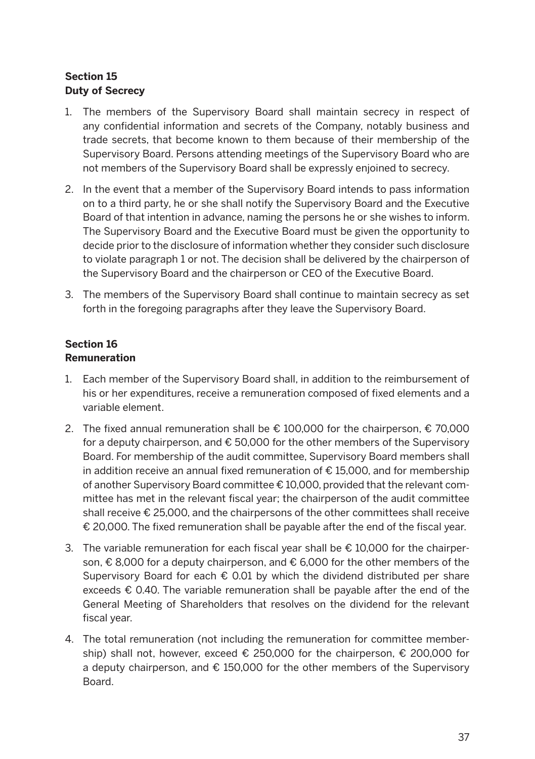**Section 15**
**Duty of Secrecy**

1. The members of the Supervisory Board shall maintain secrecy in respect of any confidential information and secrets of the Company, notably business and trade secrets, that become known to them because of their membership of the Supervisory Board. Persons attending meetings of the Supervisory Board who are not members of the Supervisory Board shall be expressly enjoined to secrecy.
2. In the event that a member of the Supervisory Board intends to pass information on to a third party, he or she shall notify the Supervisory Board and the Executive Board of that intention in advance, naming the persons he or she wishes to inform. The Supervisory Board and the Executive Board must be given the opportunity to decide prior to the disclosure of information whether they consider such disclosure to violate paragraph 1 or not. The decision shall be delivered by the chairperson of the Supervisory Board and the chairperson or CEO of the Executive Board.
3. The members of the Supervisory Board shall continue to maintain secrecy as set forth in the foregoing paragraphs after they leave the Supervisory Board.

**Section 16**
**Remuneration**

1. Each member of the Supervisory Board shall, in addition to the reimbursement of his or her expenditures, receive a remuneration composed of fixed elements and a variable element.
2. The fixed annual remuneration shall be € 100,000 for the chairperson, € 70,000 for a deputy chairperson, and € 50,000 for the other members of the Supervisory Board. For membership of the audit committee, Supervisory Board members shall in addition receive an annual fixed remuneration of € 15,000, and for membership of another Supervisory Board committee € 10,000, provided that the relevant committee has met in the relevant fiscal year; the chairperson of the audit committee shall receive € 25,000, and the chairpersons of the other committees shall receive € 20,000. The fixed remuneration shall be payable after the end of the fiscal year.
3. The variable remuneration for each fiscal year shall be € 10,000 for the chairperson, € 8,000 for a deputy chairperson, and € 6,000 for the other members of the Supervisory Board for each € 0.01 by which the dividend distributed per share exceeds € 0.40. The variable remuneration shall be payable after the end of the General Meeting of Shareholders that resolves on the dividend for the relevant fiscal year.
4. The total remuneration (not including the remuneration for committee membership) shall not, however, exceed € 250,000 for the chairperson, € 200,000 for a deputy chairperson, and € 150,000 for the other members of the Supervisory Board.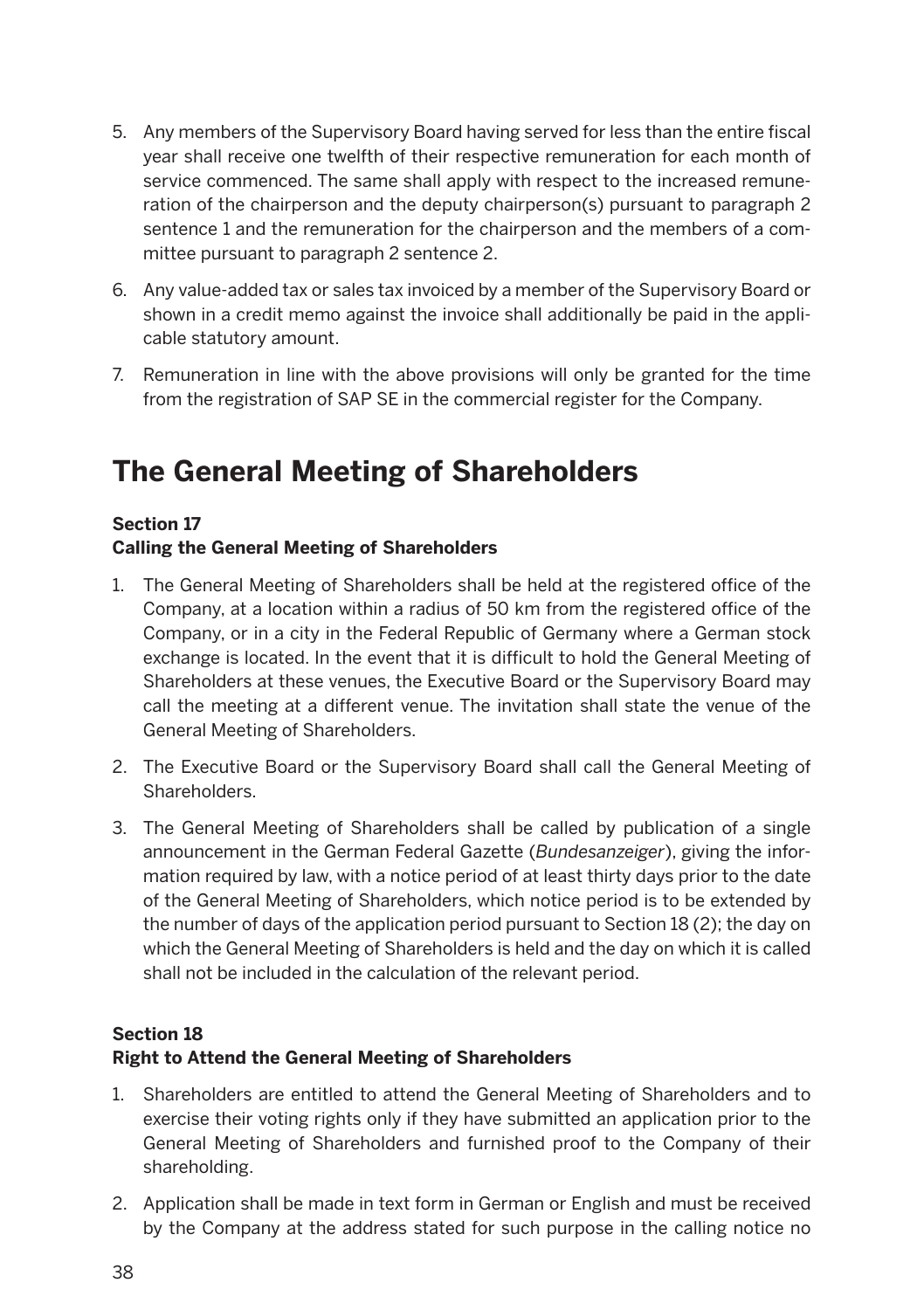5. Any members of the Supervisory Board having served for less than the entire fiscal year shall receive one twelfth of their respective remuneration for each month of service commenced. The same shall apply with respect to the increased remuneration of the chairperson and the deputy chairperson(s) pursuant to paragraph 2 sentence 1 and the remuneration for the chairperson and the members of a committee pursuant to paragraph 2 sentence 2.
6. Any value-added tax or sales tax invoiced by a member of the Supervisory Board or shown in a credit memo against the invoice shall additionally be paid in the applicable statutory amount.
7. Remuneration in line with the above provisions will only be granted for the time from the registration of SAP SE in the commercial register for the Company.

# The General Meeting of Shareholders

### Section 17
### Calling the General Meeting of Shareholders

1. The General Meeting of Shareholders shall be held at the registered office of the Company, at a location within a radius of 50 km from the registered office of the Company, or in a city in the Federal Republic of Germany where a German stock exchange is located. In the event that it is difficult to hold the General Meeting of Shareholders at these venues, the Executive Board or the Supervisory Board may call the meeting at a different venue. The invitation shall state the venue of the General Meeting of Shareholders.
2. The Executive Board or the Supervisory Board shall call the General Meeting of Shareholders.
3. The General Meeting of Shareholders shall be called by publication of a single announcement in the German Federal Gazette (*Bundesanzeiger*), giving the information required by law, with a notice period of at least thirty days prior to the date of the General Meeting of Shareholders, which notice period is to be extended by the number of days of the application period pursuant to Section 18 (2); the day on which the General Meeting of Shareholders is held and the day on which it is called shall not be included in the calculation of the relevant period.

### Section 18
### Right to Attend the General Meeting of Shareholders

1. Shareholders are entitled to attend the General Meeting of Shareholders and to exercise their voting rights only if they have submitted an application prior to the General Meeting of Shareholders and furnished proof to the Company of their shareholding.
2. Application shall be made in text form in German or English and must be received by the Company at the address stated for such purpose in the calling notice no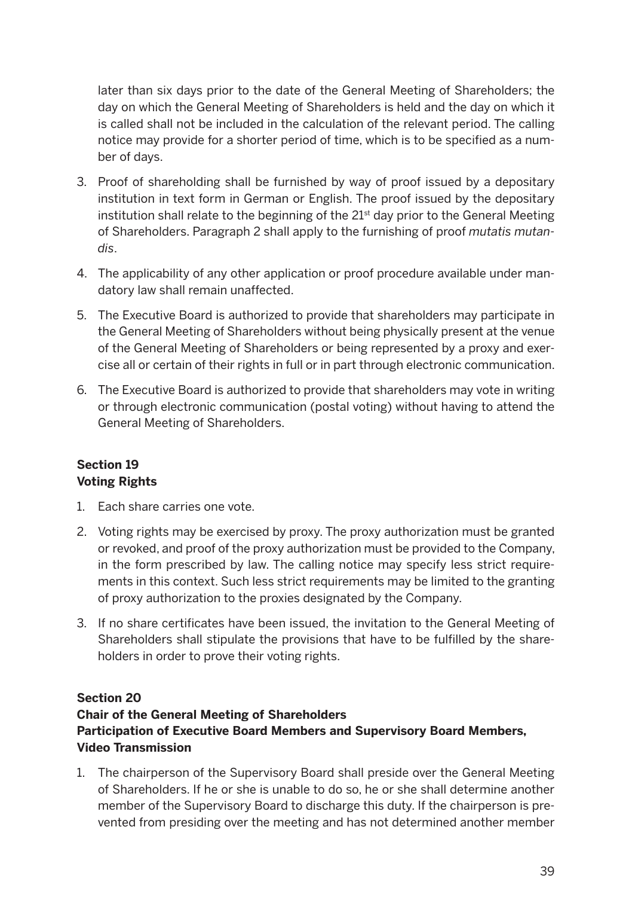later than six days prior to the date of the General Meeting of Shareholders; the day on which the General Meeting of Shareholders is held and the day on which it is called shall not be included in the calculation of the relevant period. The calling notice may provide for a shorter period of time, which is to be specified as a number of days.

3. Proof of shareholding shall be furnished by way of proof issued by a depositary institution in text form in German or English. The proof issued by the depositary institution shall relate to the beginning of the 21st day prior to the General Meeting of Shareholders. Paragraph 2 shall apply to the furnishing of proof *mutatis mutandis*.
4. The applicability of any other application or proof procedure available under mandatory law shall remain unaffected.
5. The Executive Board is authorized to provide that shareholders may participate in the General Meeting of Shareholders without being physically present at the venue of the General Meeting of Shareholders or being represented by a proxy and exercise all or certain of their rights in full or in part through electronic communication.
6. The Executive Board is authorized to provide that shareholders may vote in writing or through electronic communication (postal voting) without having to attend the General Meeting of Shareholders.

**Section 19**
**Voting Rights**

1. Each share carries one vote.
2. Voting rights may be exercised by proxy. The proxy authorization must be granted or revoked, and proof of the proxy authorization must be provided to the Company, in the form prescribed by law. The calling notice may specify less strict requirements in this context. Such less strict requirements may be limited to the granting of proxy authorization to the proxies designated by the Company.
3. If no share certificates have been issued, the invitation to the General Meeting of Shareholders shall stipulate the provisions that have to be fulfilled by the shareholders in order to prove their voting rights.

**Section 20**
**Chair of the General Meeting of Shareholders**
**Participation of Executive Board Members and Supervisory Board Members, Video Transmission**

1. The chairperson of the Supervisory Board shall preside over the General Meeting of Shareholders. If he or she is unable to do so, he or she shall determine another member of the Supervisory Board to discharge this duty. If the chairperson is prevented from presiding over the meeting and has not determined another member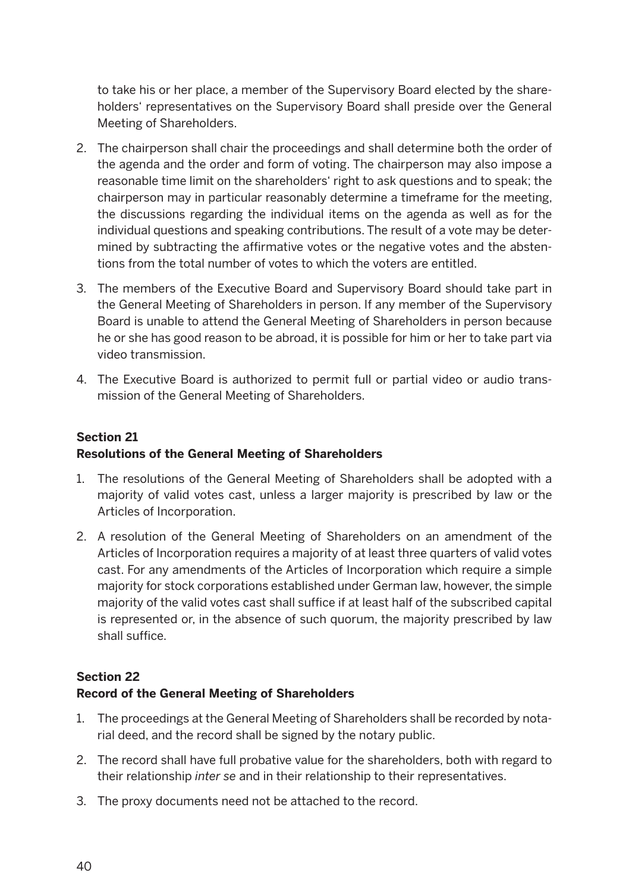to take his or her place, a member of the Supervisory Board elected by the shareholders' representatives on the Supervisory Board shall preside over the General Meeting of Shareholders.

2. The chairperson shall chair the proceedings and shall determine both the order of the agenda and the order and form of voting. The chairperson may also impose a reasonable time limit on the shareholders' right to ask questions and to speak; the chairperson may in particular reasonably determine a timeframe for the meeting, the discussions regarding the individual items on the agenda as well as for the individual questions and speaking contributions. The result of a vote may be determined by subtracting the affirmative votes or the negative votes and the abstentions from the total number of votes to which the voters are entitled.
3. The members of the Executive Board and Supervisory Board should take part in the General Meeting of Shareholders in person. If any member of the Supervisory Board is unable to attend the General Meeting of Shareholders in person because he or she has good reason to be abroad, it is possible for him or her to take part via video transmission.
4. The Executive Board is authorized to permit full or partial video or audio transmission of the General Meeting of Shareholders.

**Section 21**
**Resolutions of the General Meeting of Shareholders**

1. The resolutions of the General Meeting of Shareholders shall be adopted with a majority of valid votes cast, unless a larger majority is prescribed by law or the Articles of Incorporation.
2. A resolution of the General Meeting of Shareholders on an amendment of the Articles of Incorporation requires a majority of at least three quarters of valid votes cast. For any amendments of the Articles of Incorporation which require a simple majority for stock corporations established under German law, however, the simple majority of the valid votes cast shall suffice if at least half of the subscribed capital is represented or, in the absence of such quorum, the majority prescribed by law shall suffice.

**Section 22**
**Record of the General Meeting of Shareholders**

1. The proceedings at the General Meeting of Shareholders shall be recorded by notarial deed, and the record shall be signed by the notary public.
2. The record shall have full probative value for the shareholders, both with regard to their relationship *inter se* and in their relationship to their representatives.
3. The proxy documents need not be attached to the record.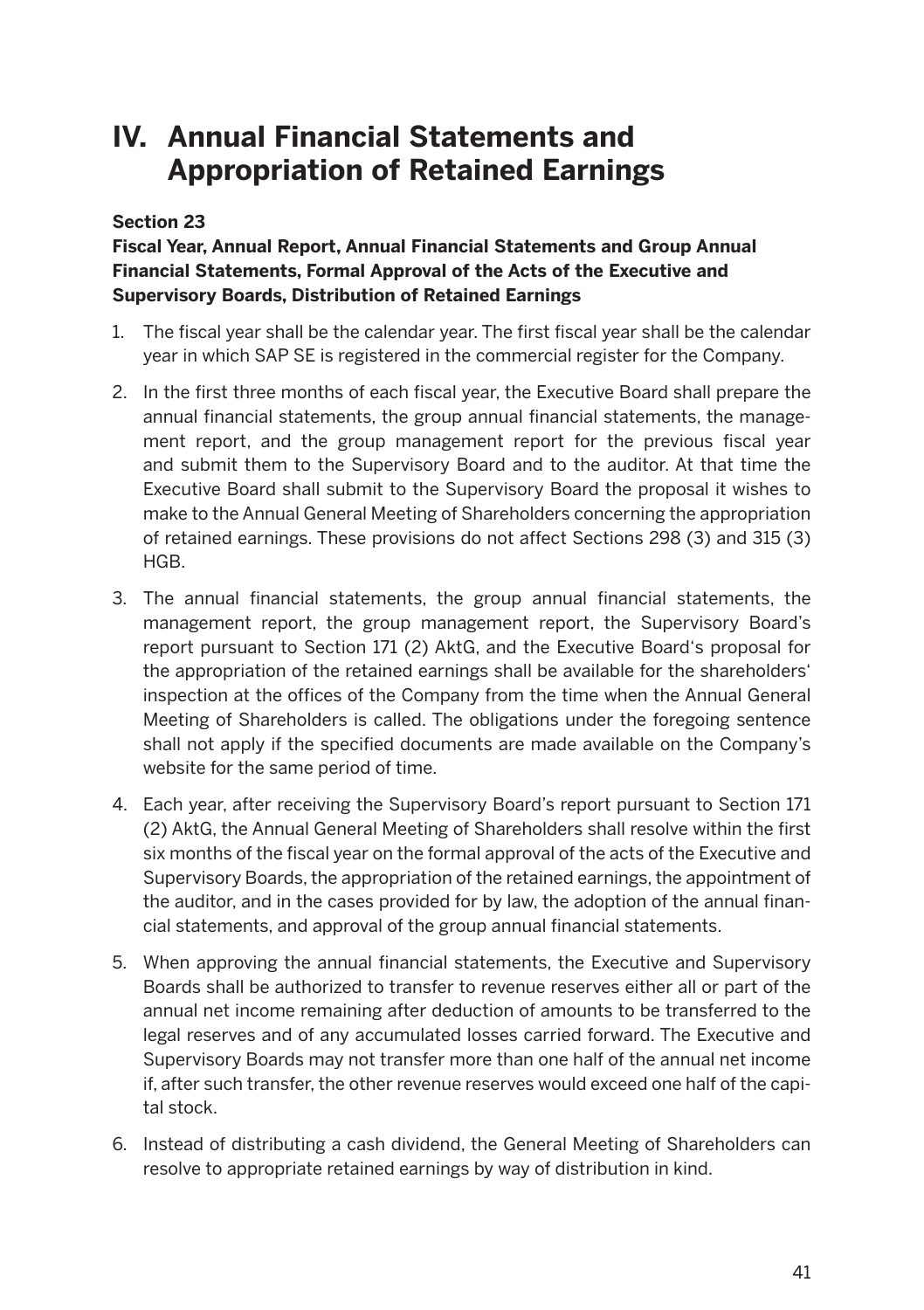# IV. Annual Financial Statements and Appropriation of Retained Earnings

**Section 23**

**Fiscal Year, Annual Report, Annual Financial Statements and Group Annual Financial Statements, Formal Approval of the Acts of the Executive and Supervisory Boards, Distribution of Retained Earnings**

1. The fiscal year shall be the calendar year. The first fiscal year shall be the calendar year in which SAP SE is registered in the commercial register for the Company.
2. In the first three months of each fiscal year, the Executive Board shall prepare the annual financial statements, the group annual financial statements, the management report, and the group management report for the previous fiscal year and submit them to the Supervisory Board and to the auditor. At that time the Executive Board shall submit to the Supervisory Board the proposal it wishes to make to the Annual General Meeting of Shareholders concerning the appropriation of retained earnings. These provisions do not affect Sections 298 (3) and 315 (3) HGB.
3. The annual financial statements, the group annual financial statements, the management report, the group management report, the Supervisory Board's report pursuant to Section 171 (2) AktG, and the Executive Board's proposal for the appropriation of the retained earnings shall be available for the shareholders' inspection at the offices of the Company from the time when the Annual General Meeting of Shareholders is called. The obligations under the foregoing sentence shall not apply if the specified documents are made available on the Company's website for the same period of time.
4. Each year, after receiving the Supervisory Board's report pursuant to Section 171 (2) AktG, the Annual General Meeting of Shareholders shall resolve within the first six months of the fiscal year on the formal approval of the acts of the Executive and Supervisory Boards, the appropriation of the retained earnings, the appointment of the auditor, and in the cases provided for by law, the adoption of the annual financial statements, and approval of the group annual financial statements.
5. When approving the annual financial statements, the Executive and Supervisory Boards shall be authorized to transfer to revenue reserves either all or part of the annual net income remaining after deduction of amounts to be transferred to the legal reserves and of any accumulated losses carried forward. The Executive and Supervisory Boards may not transfer more than one half of the annual net income if, after such transfer, the other revenue reserves would exceed one half of the capital stock.
6. Instead of distributing a cash dividend, the General Meeting of Shareholders can resolve to appropriate retained earnings by way of distribution in kind.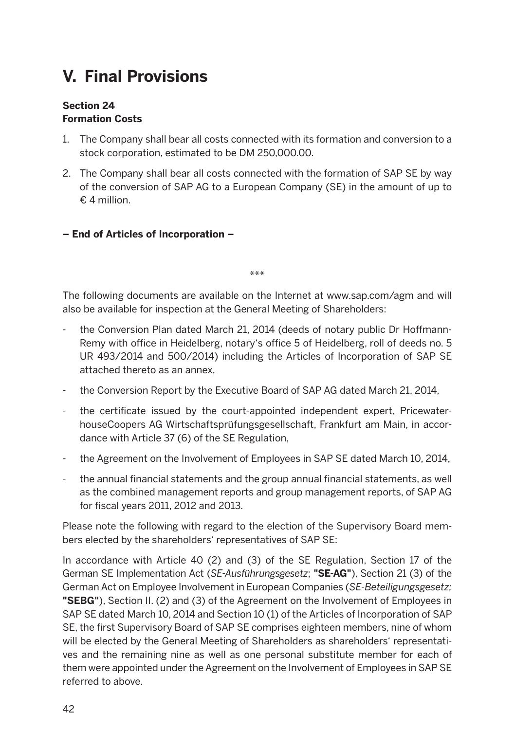# V. Final Provisions

**Section 24**
**Formation Costs**

1. The Company shall bear all costs connected with its formation and conversion to a stock corporation, estimated to be DM 250,000.00.
2. The Company shall bear all costs connected with the formation of SAP SE by way of the conversion of SAP AG to a European Company (SE) in the amount of up to € 4 million.

**– End of Articles of Incorporation –**

***

The following documents are available on the Internet at www.sap.com/agm and will also be available for inspection at the General Meeting of Shareholders:

- the Conversion Plan dated March 21, 2014 (deeds of notary public Dr Hoffmann-Remy with office in Heidelberg, notary's office 5 of Heidelberg, roll of deeds no. 5 UR 493/2014 and 500/2014) including the Articles of Incorporation of SAP SE attached thereto as an annex,
- the Conversion Report by the Executive Board of SAP AG dated March 21, 2014,
- the certificate issued by the court-appointed independent expert, PricewaterhouseCoopers AG Wirtschaftsprüfungsgesellschaft, Frankfurt am Main, in accordance with Article 37 (6) of the SE Regulation,
- the Agreement on the Involvement of Employees in SAP SE dated March 10, 2014,
- the annual financial statements and the group annual financial statements, as well as the combined management reports and group management reports, of SAP AG for fiscal years 2011, 2012 and 2013.

Please note the following with regard to the election of the Supervisory Board members elected by the shareholders' representatives of SAP SE:

In accordance with Article 40 (2) and (3) of the SE Regulation, Section 17 of the German SE Implementation Act (*SE-Ausführungsgesetz*; **"SE-AG"**), Section 21 (3) of the German Act on Employee Involvement in European Companies (*SE-Beteiligungsgesetz;* **"SEBG"**), Section II. (2) and (3) of the Agreement on the Involvement of Employees in SAP SE dated March 10, 2014 and Section 10 (1) of the Articles of Incorporation of SAP SE, the first Supervisory Board of SAP SE comprises eighteen members, nine of whom will be elected by the General Meeting of Shareholders as shareholders' representatives and the remaining nine as well as one personal substitute member for each of them were appointed under the Agreement on the Involvement of Employees in SAP SE referred to above.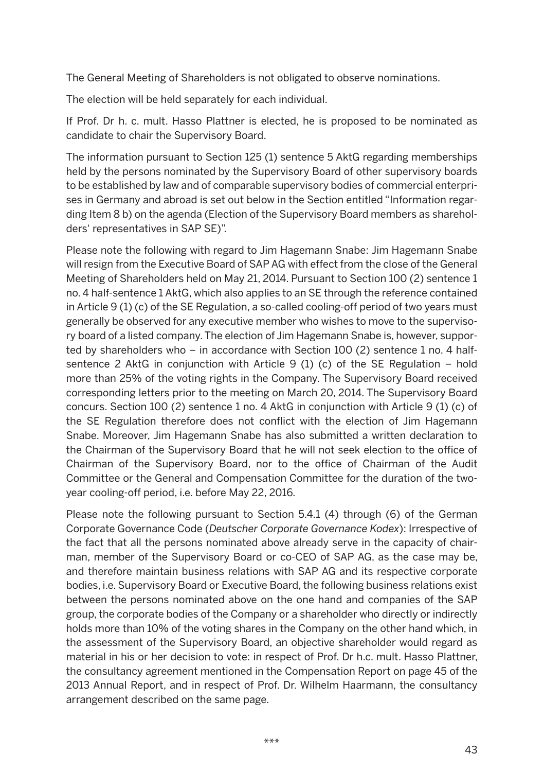The General Meeting of Shareholders is not obligated to observe nominations.

The election will be held separately for each individual.

If Prof. Dr h. c. mult. Hasso Plattner is elected, he is proposed to be nominated as candidate to chair the Supervisory Board.

The information pursuant to Section 125 (1) sentence 5 AktG regarding memberships held by the persons nominated by the Supervisory Board of other supervisory boards to be established by law and of comparable supervisory bodies of commercial enterprises in Germany and abroad is set out below in the Section entitled "Information regarding Item 8 b) on the agenda (Election of the Supervisory Board members as shareholders' representatives in SAP SE)".

Please note the following with regard to Jim Hagemann Snabe: Jim Hagemann Snabe will resign from the Executive Board of SAP AG with effect from the close of the General Meeting of Shareholders held on May 21, 2014. Pursuant to Section 100 (2) sentence 1 no. 4 half-sentence 1 AktG, which also applies to an SE through the reference contained in Article 9 (1) (c) of the SE Regulation, a so-called cooling-off period of two years must generally be observed for any executive member who wishes to move to the supervisory board of a listed company. The election of Jim Hagemann Snabe is, however, supported by shareholders who – in accordance with Section 100 (2) sentence 1 no. 4 half-sentence 2 AktG in conjunction with Article 9 (1) (c) of the SE Regulation – hold more than 25% of the voting rights in the Company. The Supervisory Board received corresponding letters prior to the meeting on March 20, 2014. The Supervisory Board concurs. Section 100 (2) sentence 1 no. 4 AktG in conjunction with Article 9 (1) (c) of the SE Regulation therefore does not conflict with the election of Jim Hagemann Snabe. Moreover, Jim Hagemann Snabe has also submitted a written declaration to the Chairman of the Supervisory Board that he will not seek election to the office of Chairman of the Supervisory Board, nor to the office of Chairman of the Audit Committee or the General and Compensation Committee for the duration of the two-year cooling-off period, i.e. before May 22, 2016.

Please note the following pursuant to Section 5.4.1 (4) through (6) of the German Corporate Governance Code (*Deutscher Corporate Governance Kodex*): Irrespective of the fact that all the persons nominated above already serve in the capacity of chairman, member of the Supervisory Board or co-CEO of SAP AG, as the case may be, and therefore maintain business relations with SAP AG and its respective corporate bodies, i.e. Supervisory Board or Executive Board, the following business relations exist between the persons nominated above on the one hand and companies of the SAP group, the corporate bodies of the Company or a shareholder who directly or indirectly holds more than 10% of the voting shares in the Company on the other hand which, in the assessment of the Supervisory Board, an objective shareholder would regard as material in his or her decision to vote: in respect of Prof. Dr h.c. mult. Hasso Plattner, the consultancy agreement mentioned in the Compensation Report on page 45 of the 2013 Annual Report, and in respect of Prof. Dr. Wilhelm Haarmann, the consultancy arrangement described on the same page.

***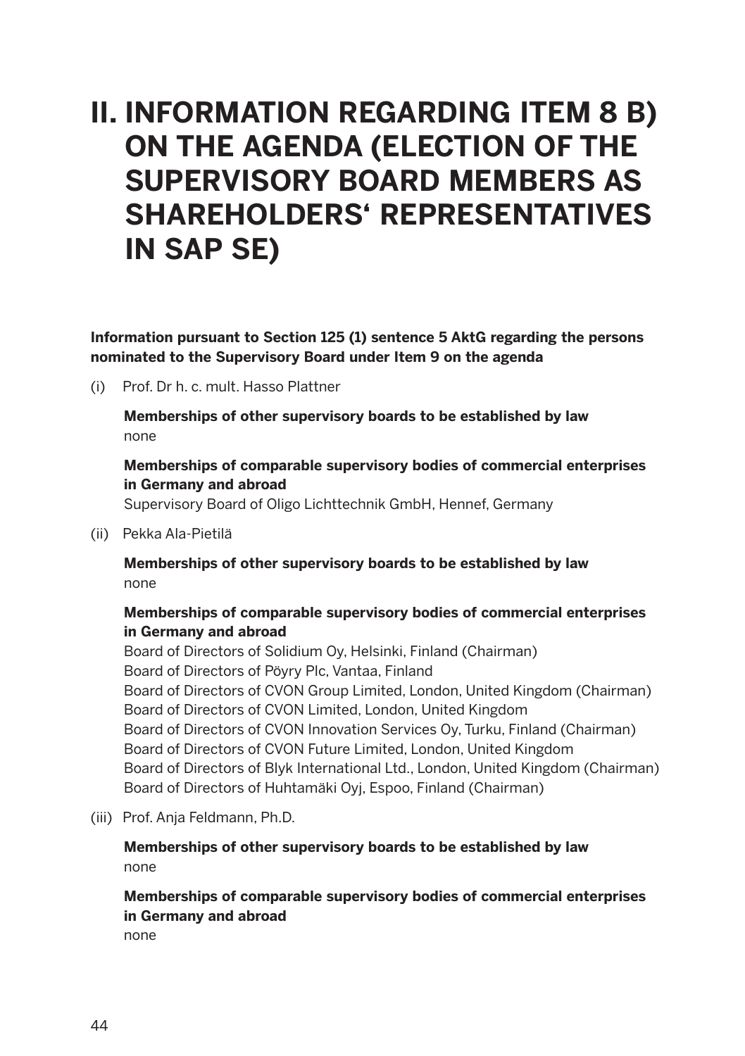# II. INFORMATION REGARDING ITEM 8 B) ON THE AGENDA (ELECTION OF THE SUPERVISORY BOARD MEMBERS AS SHAREHOLDERS' REPRESENTATIVES IN SAP SE)

**Information pursuant to Section 125 (1) sentence 5 AktG regarding the persons nominated to the Supervisory Board under Item 9 on the agenda**

(i) Prof. Dr h. c. mult. Hasso Plattner

**Memberships of other supervisory boards to be established by law**
none

**Memberships of comparable supervisory bodies of commercial enterprises in Germany and abroad**
Supervisory Board of Oligo Lichttechnik GmbH, Hennef, Germany

(ii) Pekka Ala-Pietilä

**Memberships of other supervisory boards to be established by law**
none

**Memberships of comparable supervisory bodies of commercial enterprises in Germany and abroad**
Board of Directors of Solidium Oy, Helsinki, Finland (Chairman)
Board of Directors of Pöyry Plc, Vantaa, Finland
Board of Directors of CVON Group Limited, London, United Kingdom (Chairman)
Board of Directors of CVON Limited, London, United Kingdom
Board of Directors of CVON Innovation Services Oy, Turku, Finland (Chairman)
Board of Directors of CVON Future Limited, London, United Kingdom
Board of Directors of Blyk International Ltd., London, United Kingdom (Chairman)
Board of Directors of Huhtamäki Oyj, Espoo, Finland (Chairman)

(iii) Prof. Anja Feldmann, Ph.D.

**Memberships of other supervisory boards to be established by law**
none

**Memberships of comparable supervisory bodies of commercial enterprises in Germany and abroad**
none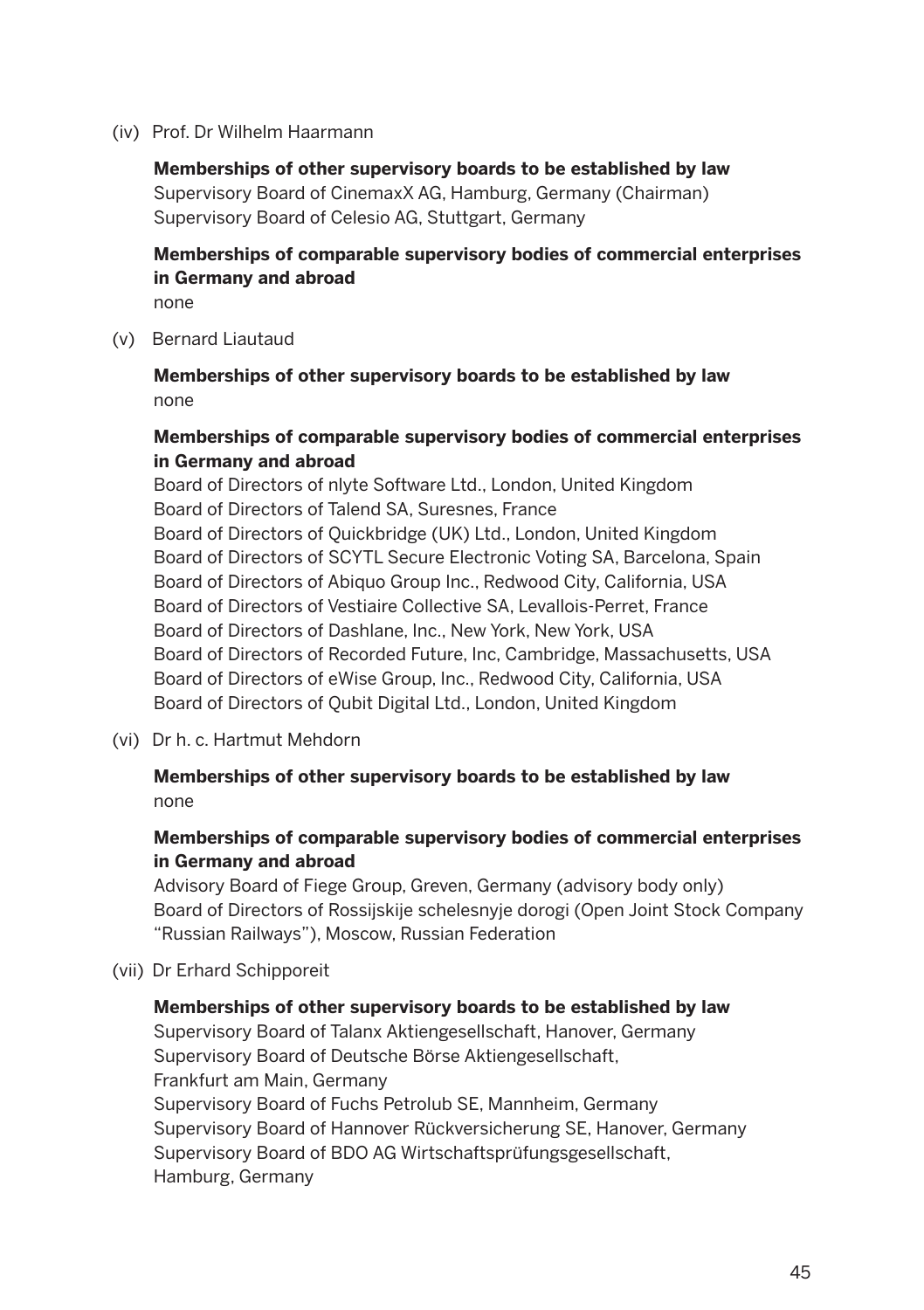(iv) Prof. Dr Wilhelm Haarmann

**Memberships of other supervisory boards to be established by law**
Supervisory Board of CinemaxX AG, Hamburg, Germany (Chairman)
Supervisory Board of Celesio AG, Stuttgart, Germany

**Memberships of comparable supervisory bodies of commercial enterprises in Germany and abroad**
none

(v) Bernard Liautaud

**Memberships of other supervisory boards to be established by law**
none

**Memberships of comparable supervisory bodies of commercial enterprises in Germany and abroad**
Board of Directors of nlyte Software Ltd., London, United Kingdom
Board of Directors of Talend SA, Suresnes, France
Board of Directors of Quickbridge (UK) Ltd., London, United Kingdom
Board of Directors of SCYTL Secure Electronic Voting SA, Barcelona, Spain
Board of Directors of Abiquo Group Inc., Redwood City, California, USA
Board of Directors of Vestiaire Collective SA, Levallois-Perret, France
Board of Directors of Dashlane, Inc., New York, New York, USA
Board of Directors of Recorded Future, Inc, Cambridge, Massachusetts, USA
Board of Directors of eWise Group, Inc., Redwood City, California, USA
Board of Directors of Qubit Digital Ltd., London, United Kingdom

(vi) Dr h. c. Hartmut Mehdorn

**Memberships of other supervisory boards to be established by law**
none

**Memberships of comparable supervisory bodies of commercial enterprises in Germany and abroad**
Advisory Board of Fiege Group, Greven, Germany (advisory body only)
Board of Directors of Rossijskije schelesnyje dorogi (Open Joint Stock Company "Russian Railways"), Moscow, Russian Federation

(vii) Dr Erhard Schipporeit

**Memberships of other supervisory boards to be established by law**
Supervisory Board of Talanx Aktiengesellschaft, Hanover, Germany
Supervisory Board of Deutsche Börse Aktiengesellschaft, Frankfurt am Main, Germany
Supervisory Board of Fuchs Petrolub SE, Mannheim, Germany
Supervisory Board of Hannover Rückversicherung SE, Hanover, Germany
Supervisory Board of BDO AG Wirtschaftsprüfungsgesellschaft, Hamburg, Germany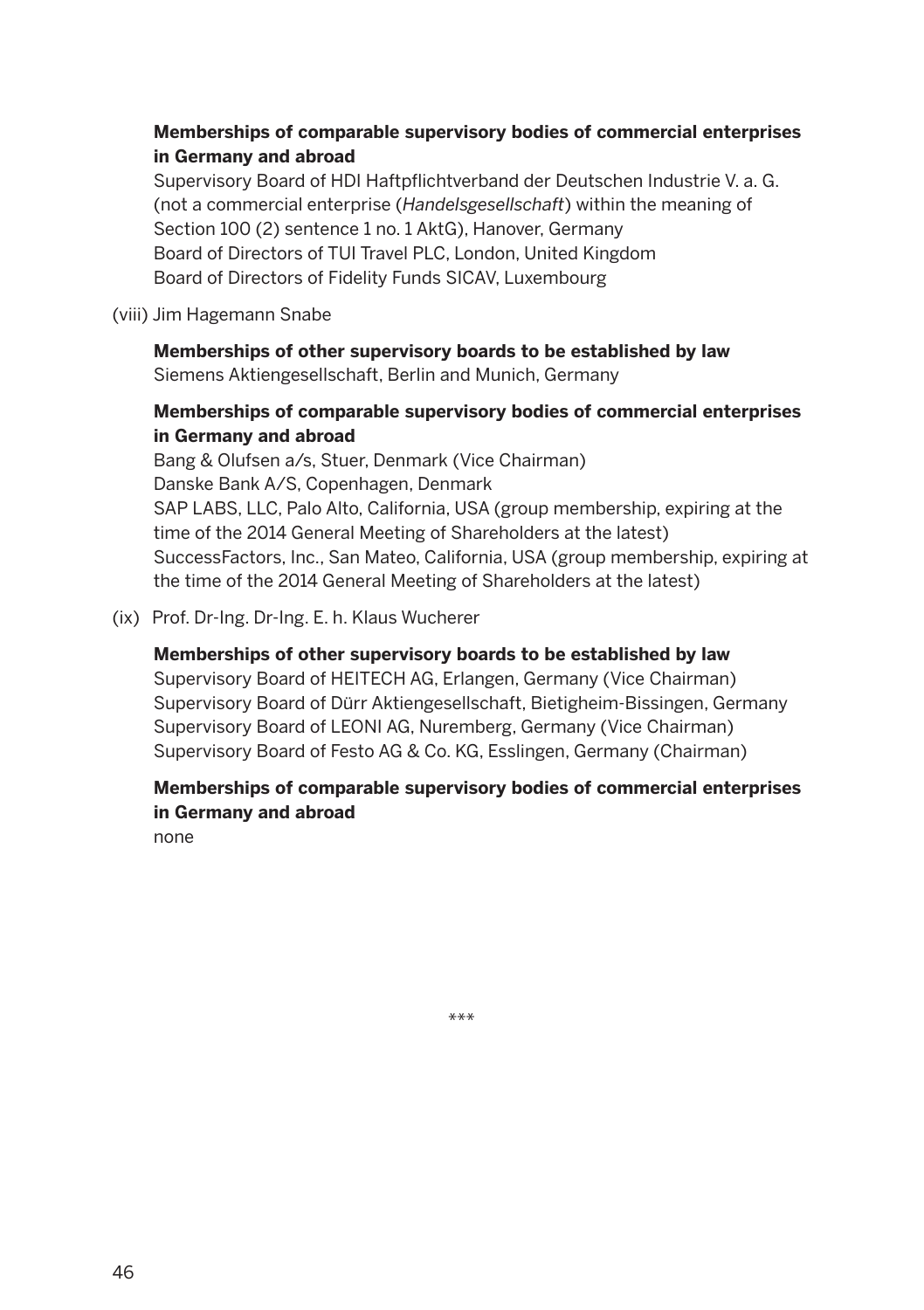**Memberships of comparable supervisory bodies of commercial enterprises in Germany and abroad**

Supervisory Board of HDI Haftpflichtverband der Deutschen Industrie V. a. G. (not a commercial enterprise (*Handelsgesellschaft*) within the meaning of Section 100 (2) sentence 1 no. 1 AktG), Hanover, Germany
Board of Directors of TUI Travel PLC, London, United Kingdom
Board of Directors of Fidelity Funds SICAV, Luxembourg

(viii) Jim Hagemann Snabe

**Memberships of other supervisory boards to be established by law**

Siemens Aktiengesellschaft, Berlin and Munich, Germany

**Memberships of comparable supervisory bodies of commercial enterprises in Germany and abroad**

Bang & Olufsen a/s, Stuer, Denmark (Vice Chairman)
Danske Bank A/S, Copenhagen, Denmark
SAP LABS, LLC, Palo Alto, California, USA (group membership, expiring at the time of the 2014 General Meeting of Shareholders at the latest)
SuccessFactors, Inc., San Mateo, California, USA (group membership, expiring at the time of the 2014 General Meeting of Shareholders at the latest)

(ix) Prof. Dr-Ing. Dr-Ing. E. h. Klaus Wucherer

**Memberships of other supervisory boards to be established by law**

Supervisory Board of HEITECH AG, Erlangen, Germany (Vice Chairman)
Supervisory Board of Dürr Aktiengesellschaft, Bietigheim-Bissingen, Germany
Supervisory Board of LEONI AG, Nuremberg, Germany (Vice Chairman)
Supervisory Board of Festo AG & Co. KG, Esslingen, Germany (Chairman)

**Memberships of comparable supervisory bodies of commercial enterprises in Germany and abroad**

none

***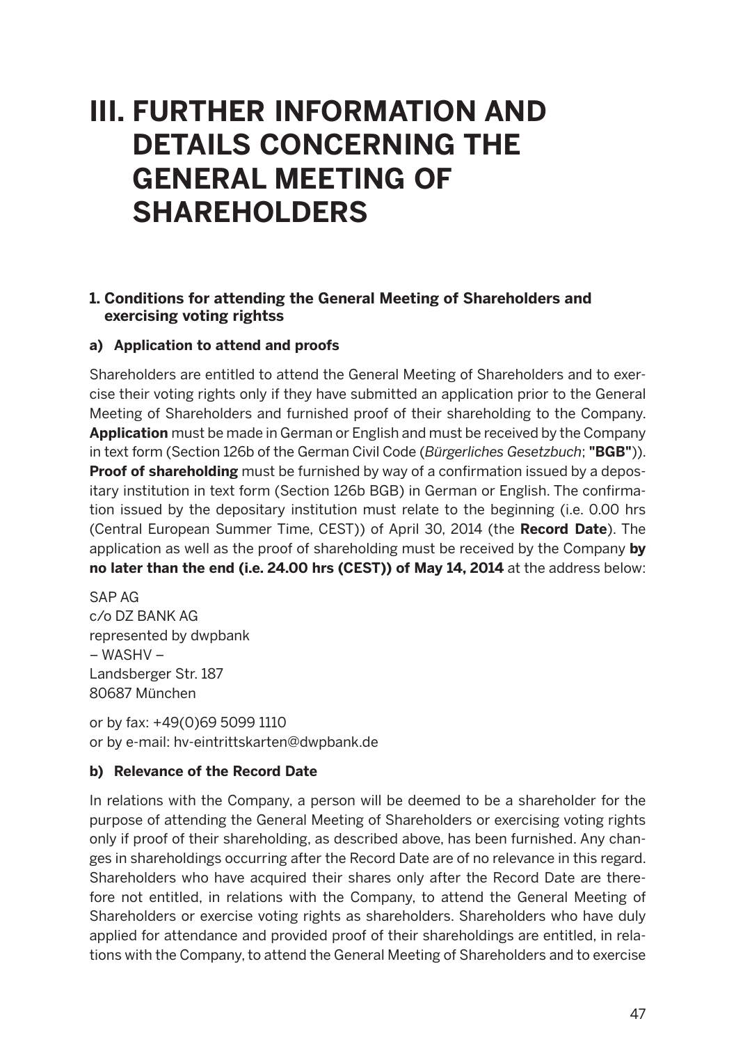# III. FURTHER INFORMATION AND DETAILS CONCERNING THE GENERAL MEETING OF SHAREHOLDERS

## 1. Conditions for attending the General Meeting of Shareholders and exercising voting rightss

### a) Application to attend and proofs

Shareholders are entitled to attend the General Meeting of Shareholders and to exercise their voting rights only if they have submitted an application prior to the General Meeting of Shareholders and furnished proof of their shareholding to the Company. **Application** must be made in German or English and must be received by the Company in text form (Section 126b of the German Civil Code (*Bürgerliches Gesetzbuch*; **"BGB"**)). **Proof of shareholding** must be furnished by way of a confirmation issued by a depositary institution in text form (Section 126b BGB) in German or English. The confirmation issued by the depositary institution must relate to the beginning (i.e. 0.00 hrs (Central European Summer Time, CEST)) of April 30, 2014 (the **Record Date**). The application as well as the proof of shareholding must be received by the Company **by no later than the end (i.e. 24.00 hrs (CEST)) of May 14, 2014** at the address below:

SAP AG
c/o DZ BANK AG
represented by dwpbank
– WASHV –
Landsberger Str. 187
80687 München

or by fax: +49(0)69 5099 1110
or by e-mail: hv-eintrittskarten@dwpbank.de

### b) Relevance of the Record Date

In relations with the Company, a person will be deemed to be a shareholder for the purpose of attending the General Meeting of Shareholders or exercising voting rights only if proof of their shareholding, as described above, has been furnished. Any changes in shareholdings occurring after the Record Date are of no relevance in this regard. Shareholders who have acquired their shares only after the Record Date are therefore not entitled, in relations with the Company, to attend the General Meeting of Shareholders or exercise voting rights as shareholders. Shareholders who have duly applied for attendance and provided proof of their shareholdings are entitled, in relations with the Company, to attend the General Meeting of Shareholders and to exercise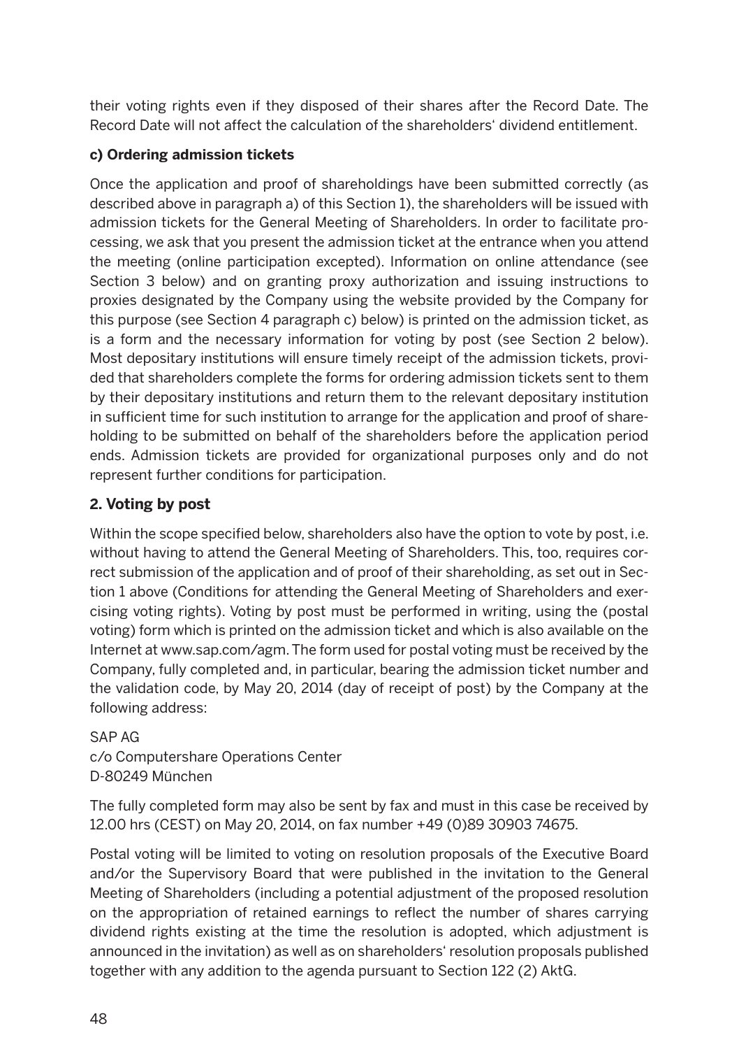their voting rights even if they disposed of their shares after the Record Date. The Record Date will not affect the calculation of the shareholders' dividend entitlement.

**c) Ordering admission tickets**

Once the application and proof of shareholdings have been submitted correctly (as described above in paragraph a) of this Section 1), the shareholders will be issued with admission tickets for the General Meeting of Shareholders. In order to facilitate processing, we ask that you present the admission ticket at the entrance when you attend the meeting (online participation excepted). Information on online attendance (see Section 3 below) and on granting proxy authorization and issuing instructions to proxies designated by the Company using the website provided by the Company for this purpose (see Section 4 paragraph c) below) is printed on the admission ticket, as is a form and the necessary information for voting by post (see Section 2 below). Most depositary institutions will ensure timely receipt of the admission tickets, provided that shareholders complete the forms for ordering admission tickets sent to them by their depositary institutions and return them to the relevant depositary institution in sufficient time for such institution to arrange for the application and proof of shareholding to be submitted on behalf of the shareholders before the application period ends. Admission tickets are provided for organizational purposes only and do not represent further conditions for participation.

## 2. Voting by post

Within the scope specified below, shareholders also have the option to vote by post, i.e. without having to attend the General Meeting of Shareholders. This, too, requires correct submission of the application and of proof of their shareholding, as set out in Section 1 above (Conditions for attending the General Meeting of Shareholders and exercising voting rights). Voting by post must be performed in writing, using the (postal voting) form which is printed on the admission ticket and which is also available on the Internet at www.sap.com/agm. The form used for postal voting must be received by the Company, fully completed and, in particular, bearing the admission ticket number and the validation code, by May 20, 2014 (day of receipt of post) by the Company at the following address:

SAP AG  
c/o Computershare Operations Center  
D-80249 München

The fully completed form may also be sent by fax and must in this case be received by 12.00 hrs (CEST) on May 20, 2014, on fax number +49 (0)89 30903 74675.

Postal voting will be limited to voting on resolution proposals of the Executive Board and/or the Supervisory Board that were published in the invitation to the General Meeting of Shareholders (including a potential adjustment of the proposed resolution on the appropriation of retained earnings to reflect the number of shares carrying dividend rights existing at the time the resolution is adopted, which adjustment is announced in the invitation) as well as on shareholders' resolution proposals published together with any addition to the agenda pursuant to Section 122 (2) AktG.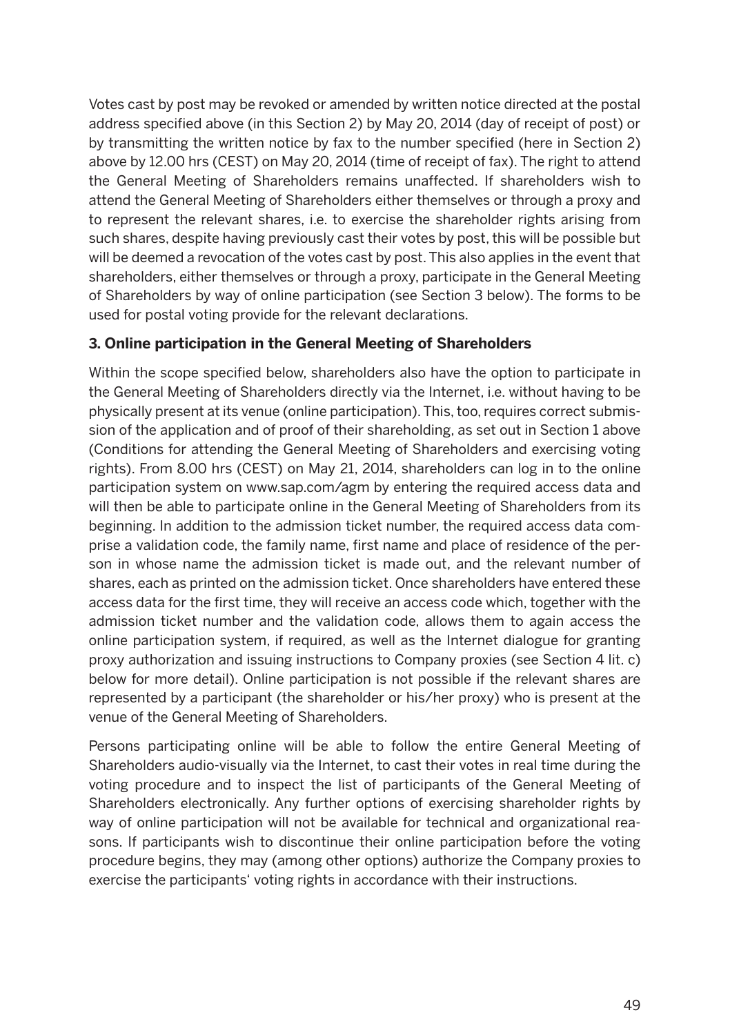Votes cast by post may be revoked or amended by written notice directed at the postal address specified above (in this Section 2) by May 20, 2014 (day of receipt of post) or by transmitting the written notice by fax to the number specified (here in Section 2) above by 12.00 hrs (CEST) on May 20, 2014 (time of receipt of fax). The right to attend the General Meeting of Shareholders remains unaffected. If shareholders wish to attend the General Meeting of Shareholders either themselves or through a proxy and to represent the relevant shares, i.e. to exercise the shareholder rights arising from such shares, despite having previously cast their votes by post, this will be possible but will be deemed a revocation of the votes cast by post. This also applies in the event that shareholders, either themselves or through a proxy, participate in the General Meeting of Shareholders by way of online participation (see Section 3 below). The forms to be used for postal voting provide for the relevant declarations.

### 3. Online participation in the General Meeting of Shareholders

Within the scope specified below, shareholders also have the option to participate in the General Meeting of Shareholders directly via the Internet, i.e. without having to be physically present at its venue (online participation). This, too, requires correct submission of the application and of proof of their shareholding, as set out in Section 1 above (Conditions for attending the General Meeting of Shareholders and exercising voting rights). From 8.00 hrs (CEST) on May 21, 2014, shareholders can log in to the online participation system on www.sap.com/agm by entering the required access data and will then be able to participate online in the General Meeting of Shareholders from its beginning. In addition to the admission ticket number, the required access data comprise a validation code, the family name, first name and place of residence of the person in whose name the admission ticket is made out, and the relevant number of shares, each as printed on the admission ticket. Once shareholders have entered these access data for the first time, they will receive an access code which, together with the admission ticket number and the validation code, allows them to again access the online participation system, if required, as well as the Internet dialogue for granting proxy authorization and issuing instructions to Company proxies (see Section 4 lit. c) below for more detail). Online participation is not possible if the relevant shares are represented by a participant (the shareholder or his/her proxy) who is present at the venue of the General Meeting of Shareholders.

Persons participating online will be able to follow the entire General Meeting of Shareholders audio-visually via the Internet, to cast their votes in real time during the voting procedure and to inspect the list of participants of the General Meeting of Shareholders electronically. Any further options of exercising shareholder rights by way of online participation will not be available for technical and organizational reasons. If participants wish to discontinue their online participation before the voting procedure begins, they may (among other options) authorize the Company proxies to exercise the participants' voting rights in accordance with their instructions.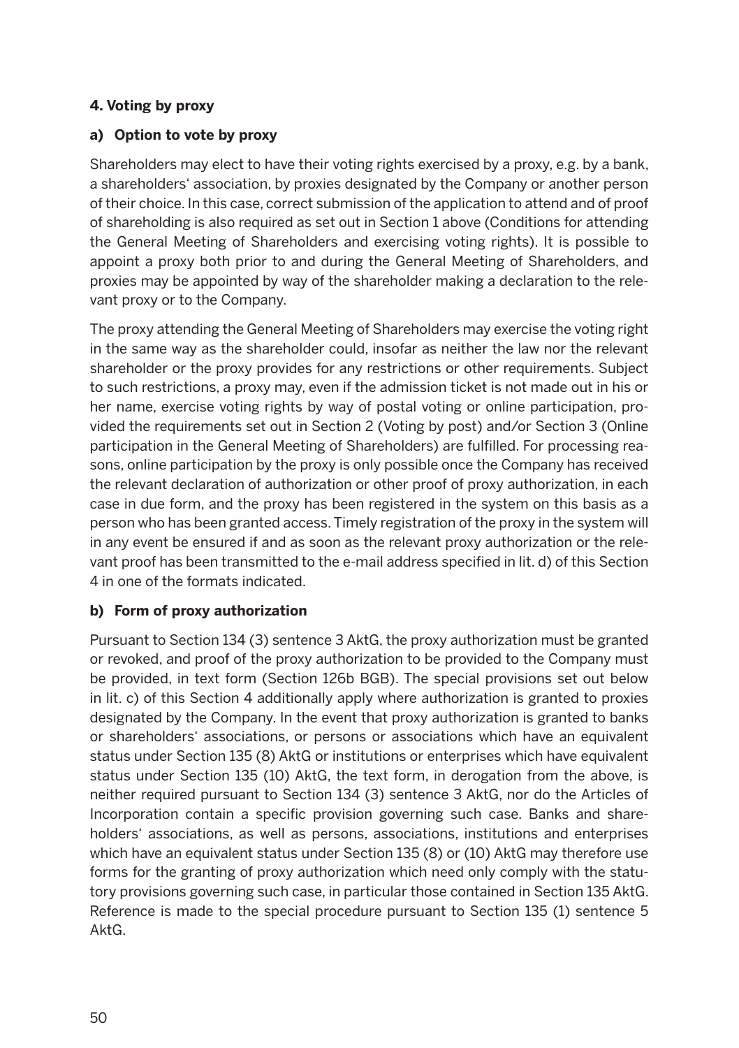## 4. Voting by proxy

### a) Option to vote by proxy

Shareholders may elect to have their voting rights exercised by a proxy, e.g. by a bank, a shareholders' association, by proxies designated by the Company or another person of their choice. In this case, correct submission of the application to attend and of proof of shareholding is also required as set out in Section 1 above (Conditions for attending the General Meeting of Shareholders and exercising voting rights). It is possible to appoint a proxy both prior to and during the General Meeting of Shareholders, and proxies may be appointed by way of the shareholder making a declaration to the relevant proxy or to the Company.

The proxy attending the General Meeting of Shareholders may exercise the voting right in the same way as the shareholder could, insofar as neither the law nor the relevant shareholder or the proxy provides for any restrictions or other requirements. Subject to such restrictions, a proxy may, even if the admission ticket is not made out in his or her name, exercise voting rights by way of postal voting or online participation, provided the requirements set out in Section 2 (Voting by post) and/or Section 3 (Online participation in the General Meeting of Shareholders) are fulfilled. For processing reasons, online participation by the proxy is only possible once the Company has received the relevant declaration of authorization or other proof of proxy authorization, in each case in due form, and the proxy has been registered in the system on this basis as a person who has been granted access. Timely registration of the proxy in the system will in any event be ensured if and as soon as the relevant proxy authorization or the relevant proof has been transmitted to the e-mail address specified in lit. d) of this Section 4 in one of the formats indicated.

### b) Form of proxy authorization

Pursuant to Section 134 (3) sentence 3 AktG, the proxy authorization must be granted or revoked, and proof of the proxy authorization to be provided to the Company must be provided, in text form (Section 126b BGB). The special provisions set out below in lit. c) of this Section 4 additionally apply where authorization is granted to proxies designated by the Company. In the event that proxy authorization is granted to banks or shareholders' associations, or persons or associations which have an equivalent status under Section 135 (8) AktG or institutions or enterprises which have equivalent status under Section 135 (10) AktG, the text form, in derogation from the above, is neither required pursuant to Section 134 (3) sentence 3 AktG, nor do the Articles of Incorporation contain a specific provision governing such case. Banks and shareholders' associations, as well as persons, associations, institutions and enterprises which have an equivalent status under Section 135 (8) or (10) AktG may therefore use forms for the granting of proxy authorization which need only comply with the statutory provisions governing such case, in particular those contained in Section 135 AktG. Reference is made to the special procedure pursuant to Section 135 (1) sentence 5 AktG.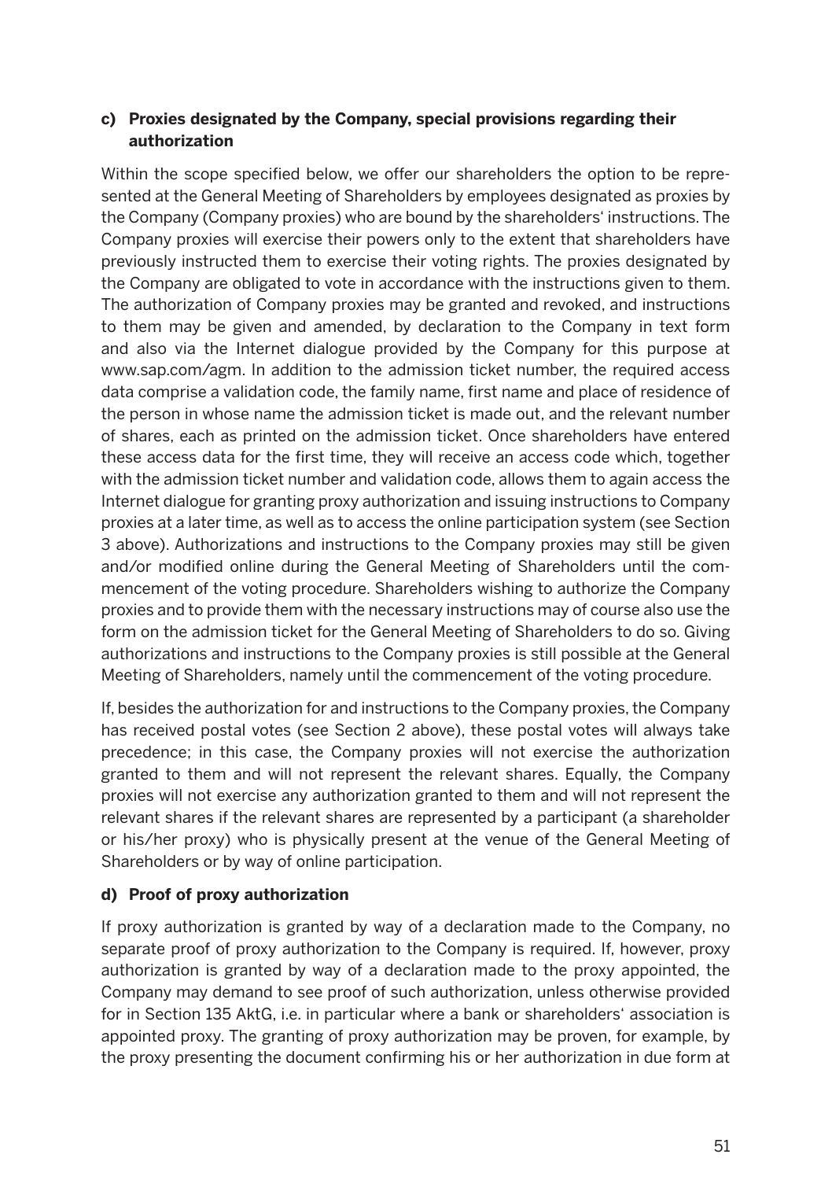#### c) Proxies designated by the Company, special provisions regarding their authorization

Within the scope specified below, we offer our shareholders the option to be represented at the General Meeting of Shareholders by employees designated as proxies by the Company (Company proxies) who are bound by the shareholders' instructions. The Company proxies will exercise their powers only to the extent that shareholders have previously instructed them to exercise their voting rights. The proxies designated by the Company are obligated to vote in accordance with the instructions given to them. The authorization of Company proxies may be granted and revoked, and instructions to them may be given and amended, by declaration to the Company in text form and also via the Internet dialogue provided by the Company for this purpose at www.sap.com/agm. In addition to the admission ticket number, the required access data comprise a validation code, the family name, first name and place of residence of the person in whose name the admission ticket is made out, and the relevant number of shares, each as printed on the admission ticket. Once shareholders have entered these access data for the first time, they will receive an access code which, together with the admission ticket number and validation code, allows them to again access the Internet dialogue for granting proxy authorization and issuing instructions to Company proxies at a later time, as well as to access the online participation system (see Section 3 above). Authorizations and instructions to the Company proxies may still be given and/or modified online during the General Meeting of Shareholders until the commencement of the voting procedure. Shareholders wishing to authorize the Company proxies and to provide them with the necessary instructions may of course also use the form on the admission ticket for the General Meeting of Shareholders to do so. Giving authorizations and instructions to the Company proxies is still possible at the General Meeting of Shareholders, namely until the commencement of the voting procedure.

If, besides the authorization for and instructions to the Company proxies, the Company has received postal votes (see Section 2 above), these postal votes will always take precedence; in this case, the Company proxies will not exercise the authorization granted to them and will not represent the relevant shares. Equally, the Company proxies will not exercise any authorization granted to them and will not represent the relevant shares if the relevant shares are represented by a participant (a shareholder or his/her proxy) who is physically present at the venue of the General Meeting of Shareholders or by way of online participation.

#### d) Proof of proxy authorization

If proxy authorization is granted by way of a declaration made to the Company, no separate proof of proxy authorization to the Company is required. If, however, proxy authorization is granted by way of a declaration made to the proxy appointed, the Company may demand to see proof of such authorization, unless otherwise provided for in Section 135 AktG, i.e. in particular where a bank or shareholders' association is appointed proxy. The granting of proxy authorization may be proven, for example, by the proxy presenting the document confirming his or her authorization in due form at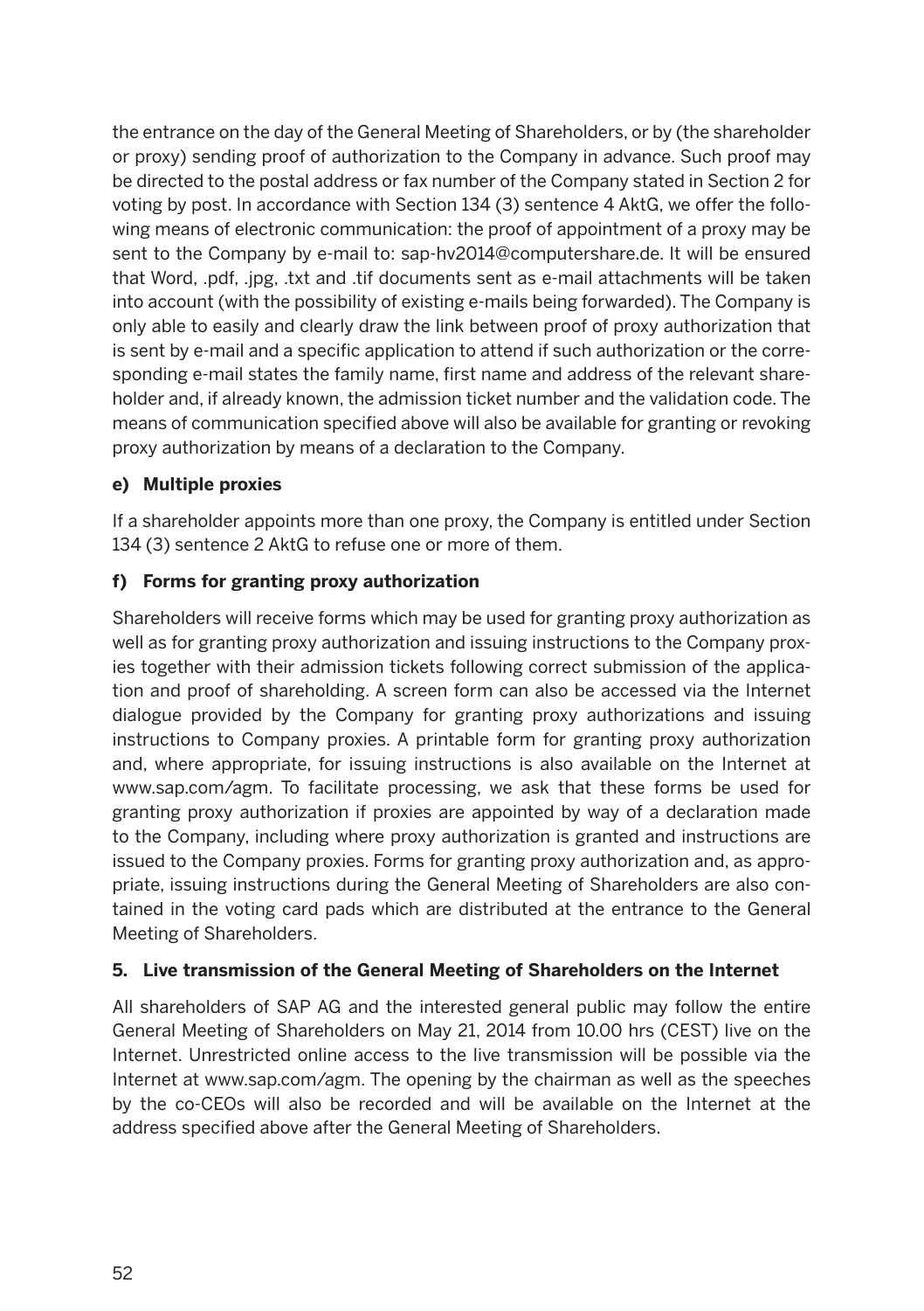the entrance on the day of the General Meeting of Shareholders, or by (the shareholder or proxy) sending proof of authorization to the Company in advance. Such proof may be directed to the postal address or fax number of the Company stated in Section 2 for voting by post. In accordance with Section 134 (3) sentence 4 AktG, we offer the following means of electronic communication: the proof of appointment of a proxy may be sent to the Company by e-mail to: sap-hv2014@computershare.de. It will be ensured that Word, .pdf, .jpg, .txt and .tif documents sent as e-mail attachments will be taken into account (with the possibility of existing e-mails being forwarded). The Company is only able to easily and clearly draw the link between proof of proxy authorization that is sent by e-mail and a specific application to attend if such authorization or the corresponding e-mail states the family name, first name and address of the relevant shareholder and, if already known, the admission ticket number and the validation code. The means of communication specified above will also be available for granting or revoking proxy authorization by means of a declaration to the Company.

**e) Multiple proxies**

If a shareholder appoints more than one proxy, the Company is entitled under Section 134 (3) sentence 2 AktG to refuse one or more of them.

**f) Forms for granting proxy authorization**

Shareholders will receive forms which may be used for granting proxy authorization as well as for granting proxy authorization and issuing instructions to the Company proxies together with their admission tickets following correct submission of the application and proof of shareholding. A screen form can also be accessed via the Internet dialogue provided by the Company for granting proxy authorizations and issuing instructions to Company proxies. A printable form for granting proxy authorization and, where appropriate, for issuing instructions is also available on the Internet at www.sap.com/agm. To facilitate processing, we ask that these forms be used for granting proxy authorization if proxies are appointed by way of a declaration made to the Company, including where proxy authorization is granted and instructions are issued to the Company proxies. Forms for granting proxy authorization and, as appropriate, issuing instructions during the General Meeting of Shareholders are also contained in the voting card pads which are distributed at the entrance to the General Meeting of Shareholders.

**5. Live transmission of the General Meeting of Shareholders on the Internet**

All shareholders of SAP AG and the interested general public may follow the entire General Meeting of Shareholders on May 21, 2014 from 10.00 hrs (CEST) live on the Internet. Unrestricted online access to the live transmission will be possible via the Internet at www.sap.com/agm. The opening by the chairman as well as the speeches by the co-CEOs will also be recorded and will be available on the Internet at the address specified above after the General Meeting of Shareholders.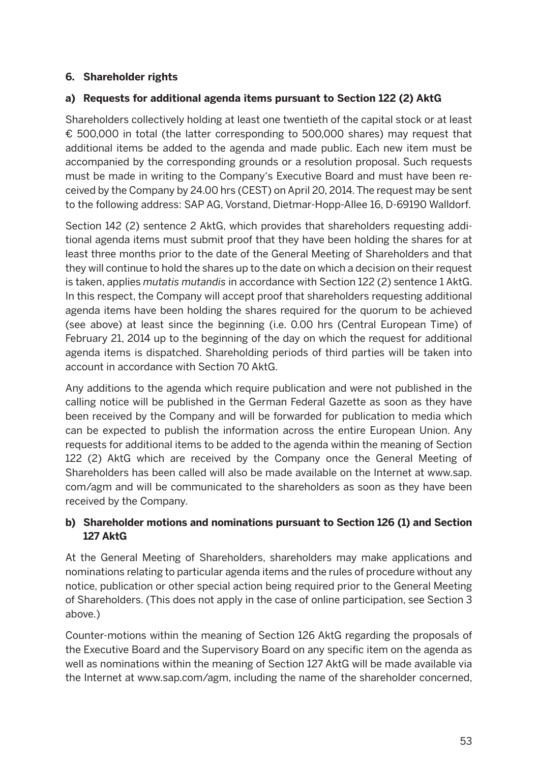## 6. Shareholder rights

### a) Requests for additional agenda items pursuant to Section 122 (2) AktG

Shareholders collectively holding at least one twentieth of the capital stock or at least € 500,000 in total (the latter corresponding to 500,000 shares) may request that additional items be added to the agenda and made public. Each new item must be accompanied by the corresponding grounds or a resolution proposal. Such requests must be made in writing to the Company's Executive Board and must have been received by the Company by 24.00 hrs (CEST) on April 20, 2014. The request may be sent to the following address: SAP AG, Vorstand, Dietmar-Hopp-Allee 16, D-69190 Walldorf.

Section 142 (2) sentence 2 AktG, which provides that shareholders requesting additional agenda items must submit proof that they have been holding the shares for at least three months prior to the date of the General Meeting of Shareholders and that they will continue to hold the shares up to the date on which a decision on their request is taken, applies *mutatis mutandis* in accordance with Section 122 (2) sentence 1 AktG. In this respect, the Company will accept proof that shareholders requesting additional agenda items have been holding the shares required for the quorum to be achieved (see above) at least since the beginning (i.e. 0.00 hrs (Central European Time) of February 21, 2014 up to the beginning of the day on which the request for additional agenda items is dispatched. Shareholding periods of third parties will be taken into account in accordance with Section 70 AktG.

Any additions to the agenda which require publication and were not published in the calling notice will be published in the German Federal Gazette as soon as they have been received by the Company and will be forwarded for publication to media which can be expected to publish the information across the entire European Union. Any requests for additional items to be added to the agenda within the meaning of Section 122 (2) AktG which are received by the Company once the General Meeting of Shareholders has been called will also be made available on the Internet at www.sap.com/agm and will be communicated to the shareholders as soon as they have been received by the Company.

### b) Shareholder motions and nominations pursuant to Section 126 (1) and Section 127 AktG

At the General Meeting of Shareholders, shareholders may make applications and nominations relating to particular agenda items and the rules of procedure without any notice, publication or other special action being required prior to the General Meeting of Shareholders. (This does not apply in the case of online participation, see Section 3 above.)

Counter-motions within the meaning of Section 126 AktG regarding the proposals of the Executive Board and the Supervisory Board on any specific item on the agenda as well as nominations within the meaning of Section 127 AktG will be made available via the Internet at www.sap.com/agm, including the name of the shareholder concerned,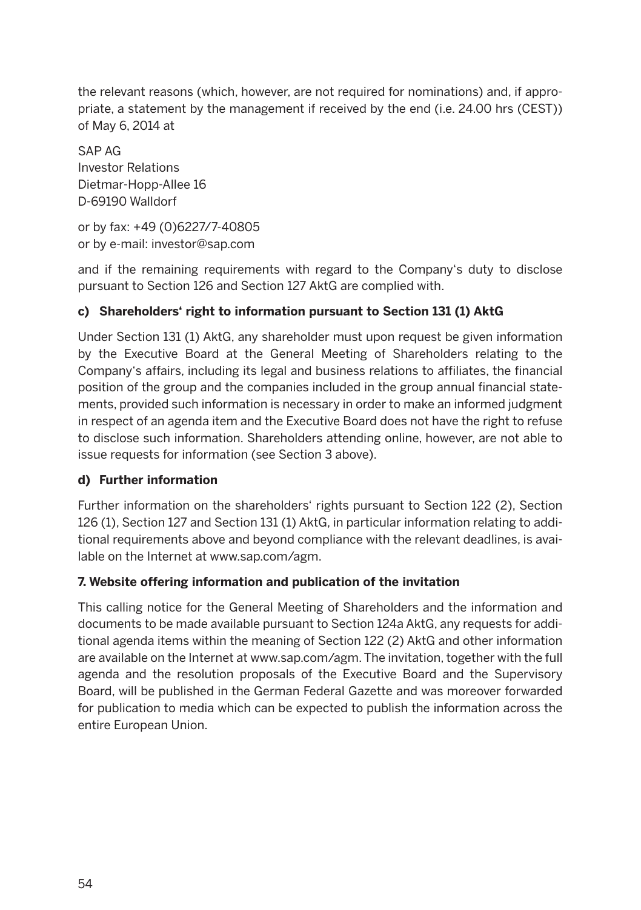the relevant reasons (which, however, are not required for nominations) and, if appropriate, a statement by the management if received by the end (i.e. 24.00 hrs (CEST)) of May 6, 2014 at

SAP AG
Investor Relations
Dietmar-Hopp-Allee 16
D-69190 Walldorf

or by fax: +49 (0)6227/7-40805
or by e-mail: investor@sap.com

and if the remaining requirements with regard to the Company's duty to disclose pursuant to Section 126 and Section 127 AktG are complied with.

**c) Shareholders' right to information pursuant to Section 131 (1) AktG**

Under Section 131 (1) AktG, any shareholder must upon request be given information by the Executive Board at the General Meeting of Shareholders relating to the Company's affairs, including its legal and business relations to affiliates, the financial position of the group and the companies included in the group annual financial statements, provided such information is necessary in order to make an informed judgment in respect of an agenda item and the Executive Board does not have the right to refuse to disclose such information. Shareholders attending online, however, are not able to issue requests for information (see Section 3 above).

**d) Further information**

Further information on the shareholders' rights pursuant to Section 122 (2), Section 126 (1), Section 127 and Section 131 (1) AktG, in particular information relating to additional requirements above and beyond compliance with the relevant deadlines, is available on the Internet at www.sap.com/agm.

**7. Website offering information and publication of the invitation**

This calling notice for the General Meeting of Shareholders and the information and documents to be made available pursuant to Section 124a AktG, any requests for additional agenda items within the meaning of Section 122 (2) AktG and other information are available on the Internet at www.sap.com/agm. The invitation, together with the full agenda and the resolution proposals of the Executive Board and the Supervisory Board, will be published in the German Federal Gazette and was moreover forwarded for publication to media which can be expected to publish the information across the entire European Union.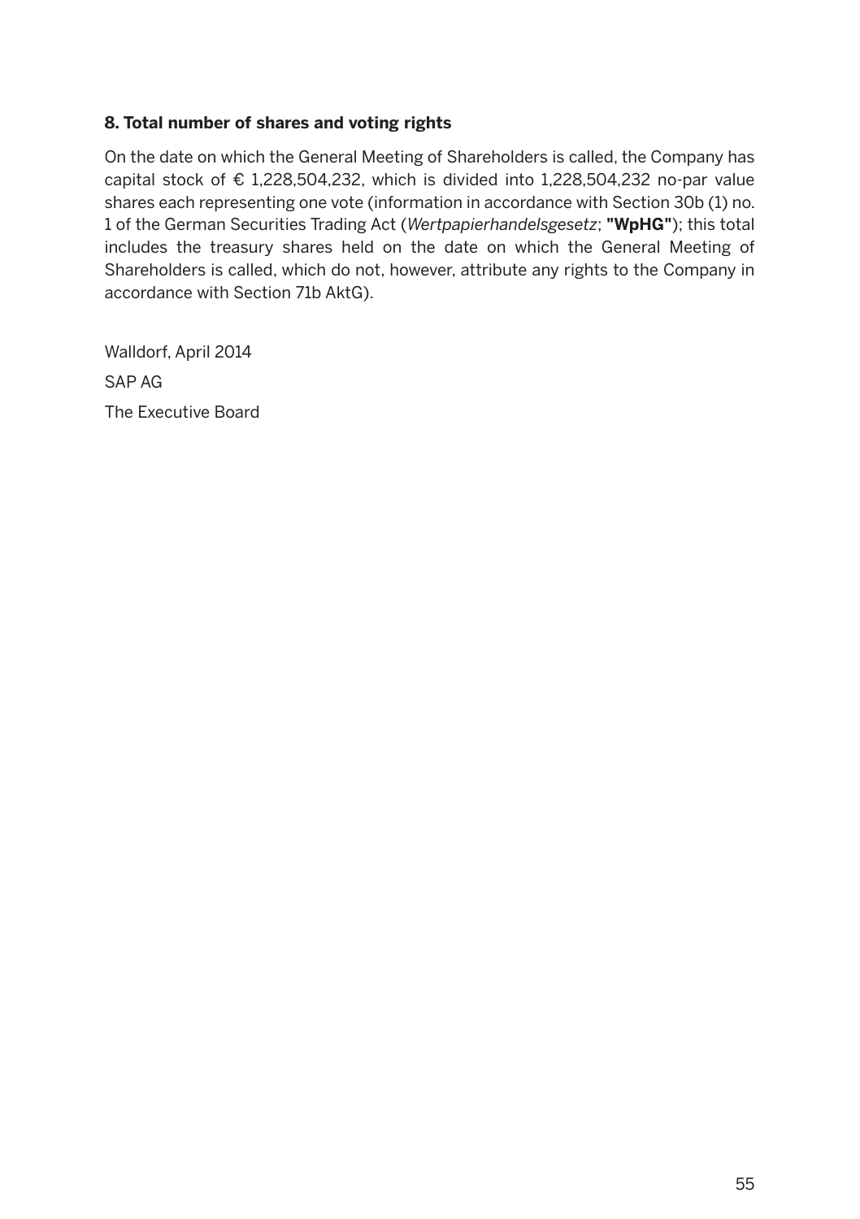### 8. Total number of shares and voting rights

On the date on which the General Meeting of Shareholders is called, the Company has capital stock of € 1,228,504,232, which is divided into 1,228,504,232 no-par value shares each representing one vote (information in accordance with Section 30b (1) no. 1 of the German Securities Trading Act (*Wertpapierhandelsgesetz*; **"WpHG"**); this total includes the treasury shares held on the date on which the General Meeting of Shareholders is called, which do not, however, attribute any rights to the Company in accordance with Section 71b AktG).

Walldorf, April 2014

SAP AG

The Executive Board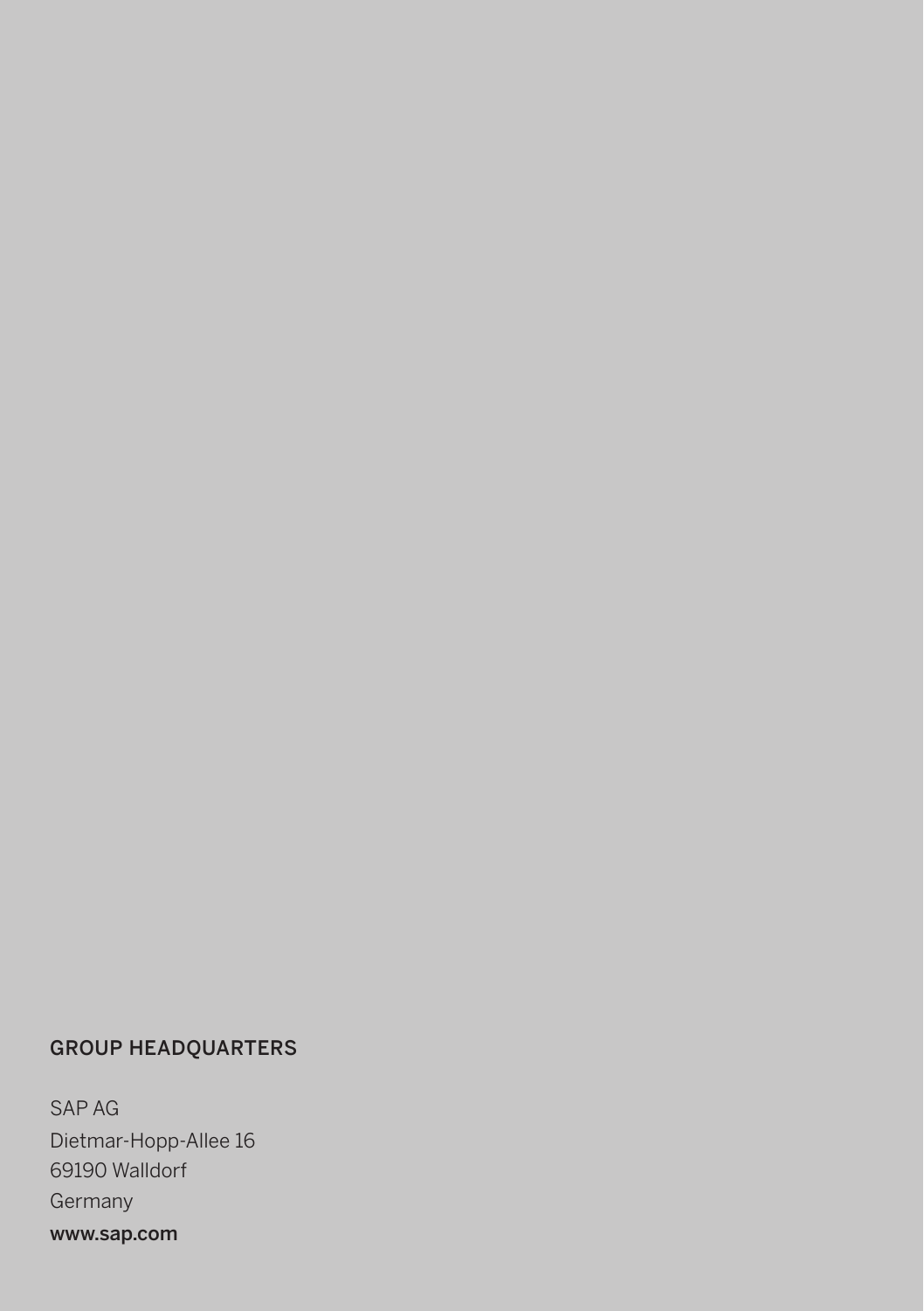GROUP HEADQUARTERS

SAP AG
Dietmar-Hopp-Allee 16
69190 Walldorf
Germany
**www.sap.com**